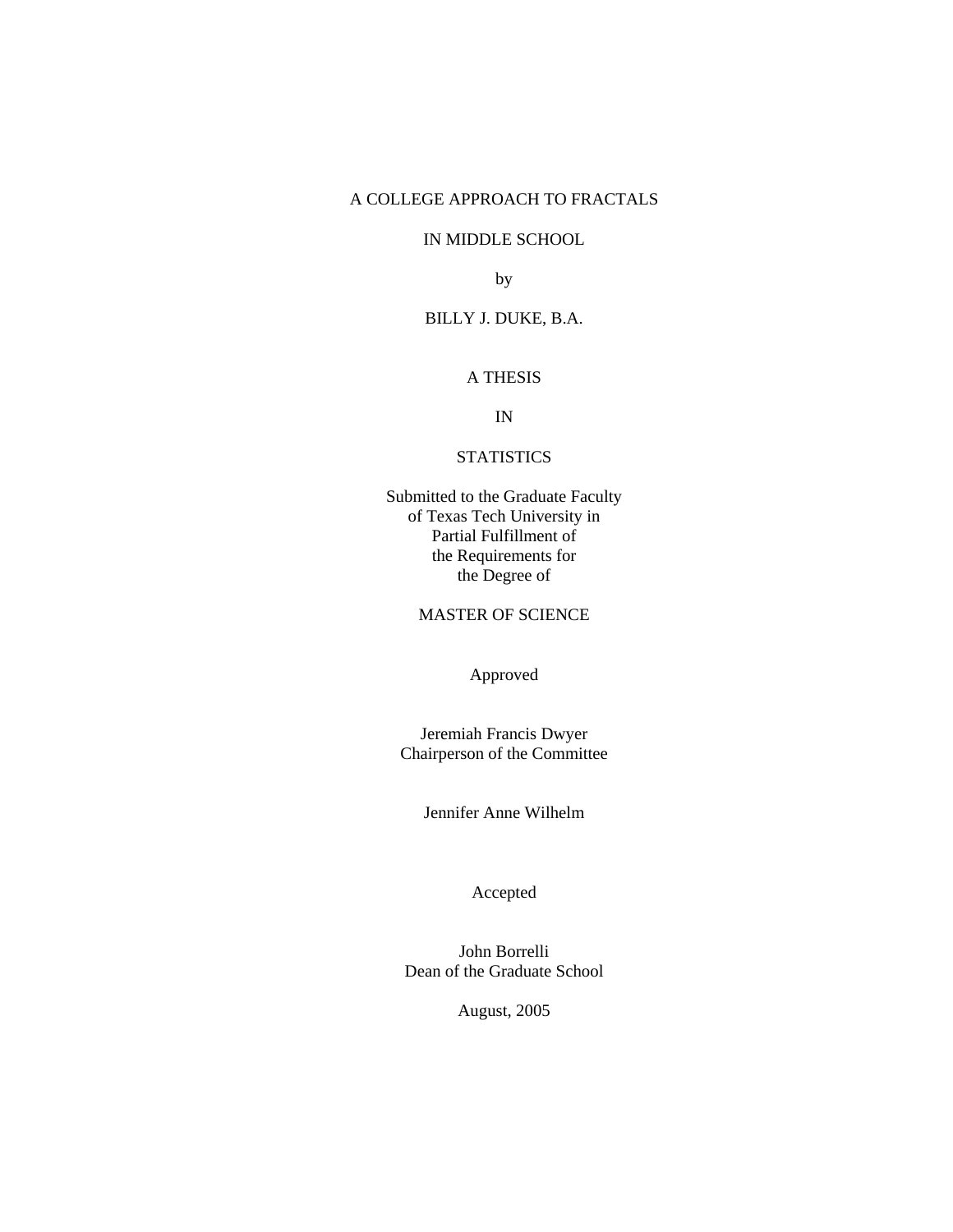# A COLLEGE APPROACH TO FRACTALS

# IN MIDDLE SCHOOL

by

BILLY J. DUKE, B.A.

A THESIS

IN

STATISTICS

Submitted to the Graduate Faculty
of Texas Tech University in
Partial Fulfillment of
the Requirements for
the Degree of

MASTER OF SCIENCE

Approved

Jeremiah Francis Dwyer
Chairperson of the Committee

Jennifer Anne Wilhelm

Accepted

John Borrelli
Dean of the Graduate School

August, 2005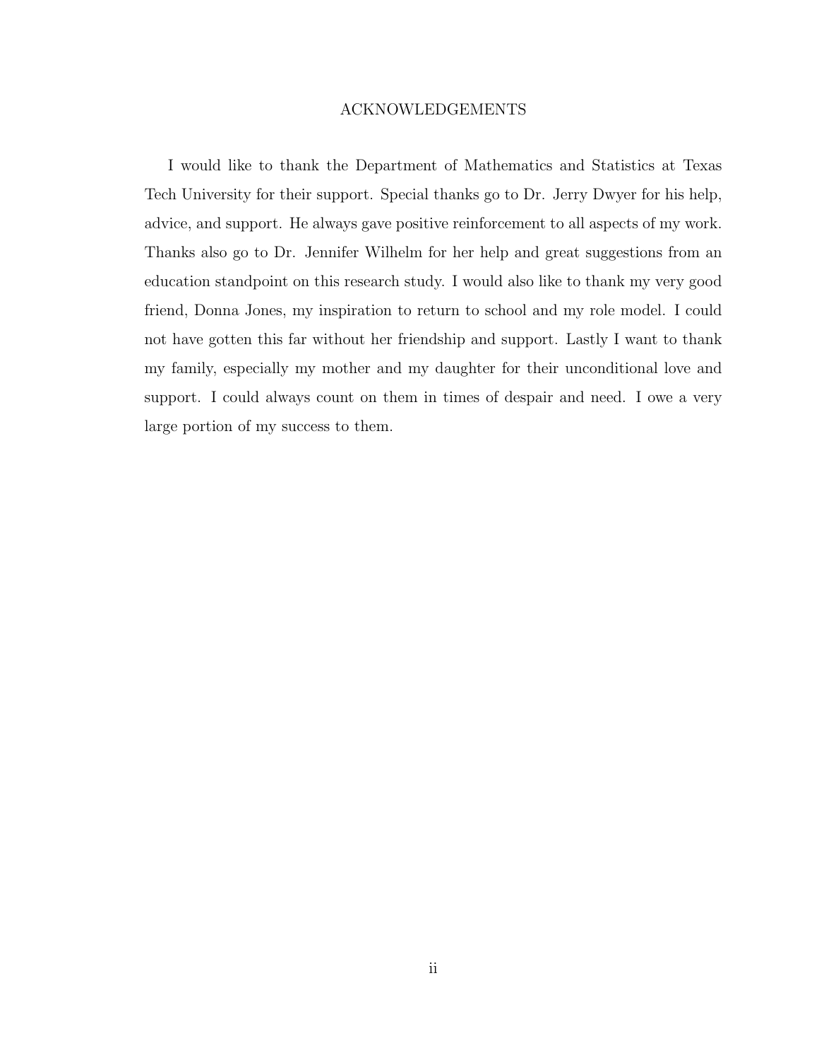# ACKNOWLEDGEMENTS

I would like to thank the Department of Mathematics and Statistics at Texas Tech University for their support. Special thanks go to Dr. Jerry Dwyer for his help, advice, and support. He always gave positive reinforcement to all aspects of my work. Thanks also go to Dr. Jennifer Wilhelm for her help and great suggestions from an education standpoint on this research study. I would also like to thank my very good friend, Donna Jones, my inspiration to return to school and my role model. I could not have gotten this far without her friendship and support. Lastly I want to thank my family, especially my mother and my daughter for their unconditional love and support. I could always count on them in times of despair and need. I owe a very large portion of my success to them.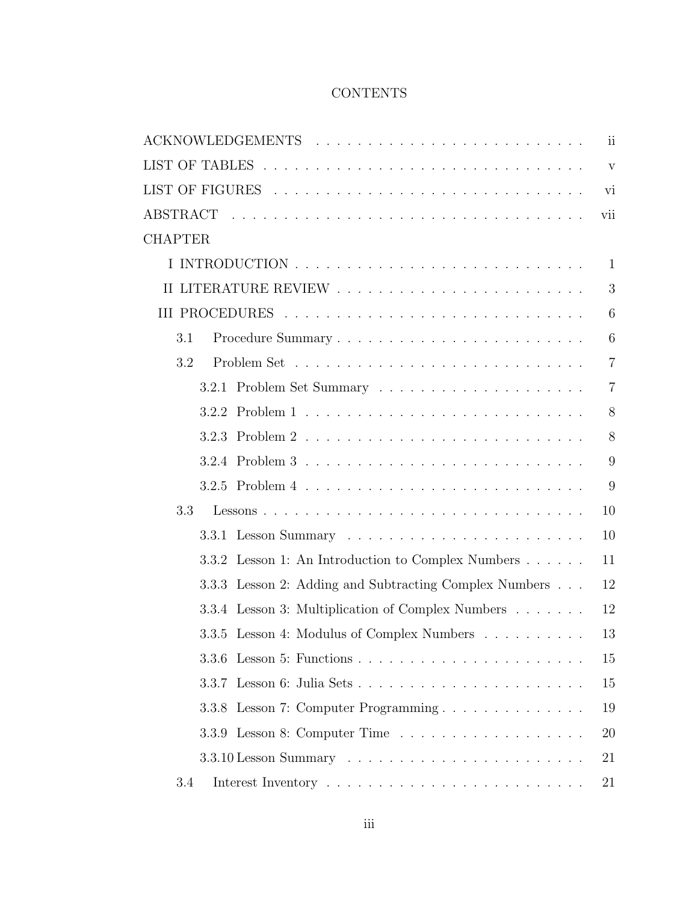# CONTENTS

ACKNOWLEDGEMENTS . . . . . . . . . . . . . . . . . . . . . . . . . ii

LIST OF TABLES . . . . . . . . . . . . . . . . . . . . . . . . . . v

LIST OF FIGURES . . . . . . . . . . . . . . . . . . . . . . . . . vi

ABSTRACT . . . . . . . . . . . . . . . . . . . . . . . . . . . . vii

CHAPTER

- I INTRODUCTION . . . . . . . . . . . . . . . . . . . . . . . . 1
- II LITERATURE REVIEW . . . . . . . . . . . . . . . . . . . . . 3
- III PROCEDURES . . . . . . . . . . . . . . . . . . . . . . . . 6
  - 3.1 Procedure Summary . . . . . . . . . . . . . . . . . . . . 6
  - 3.2 Problem Set . . . . . . . . . . . . . . . . . . . . . . . 7
    - 3.2.1 Problem Set Summary . . . . . . . . . . . . . . . . . 7
    - 3.2.2 Problem 1 . . . . . . . . . . . . . . . . . . . . . . 8
    - 3.2.3 Problem 2 . . . . . . . . . . . . . . . . . . . . . . 8
    - 3.2.4 Problem 3 . . . . . . . . . . . . . . . . . . . . . . 9
    - 3.2.5 Problem 4 . . . . . . . . . . . . . . . . . . . . . . 9
  - 3.3 Lessons . . . . . . . . . . . . . . . . . . . . . . . . . 10
    - 3.3.1 Lesson Summary . . . . . . . . . . . . . . . . . . . 10
    - 3.3.2 Lesson 1: An Introduction to Complex Numbers . . . . . . 11
    - 3.3.3 Lesson 2: Adding and Subtracting Complex Numbers . . . 12
    - 3.3.4 Lesson 3: Multiplication of Complex Numbers . . . . . . . 12
    - 3.3.5 Lesson 4: Modulus of Complex Numbers . . . . . . . . . . 13
    - 3.3.6 Lesson 5: Functions . . . . . . . . . . . . . . . . . . 15
    - 3.3.7 Lesson 6: Julia Sets . . . . . . . . . . . . . . . . . . 15
    - 3.3.8 Lesson 7: Computer Programming . . . . . . . . . . . . . 19
    - 3.3.9 Lesson 8: Computer Time . . . . . . . . . . . . . . . . 20
    - 3.3.10 Lesson Summary . . . . . . . . . . . . . . . . . . . 21
  - 3.4 Interest Inventory . . . . . . . . . . . . . . . . . . . . 21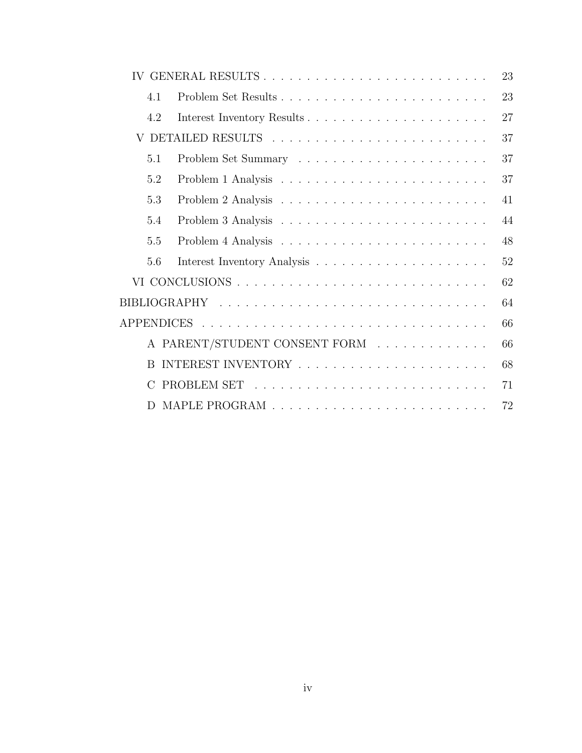- IV GENERAL RESULTS . . . . . . . . . . 23
  - 4.1 Problem Set Results . . . . . . . . . . 23
  - 4.2 Interest Inventory Results . . . . . . . . . . 27
- V DETAILED RESULTS . . . . . . . . . . 37
  - 5.1 Problem Set Summary . . . . . . . . . . 37
  - 5.2 Problem 1 Analysis . . . . . . . . . . 37
  - 5.3 Problem 2 Analysis . . . . . . . . . . 41
  - 5.4 Problem 3 Analysis . . . . . . . . . . 44
  - 5.5 Problem 4 Analysis . . . . . . . . . . 48
  - 5.6 Interest Inventory Analysis . . . . . . . . . . 52
- VI CONCLUSIONS . . . . . . . . . . 62
- BIBLIOGRAPHY . . . . . . . . . . 64
- APPENDICES . . . . . . . . . . 66
  - A PARENT/STUDENT CONSENT FORM . . . . . . . . . . 66
  - B INTEREST INVENTORY . . . . . . . . . . 68
  - C PROBLEM SET . . . . . . . . . . 71
  - D MAPLE PROGRAM . . . . . . . . . . 72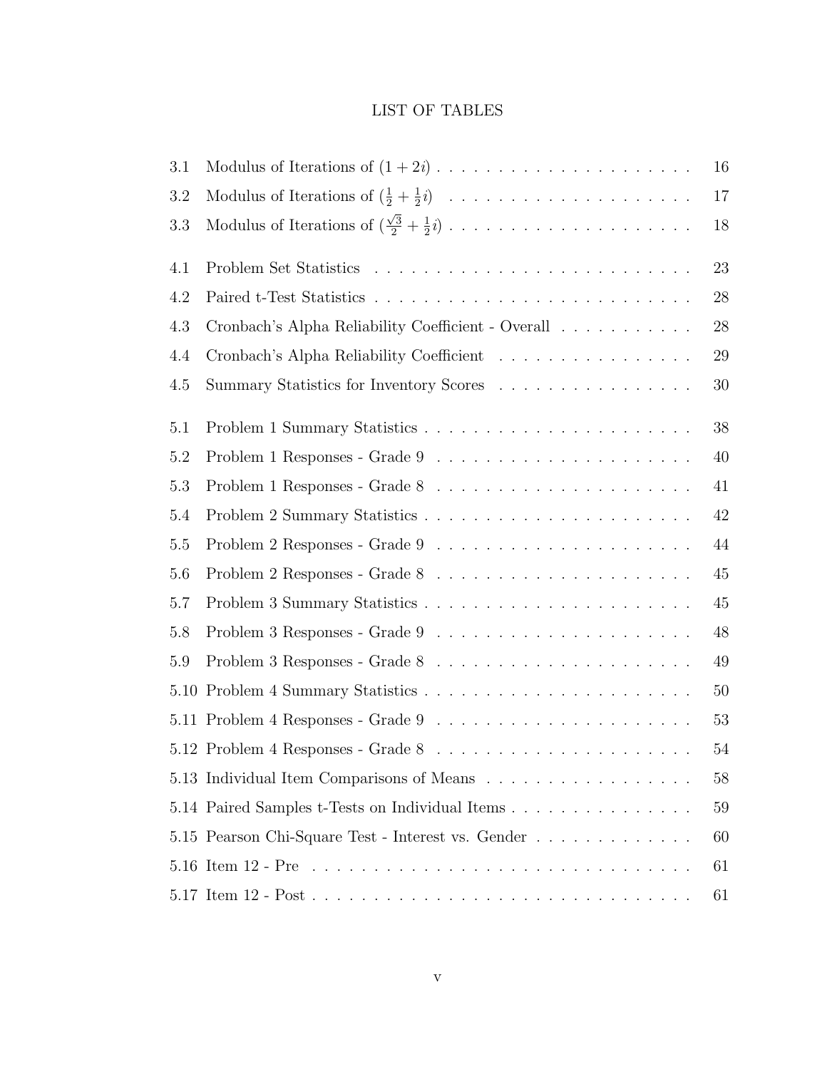# LIST OF TABLES

| | | |
|---|---|---|
| 3.1 | Modulus of Iterations of $(1 + 2i)$ | 16 |
| 3.2 | Modulus of Iterations of $(\frac{1}{2} + \frac{1}{2}i)$ | 17 |
| 3.3 | Modulus of Iterations of $(\frac{\sqrt{3}}{2} + \frac{1}{2}i)$ | 18 |
| 4.1 | Problem Set Statistics | 23 |
| 4.2 | Paired t-Test Statistics | 28 |
| 4.3 | Cronbach's Alpha Reliability Coefficient - Overall | 28 |
| 4.4 | Cronbach's Alpha Reliability Coefficient | 29 |
| 4.5 | Summary Statistics for Inventory Scores | 30 |
| 5.1 | Problem 1 Summary Statistics | 38 |
| 5.2 | Problem 1 Responses - Grade 9 | 40 |
| 5.3 | Problem 1 Responses - Grade 8 | 41 |
| 5.4 | Problem 2 Summary Statistics | 42 |
| 5.5 | Problem 2 Responses - Grade 9 | 44 |
| 5.6 | Problem 2 Responses - Grade 8 | 45 |
| 5.7 | Problem 3 Summary Statistics | 45 |
| 5.8 | Problem 3 Responses - Grade 9 | 48 |
| 5.9 | Problem 3 Responses - Grade 8 | 49 |
| 5.10 | Problem 4 Summary Statistics | 50 |
| 5.11 | Problem 4 Responses - Grade 9 | 53 |
| 5.12 | Problem 4 Responses - Grade 8 | 54 |
| 5.13 | Individual Item Comparisons of Means | 58 |
| 5.14 | Paired Samples t-Tests on Individual Items | 59 |
| 5.15 | Pearson Chi-Square Test - Interest vs. Gender | 60 |
| 5.16 | Item 12 - Pre | 61 |
| 5.17 | Item 12 - Post | 61 |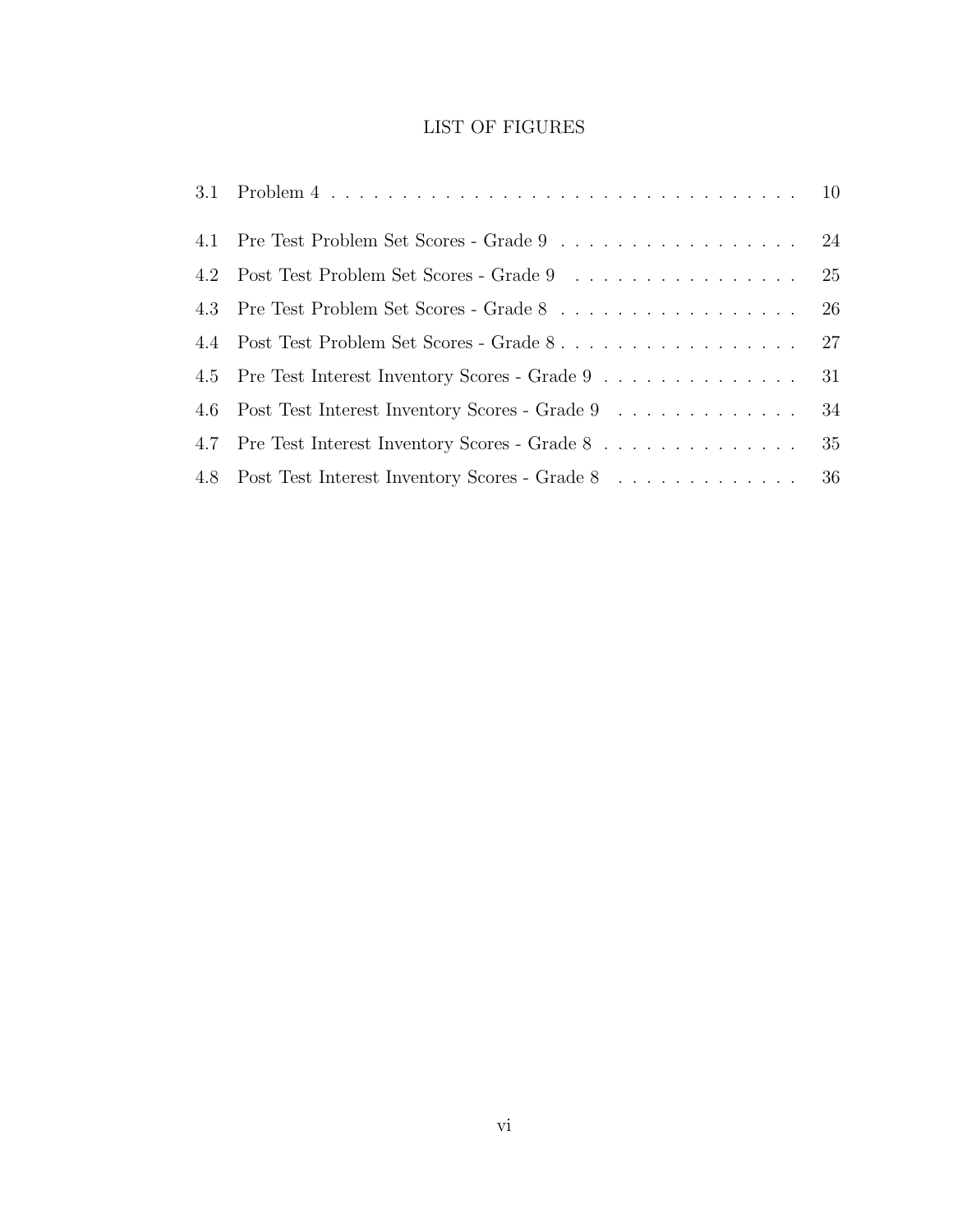# LIST OF FIGURES

| | | |
|---|---|---|
| 3.1 | Problem 4 | 10 |
| 4.1 | Pre Test Problem Set Scores - Grade 9 | 24 |
| 4.2 | Post Test Problem Set Scores - Grade 9 | 25 |
| 4.3 | Pre Test Problem Set Scores - Grade 8 | 26 |
| 4.4 | Post Test Problem Set Scores - Grade 8 | 27 |
| 4.5 | Pre Test Interest Inventory Scores - Grade 9 | 31 |
| 4.6 | Post Test Interest Inventory Scores - Grade 9 | 34 |
| 4.7 | Pre Test Interest Inventory Scores - Grade 8 | 35 |
| 4.8 | Post Test Interest Inventory Scores - Grade 8 | 36 |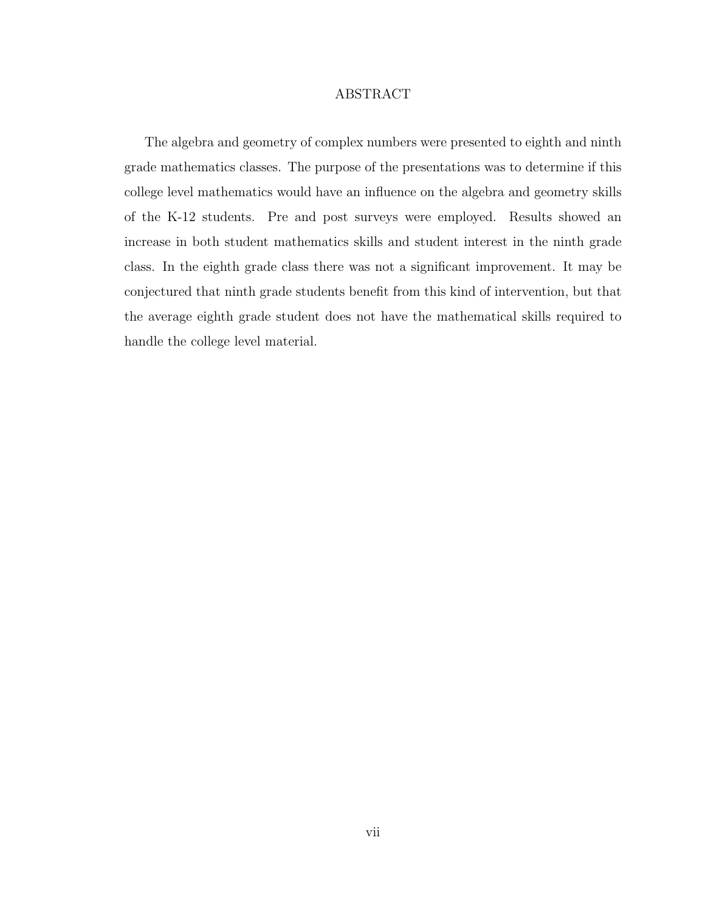# ABSTRACT

The algebra and geometry of complex numbers were presented to eighth and ninth grade mathematics classes. The purpose of the presentations was to determine if this college level mathematics would have an influence on the algebra and geometry skills of the K-12 students. Pre and post surveys were employed. Results showed an increase in both student mathematics skills and student interest in the ninth grade class. In the eighth grade class there was not a significant improvement. It may be conjectured that ninth grade students benefit from this kind of intervention, but that the average eighth grade student does not have the mathematical skills required to handle the college level material.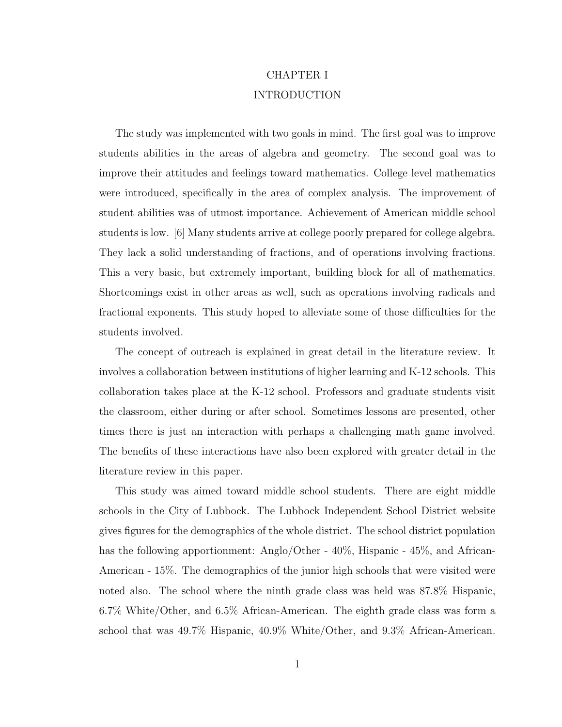# CHAPTER I

# INTRODUCTION

The study was implemented with two goals in mind. The first goal was to improve students abilities in the areas of algebra and geometry. The second goal was to improve their attitudes and feelings toward mathematics. College level mathematics were introduced, specifically in the area of complex analysis. The improvement of student abilities was of utmost importance. Achievement of American middle school students is low. [6] Many students arrive at college poorly prepared for college algebra. They lack a solid understanding of fractions, and of operations involving fractions. This a very basic, but extremely important, building block for all of mathematics. Shortcomings exist in other areas as well, such as operations involving radicals and fractional exponents. This study hoped to alleviate some of those difficulties for the students involved.

The concept of outreach is explained in great detail in the literature review. It involves a collaboration between institutions of higher learning and K-12 schools. This collaboration takes place at the K-12 school. Professors and graduate students visit the classroom, either during or after school. Sometimes lessons are presented, other times there is just an interaction with perhaps a challenging math game involved. The benefits of these interactions have also been explored with greater detail in the literature review in this paper.

This study was aimed toward middle school students. There are eight middle schools in the City of Lubbock. The Lubbock Independent School District website gives figures for the demographics of the whole district. The school district population has the following apportionment: Anglo/Other - 40%, Hispanic - 45%, and African-American - 15%. The demographics of the junior high schools that were visited were noted also. The school where the ninth grade class was held was 87.8% Hispanic, 6.7% White/Other, and 6.5% African-American. The eighth grade class was form a school that was 49.7% Hispanic, 40.9% White/Other, and 9.3% African-American.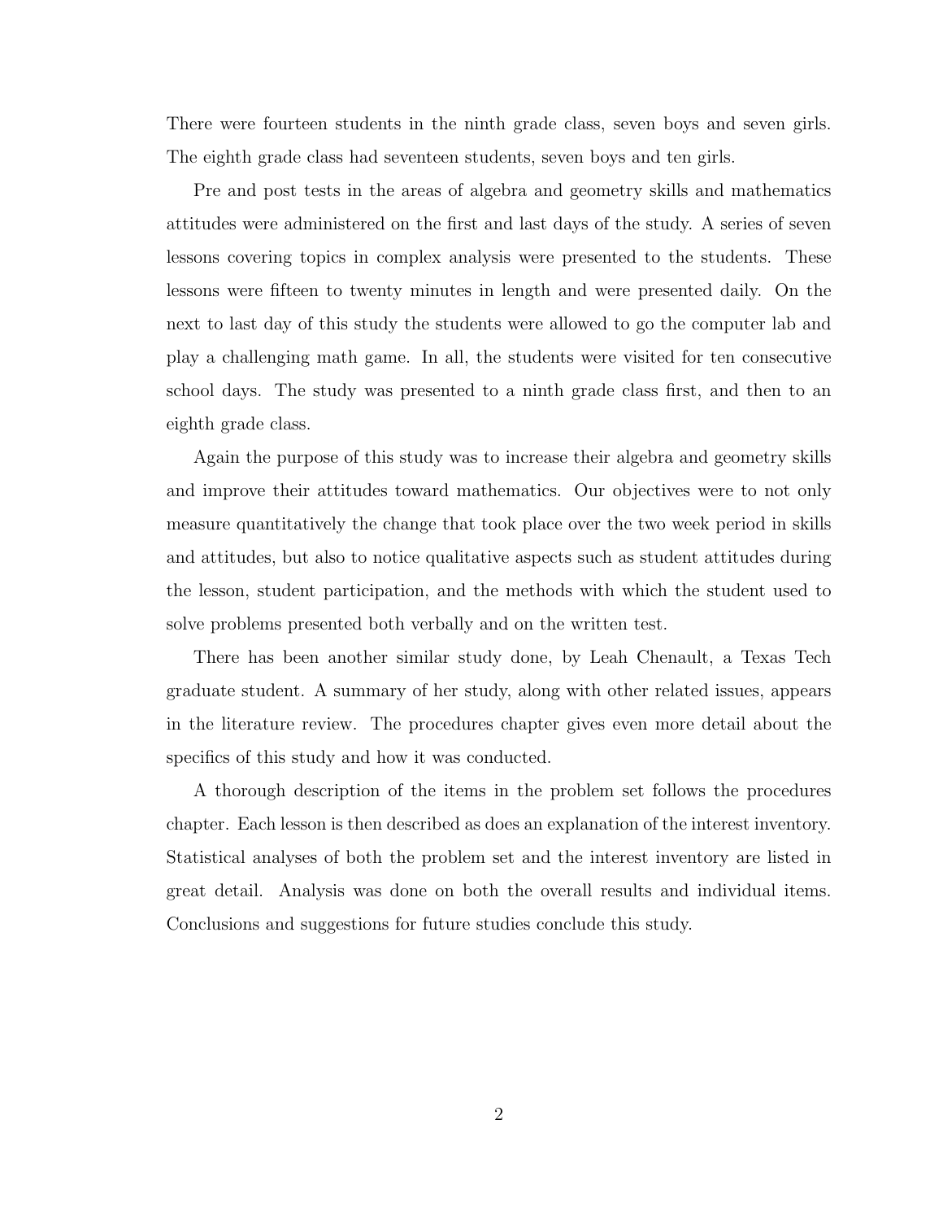There were fourteen students in the ninth grade class, seven boys and seven girls. The eighth grade class had seventeen students, seven boys and ten girls.

Pre and post tests in the areas of algebra and geometry skills and mathematics attitudes were administered on the first and last days of the study. A series of seven lessons covering topics in complex analysis were presented to the students. These lessons were fifteen to twenty minutes in length and were presented daily. On the next to last day of this study the students were allowed to go the computer lab and play a challenging math game. In all, the students were visited for ten consecutive school days. The study was presented to a ninth grade class first, and then to an eighth grade class.

Again the purpose of this study was to increase their algebra and geometry skills and improve their attitudes toward mathematics. Our objectives were to not only measure quantitatively the change that took place over the two week period in skills and attitudes, but also to notice qualitative aspects such as student attitudes during the lesson, student participation, and the methods with which the student used to solve problems presented both verbally and on the written test.

There has been another similar study done, by Leah Chenault, a Texas Tech graduate student. A summary of her study, along with other related issues, appears in the literature review. The procedures chapter gives even more detail about the specifics of this study and how it was conducted.

A thorough description of the items in the problem set follows the procedures chapter. Each lesson is then described as does an explanation of the interest inventory. Statistical analyses of both the problem set and the interest inventory are listed in great detail. Analysis was done on both the overall results and individual items. Conclusions and suggestions for future studies conclude this study.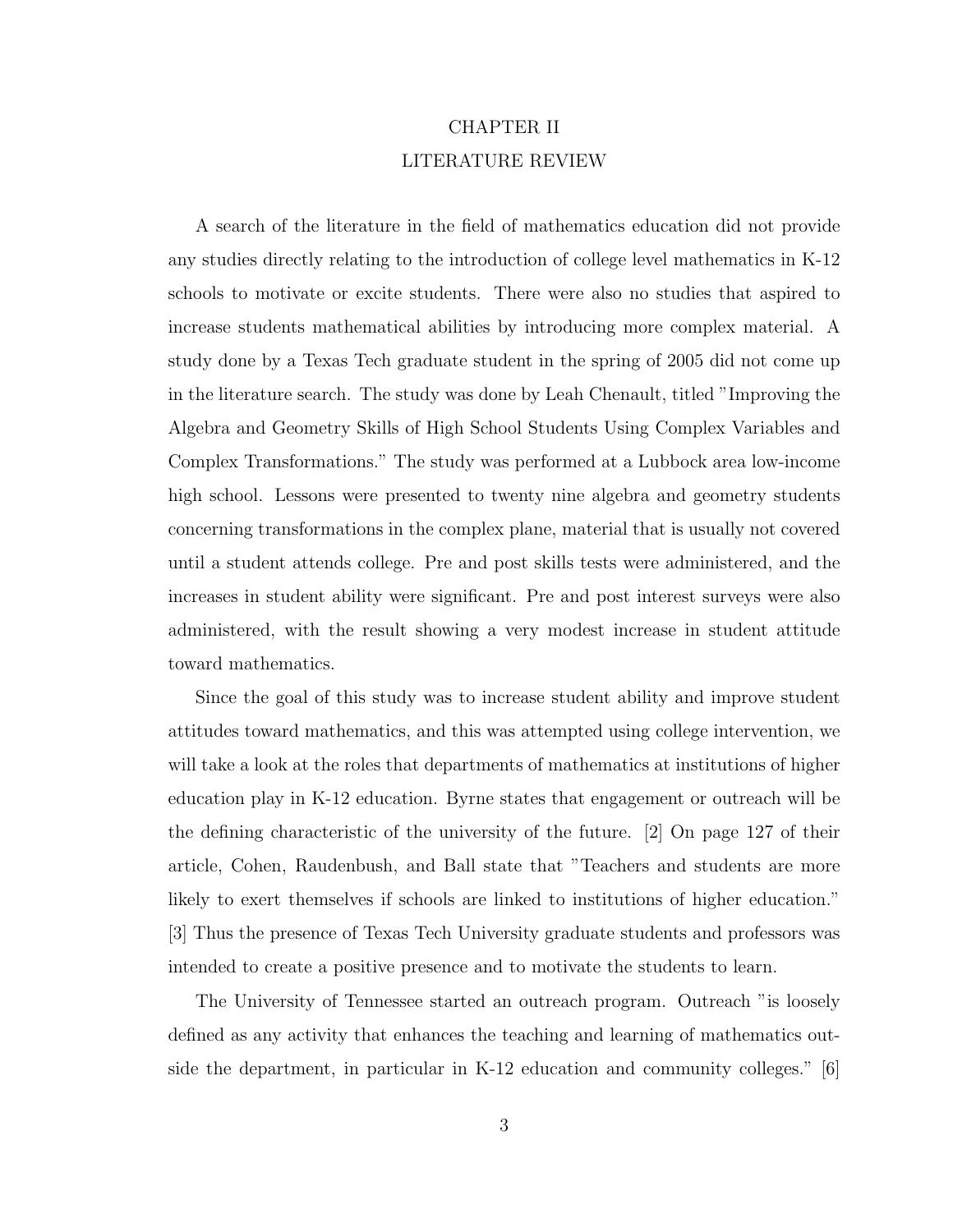# CHAPTER II
# LITERATURE REVIEW

A search of the literature in the field of mathematics education did not provide any studies directly relating to the introduction of college level mathematics in K-12 schools to motivate or excite students. There were also no studies that aspired to increase students mathematical abilities by introducing more complex material. A study done by a Texas Tech graduate student in the spring of 2005 did not come up in the literature search. The study was done by Leah Chenault, titled "Improving the Algebra and Geometry Skills of High School Students Using Complex Variables and Complex Transformations." The study was performed at a Lubbock area low-income high school. Lessons were presented to twenty nine algebra and geometry students concerning transformations in the complex plane, material that is usually not covered until a student attends college. Pre and post skills tests were administered, and the increases in student ability were significant. Pre and post interest surveys were also administered, with the result showing a very modest increase in student attitude toward mathematics.

Since the goal of this study was to increase student ability and improve student attitudes toward mathematics, and this was attempted using college intervention, we will take a look at the roles that departments of mathematics at institutions of higher education play in K-12 education. Byrne states that engagement or outreach will be the defining characteristic of the university of the future. [2] On page 127 of their article, Cohen, Raudenbush, and Ball state that "Teachers and students are more likely to exert themselves if schools are linked to institutions of higher education." [3] Thus the presence of Texas Tech University graduate students and professors was intended to create a positive presence and to motivate the students to learn.

The University of Tennessee started an outreach program. Outreach "is loosely defined as any activity that enhances the teaching and learning of mathematics outside the department, in particular in K-12 education and community colleges." [6]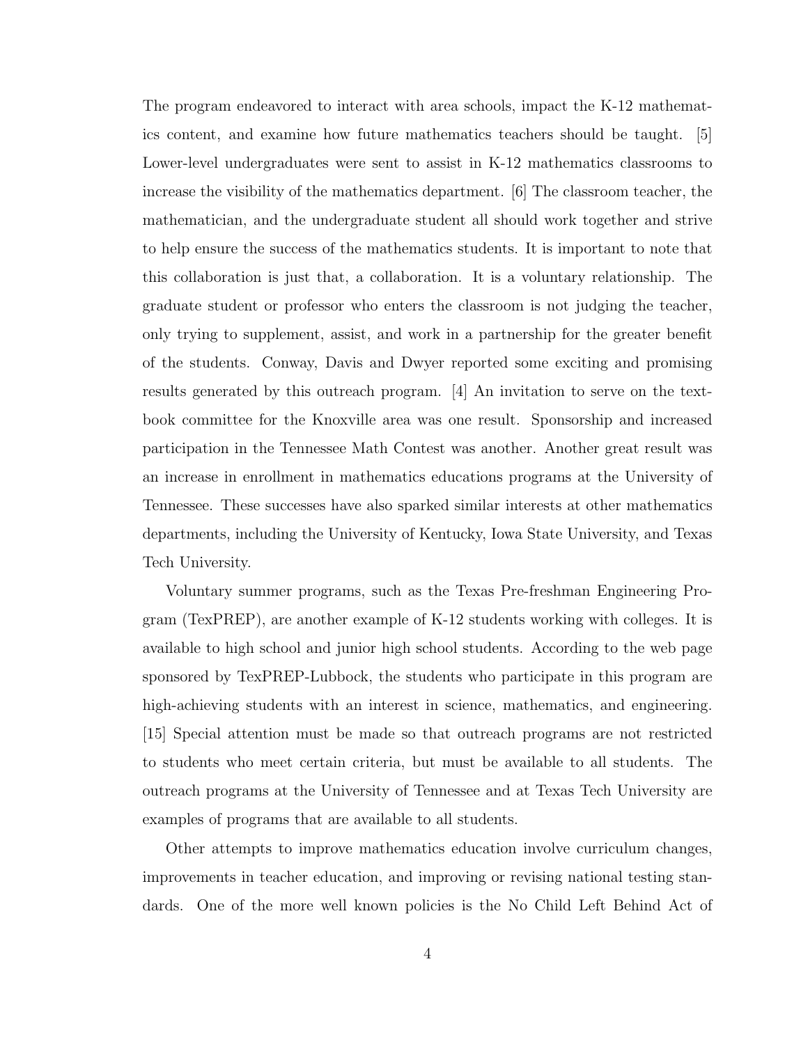The program endeavored to interact with area schools, impact the K-12 mathematics content, and examine how future mathematics teachers should be taught. [5] Lower-level undergraduates were sent to assist in K-12 mathematics classrooms to increase the visibility of the mathematics department. [6] The classroom teacher, the mathematician, and the undergraduate student all should work together and strive to help ensure the success of the mathematics students. It is important to note that this collaboration is just that, a collaboration. It is a voluntary relationship. The graduate student or professor who enters the classroom is not judging the teacher, only trying to supplement, assist, and work in a partnership for the greater benefit of the students. Conway, Davis and Dwyer reported some exciting and promising results generated by this outreach program. [4] An invitation to serve on the textbook committee for the Knoxville area was one result. Sponsorship and increased participation in the Tennessee Math Contest was another. Another great result was an increase in enrollment in mathematics educations programs at the University of Tennessee. These successes have also sparked similar interests at other mathematics departments, including the University of Kentucky, Iowa State University, and Texas Tech University.

Voluntary summer programs, such as the Texas Pre-freshman Engineering Program (TexPREP), are another example of K-12 students working with colleges. It is available to high school and junior high school students. According to the web page sponsored by TexPREP-Lubbock, the students who participate in this program are high-achieving students with an interest in science, mathematics, and engineering. [15] Special attention must be made so that outreach programs are not restricted to students who meet certain criteria, but must be available to all students. The outreach programs at the University of Tennessee and at Texas Tech University are examples of programs that are available to all students.

Other attempts to improve mathematics education involve curriculum changes, improvements in teacher education, and improving or revising national testing standards. One of the more well known policies is the No Child Left Behind Act of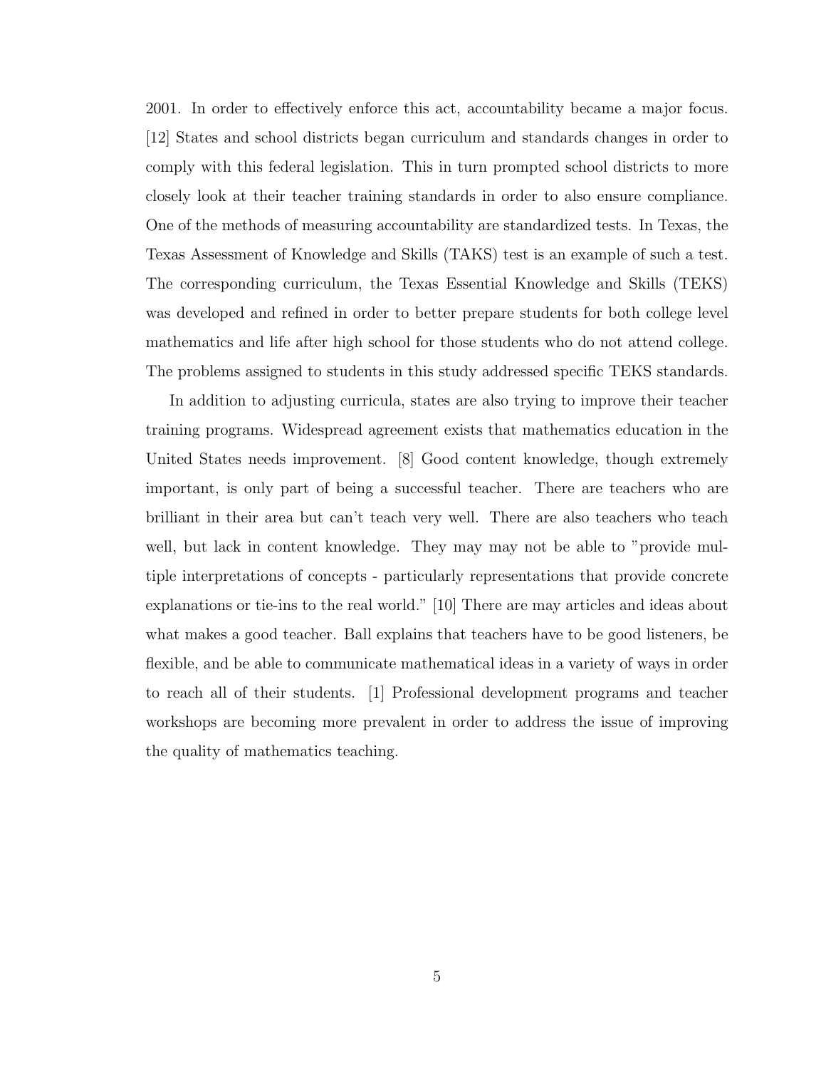2001. In order to effectively enforce this act, accountability became a major focus. [12] States and school districts began curriculum and standards changes in order to comply with this federal legislation. This in turn prompted school districts to more closely look at their teacher training standards in order to also ensure compliance. One of the methods of measuring accountability are standardized tests. In Texas, the Texas Assessment of Knowledge and Skills (TAKS) test is an example of such a test. The corresponding curriculum, the Texas Essential Knowledge and Skills (TEKS) was developed and refined in order to better prepare students for both college level mathematics and life after high school for those students who do not attend college. The problems assigned to students in this study addressed specific TEKS standards.

In addition to adjusting curricula, states are also trying to improve their teacher training programs. Widespread agreement exists that mathematics education in the United States needs improvement. [8] Good content knowledge, though extremely important, is only part of being a successful teacher. There are teachers who are brilliant in their area but can't teach very well. There are also teachers who teach well, but lack in content knowledge. They may may not be able to "provide multiple interpretations of concepts - particularly representations that provide concrete explanations or tie-ins to the real world." [10] There are may articles and ideas about what makes a good teacher. Ball explains that teachers have to be good listeners, be flexible, and be able to communicate mathematical ideas in a variety of ways in order to reach all of their students. [1] Professional development programs and teacher workshops are becoming more prevalent in order to address the issue of improving the quality of mathematics teaching.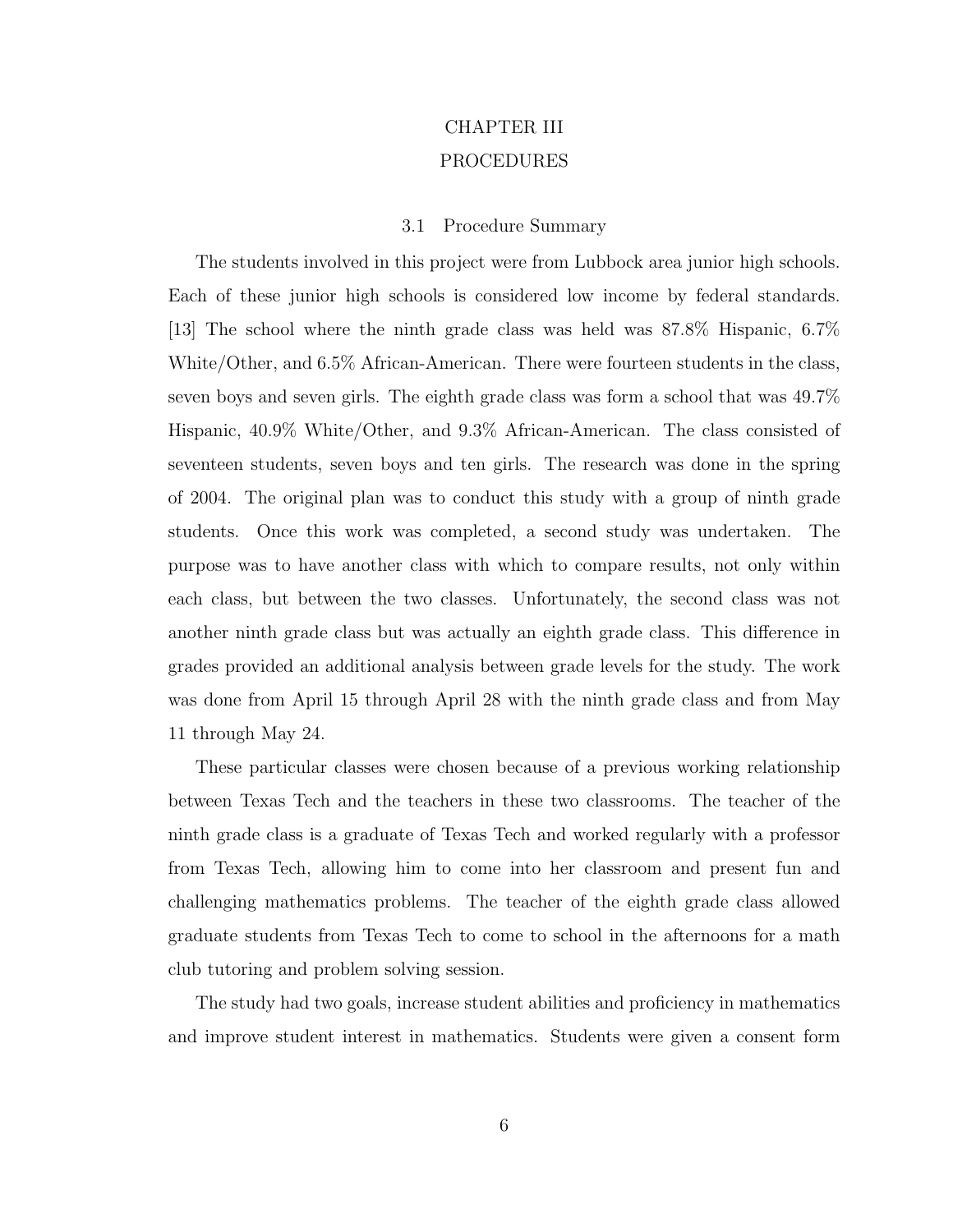# CHAPTER III
# PROCEDURES

## 3.1 Procedure Summary

The students involved in this project were from Lubbock area junior high schools. Each of these junior high schools is considered low income by federal standards. [13] The school where the ninth grade class was held was 87.8% Hispanic, 6.7% White/Other, and 6.5% African-American. There were fourteen students in the class, seven boys and seven girls. The eighth grade class was form a school that was 49.7% Hispanic, 40.9% White/Other, and 9.3% African-American. The class consisted of seventeen students, seven boys and ten girls. The research was done in the spring of 2004. The original plan was to conduct this study with a group of ninth grade students. Once this work was completed, a second study was undertaken. The purpose was to have another class with which to compare results, not only within each class, but between the two classes. Unfortunately, the second class was not another ninth grade class but was actually an eighth grade class. This difference in grades provided an additional analysis between grade levels for the study. The work was done from April 15 through April 28 with the ninth grade class and from May 11 through May 24.

These particular classes were chosen because of a previous working relationship between Texas Tech and the teachers in these two classrooms. The teacher of the ninth grade class is a graduate of Texas Tech and worked regularly with a professor from Texas Tech, allowing him to come into her classroom and present fun and challenging mathematics problems. The teacher of the eighth grade class allowed graduate students from Texas Tech to come to school in the afternoons for a math club tutoring and problem solving session.

The study had two goals, increase student abilities and proficiency in mathematics and improve student interest in mathematics. Students were given a consent form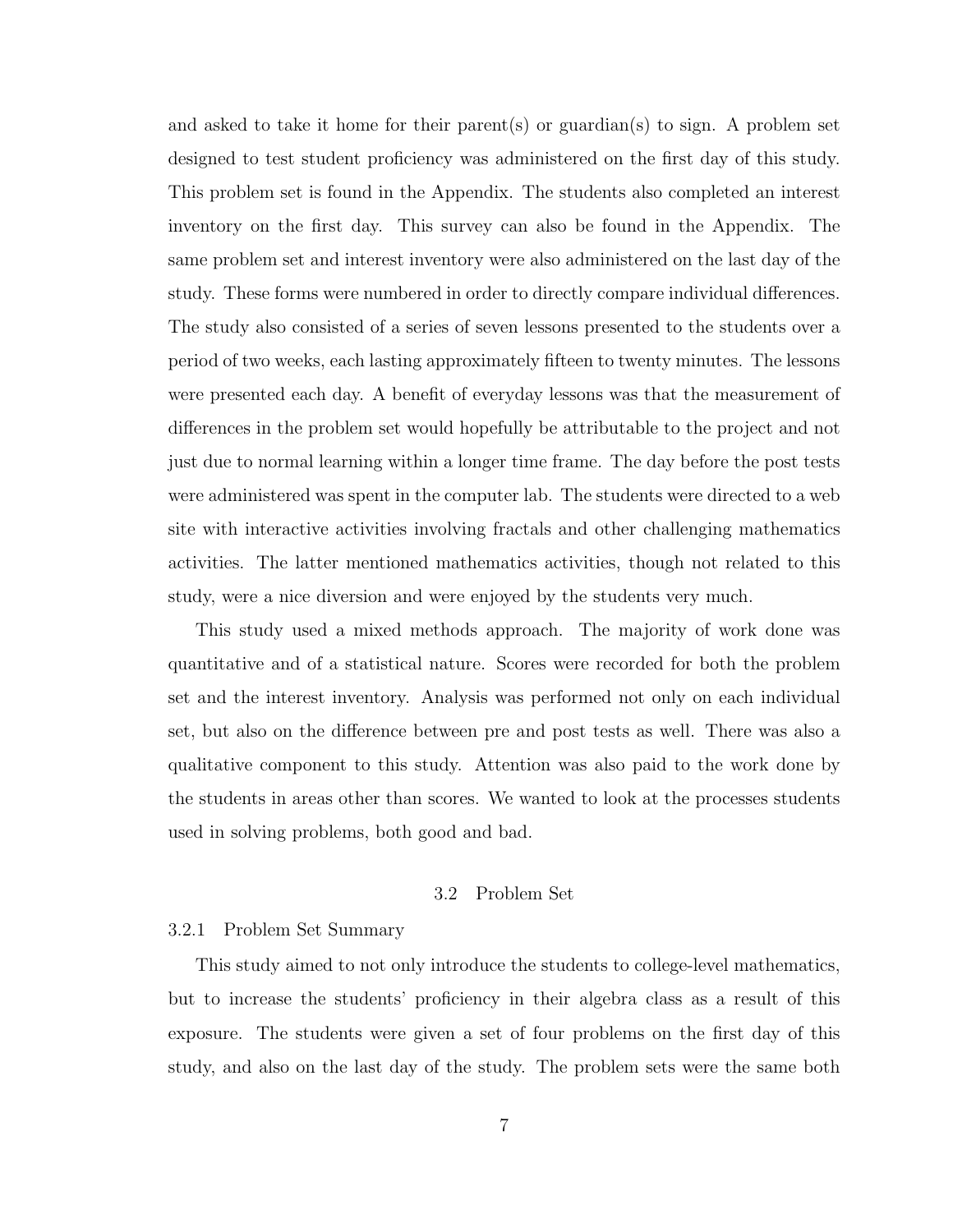and asked to take it home for their parent(s) or guardian(s) to sign. A problem set designed to test student proficiency was administered on the first day of this study. This problem set is found in the Appendix. The students also completed an interest inventory on the first day. This survey can also be found in the Appendix. The same problem set and interest inventory were also administered on the last day of the study. These forms were numbered in order to directly compare individual differences. The study also consisted of a series of seven lessons presented to the students over a period of two weeks, each lasting approximately fifteen to twenty minutes. The lessons were presented each day. A benefit of everyday lessons was that the measurement of differences in the problem set would hopefully be attributable to the project and not just due to normal learning within a longer time frame. The day before the post tests were administered was spent in the computer lab. The students were directed to a web site with interactive activities involving fractals and other challenging mathematics activities. The latter mentioned mathematics activities, though not related to this study, were a nice diversion and were enjoyed by the students very much.

This study used a mixed methods approach. The majority of work done was quantitative and of a statistical nature. Scores were recorded for both the problem set and the interest inventory. Analysis was performed not only on each individual set, but also on the difference between pre and post tests as well. There was also a qualitative component to this study. Attention was also paid to the work done by the students in areas other than scores. We wanted to look at the processes students used in solving problems, both good and bad.

## 3.2 Problem Set

### 3.2.1 Problem Set Summary

This study aimed to not only introduce the students to college-level mathematics, but to increase the students' proficiency in their algebra class as a result of this exposure. The students were given a set of four problems on the first day of this study, and also on the last day of the study. The problem sets were the same both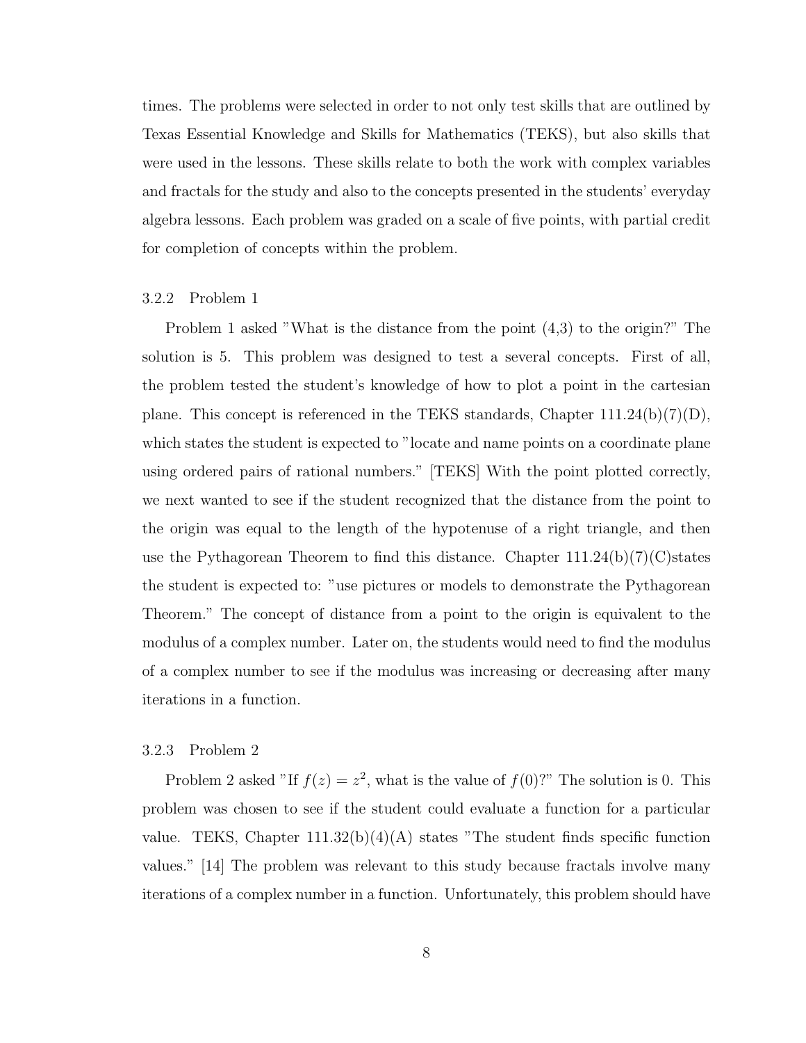times. The problems were selected in order to not only test skills that are outlined by Texas Essential Knowledge and Skills for Mathematics (TEKS), but also skills that were used in the lessons. These skills relate to both the work with complex variables and fractals for the study and also to the concepts presented in the students' everyday algebra lessons. Each problem was graded on a scale of five points, with partial credit for completion of concepts within the problem.

### 3.2.2 Problem 1

Problem 1 asked "What is the distance from the point (4,3) to the origin?" The solution is 5. This problem was designed to test a several concepts. First of all, the problem tested the student's knowledge of how to plot a point in the cartesian plane. This concept is referenced in the TEKS standards, Chapter 111.24(b)(7)(D), which states the student is expected to "locate and name points on a coordinate plane using ordered pairs of rational numbers." [TEKS] With the point plotted correctly, we next wanted to see if the student recognized that the distance from the point to the origin was equal to the length of the hypotenuse of a right triangle, and then use the Pythagorean Theorem to find this distance. Chapter 111.24(b)(7)(C)states the student is expected to: "use pictures or models to demonstrate the Pythagorean Theorem." The concept of distance from a point to the origin is equivalent to the modulus of a complex number. Later on, the students would need to find the modulus of a complex number to see if the modulus was increasing or decreasing after many iterations in a function.

### 3.2.3 Problem 2

Problem 2 asked "If $f(z) = z^2$, what is the value of $f(0)$?" The solution is 0. This problem was chosen to see if the student could evaluate a function for a particular value. TEKS, Chapter 111.32(b)(4)(A) states "The student finds specific function values." [14] The problem was relevant to this study because fractals involve many iterations of a complex number in a function. Unfortunately, this problem should have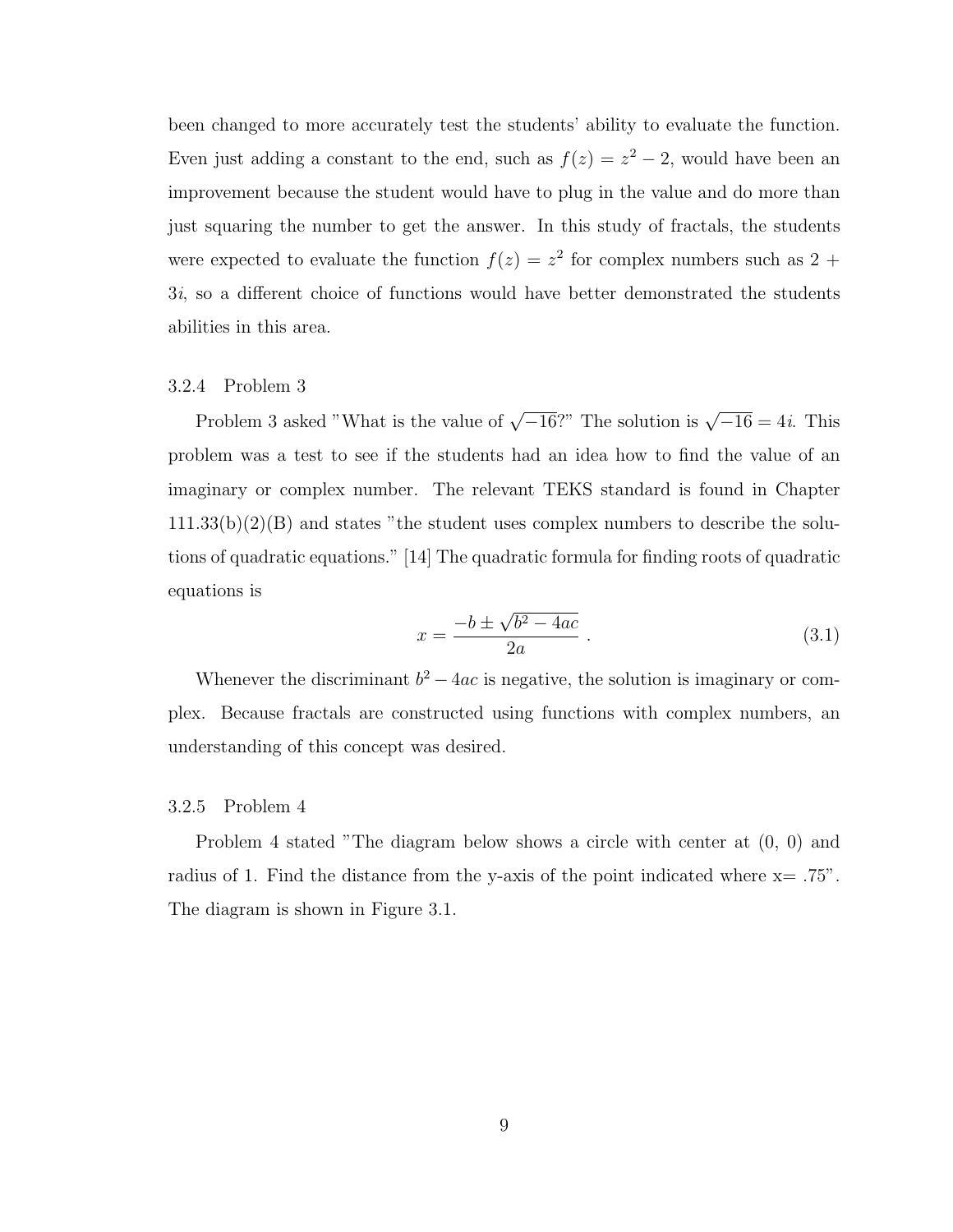been changed to more accurately test the students' ability to evaluate the function. Even just adding a constant to the end, such as $f(z) = z^2 - 2$, would have been an improvement because the student would have to plug in the value and do more than just squaring the number to get the answer. In this study of fractals, the students were expected to evaluate the function $f(z) = z^2$ for complex numbers such as $2 + 3i$, so a different choice of functions would have better demonstrated the students abilities in this area.

### 3.2.4 Problem 3

Problem 3 asked "What is the value of $\sqrt{-16}$?" The solution is $\sqrt{-16} = 4i$. This problem was a test to see if the students had an idea how to find the value of an imaginary or complex number. The relevant TEKS standard is found in Chapter 111.33(b)(2)(B) and states "the student uses complex numbers to describe the solutions of quadratic equations." [14] The quadratic formula for finding roots of quadratic equations is

$$x = \frac{-b \pm \sqrt{b^2 - 4ac}}{2a} . \tag{3.1}$$

Whenever the discriminant $b^2 - 4ac$ is negative, the solution is imaginary or complex. Because fractals are constructed using functions with complex numbers, an understanding of this concept was desired.

### 3.2.5 Problem 4

Problem 4 stated "The diagram below shows a circle with center at (0, 0) and radius of 1. Find the distance from the y-axis of the point indicated where x= .75". The diagram is shown in Figure 3.1.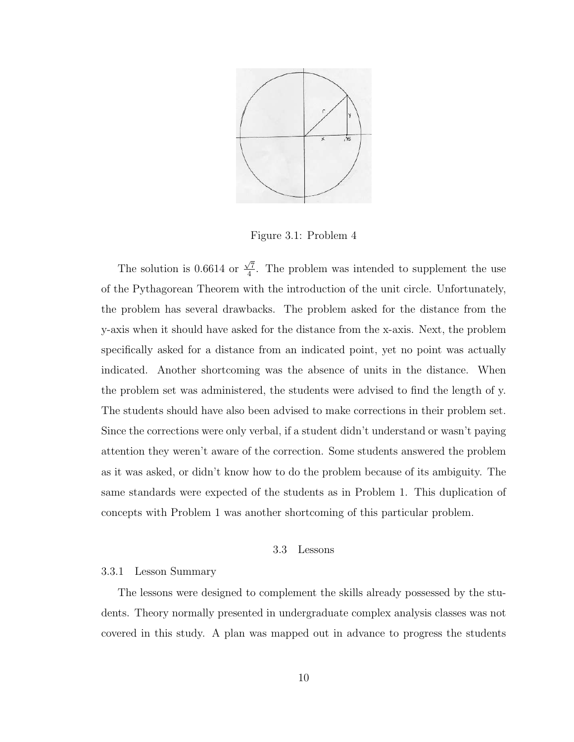Figure 3.1: Problem 4

The solution is 0.6614 or $\frac{\sqrt{7}}{4}$. The problem was intended to supplement the use of the Pythagorean Theorem with the introduction of the unit circle. Unfortunately, the problem has several drawbacks. The problem asked for the distance from the y-axis when it should have asked for the distance from the x-axis. Next, the problem specifically asked for a distance from an indicated point, yet no point was actually indicated. Another shortcoming was the absence of units in the distance. When the problem set was administered, the students were advised to find the length of y. The students should have also been advised to make corrections in their problem set. Since the corrections were only verbal, if a student didn't understand or wasn't paying attention they weren't aware of the correction. Some students answered the problem as it was asked, or didn't know how to do the problem because of its ambiguity. The same standards were expected of the students as in Problem 1. This duplication of concepts with Problem 1 was another shortcoming of this particular problem.

## 3.3 Lessons

### 3.3.1 Lesson Summary

The lessons were designed to complement the skills already possessed by the students. Theory normally presented in undergraduate complex analysis classes was not covered in this study. A plan was mapped out in advance to progress the students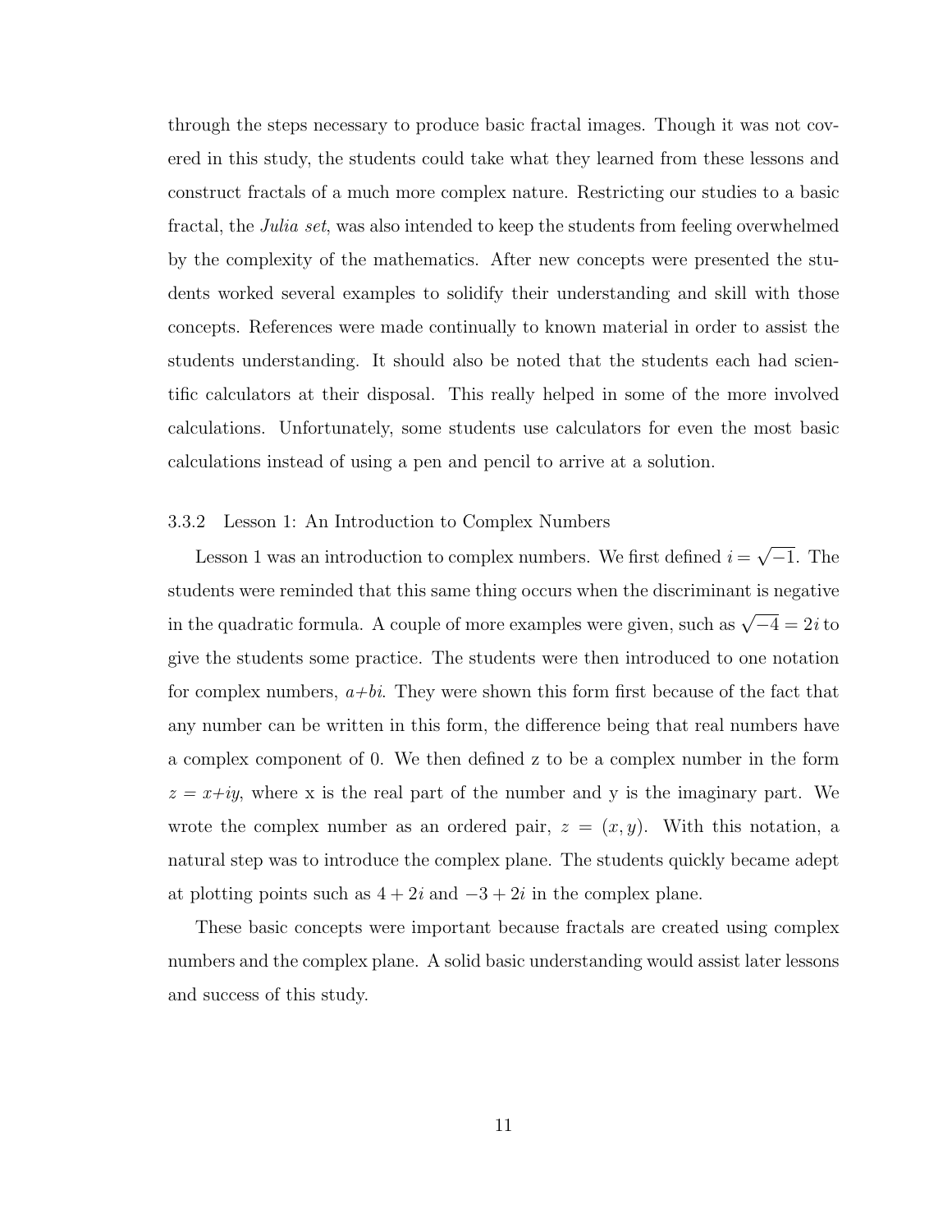through the steps necessary to produce basic fractal images. Though it was not covered in this study, the students could take what they learned from these lessons and construct fractals of a much more complex nature. Restricting our studies to a basic fractal, the *Julia set*, was also intended to keep the students from feeling overwhelmed by the complexity of the mathematics. After new concepts were presented the students worked several examples to solidify their understanding and skill with those concepts. References were made continually to known material in order to assist the students understanding. It should also be noted that the students each had scientific calculators at their disposal. This really helped in some of the more involved calculations. Unfortunately, some students use calculators for even the most basic calculations instead of using a pen and pencil to arrive at a solution.

### 3.3.2 Lesson 1: An Introduction to Complex Numbers

Lesson 1 was an introduction to complex numbers. We first defined $i = \sqrt{-1}$. The students were reminded that this same thing occurs when the discriminant is negative in the quadratic formula. A couple of more examples were given, such as $\sqrt{-4} = 2i$ to give the students some practice. The students were then introduced to one notation for complex numbers, $a+bi$. They were shown this form first because of the fact that any number can be written in this form, the difference being that real numbers have a complex component of 0. We then defined z to be a complex number in the form $z = x+iy$, where x is the real part of the number and y is the imaginary part. We wrote the complex number as an ordered pair, $z = (x, y)$. With this notation, a natural step was to introduce the complex plane. The students quickly became adept at plotting points such as $4 + 2i$ and $-3 + 2i$ in the complex plane.

These basic concepts were important because fractals are created using complex numbers and the complex plane. A solid basic understanding would assist later lessons and success of this study.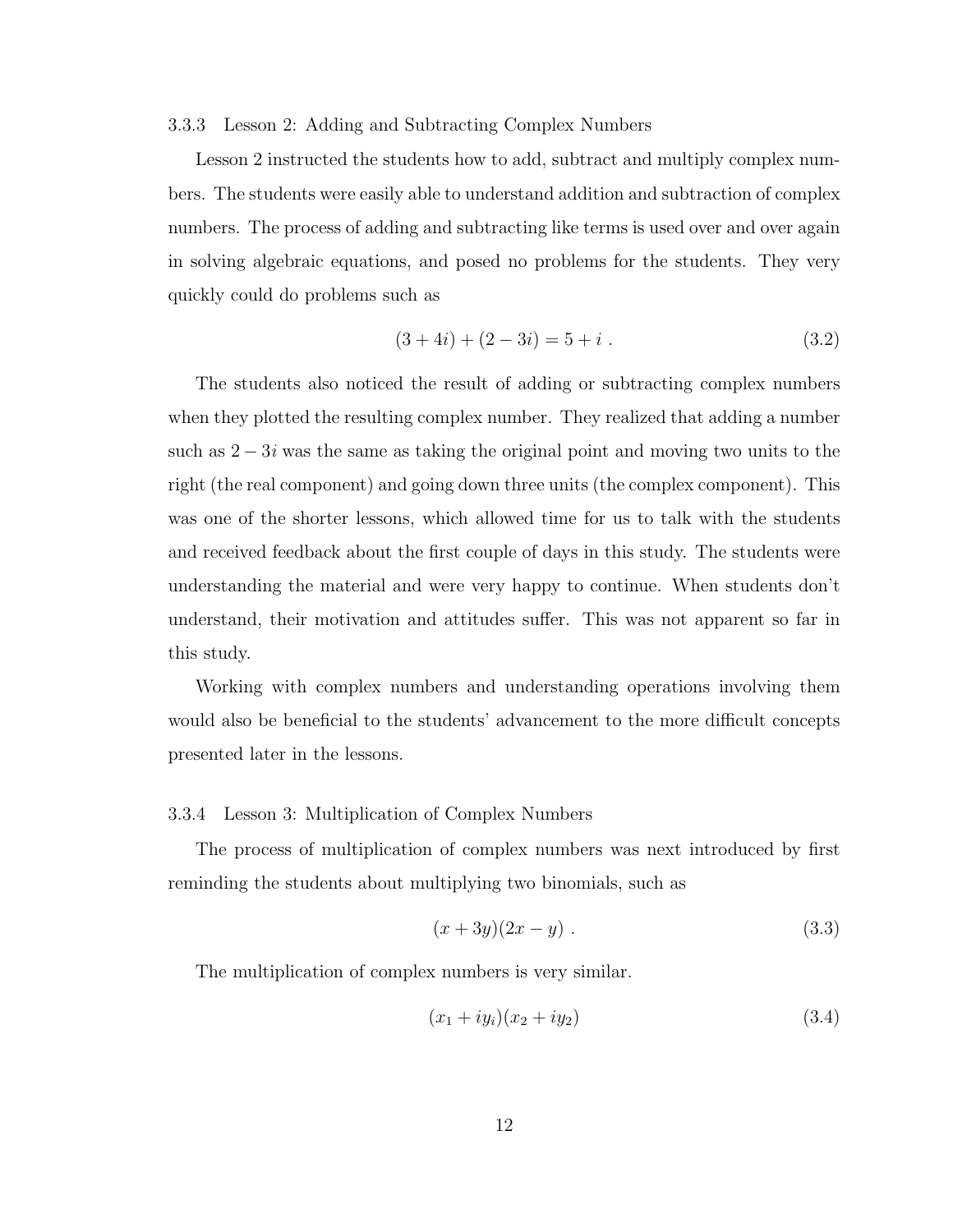### 3.3.3 Lesson 2: Adding and Subtracting Complex Numbers

Lesson 2 instructed the students how to add, subtract and multiply complex numbers. The students were easily able to understand addition and subtraction of complex numbers. The process of adding and subtracting like terms is used over and over again in solving algebraic equations, and posed no problems for the students. They very quickly could do problems such as

$$(3+4i)+(2-3i)=5+i\ . \tag{3.2}$$

The students also noticed the result of adding or subtracting complex numbers when they plotted the resulting complex number. They realized that adding a number such as $2-3i$ was the same as taking the original point and moving two units to the right (the real component) and going down three units (the complex component). This was one of the shorter lessons, which allowed time for us to talk with the students and received feedback about the first couple of days in this study. The students were understanding the material and were very happy to continue. When students don't understand, their motivation and attitudes suffer. This was not apparent so far in this study.

Working with complex numbers and understanding operations involving them would also be beneficial to the students' advancement to the more difficult concepts presented later in the lessons.

### 3.3.4 Lesson 3: Multiplication of Complex Numbers

The process of multiplication of complex numbers was next introduced by first reminding the students about multiplying two binomials, such as

$$(x+3y)(2x-y)\ . \tag{3.3}$$

The multiplication of complex numbers is very similar.

$$(x_1+iy_i)(x_2+iy_2) \tag{3.4}$$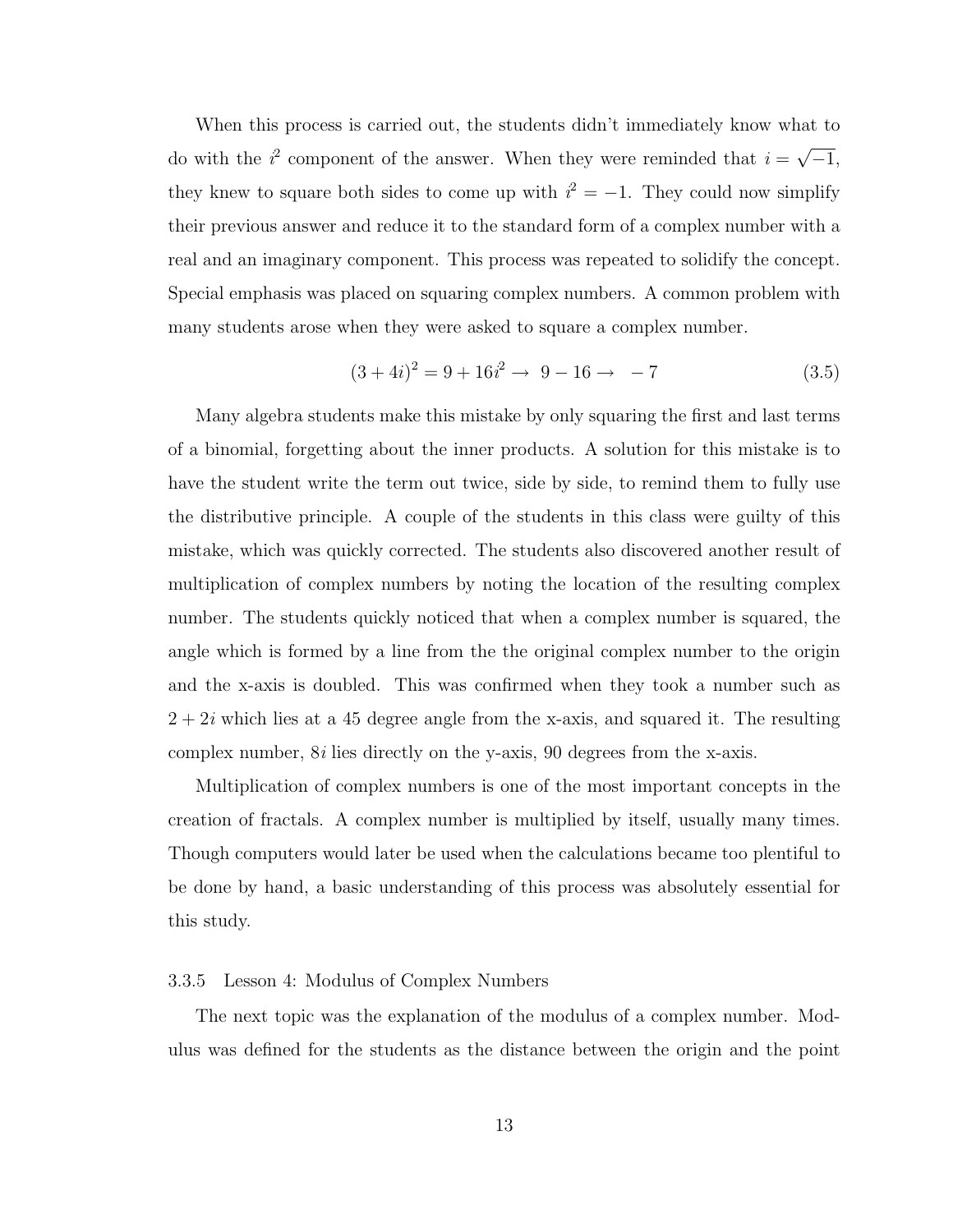When this process is carried out, the students didn't immediately know what to do with the $i^2$ component of the answer. When they were reminded that $i = \sqrt{-1}$, they knew to square both sides to come up with $i^2 = -1$. They could now simplify their previous answer and reduce it to the standard form of a complex number with a real and an imaginary component. This process was repeated to solidify the concept. Special emphasis was placed on squaring complex numbers. A common problem with many students arose when they were asked to square a complex number.

$$(3+4i)^2 = 9 + 16i^2 \rightarrow \ 9 - 16 \rightarrow \ -7 \tag{3.5}$$

Many algebra students make this mistake by only squaring the first and last terms of a binomial, forgetting about the inner products. A solution for this mistake is to have the student write the term out twice, side by side, to remind them to fully use the distributive principle. A couple of the students in this class were guilty of this mistake, which was quickly corrected. The students also discovered another result of multiplication of complex numbers by noting the location of the resulting complex number. The students quickly noticed that when a complex number is squared, the angle which is formed by a line from the the original complex number to the origin and the x-axis is doubled. This was confirmed when they took a number such as $2 + 2i$ which lies at a 45 degree angle from the x-axis, and squared it. The resulting complex number, $8i$ lies directly on the y-axis, 90 degrees from the x-axis.

Multiplication of complex numbers is one of the most important concepts in the creation of fractals. A complex number is multiplied by itself, usually many times. Though computers would later be used when the calculations became too plentiful to be done by hand, a basic understanding of this process was absolutely essential for this study.

### 3.3.5 Lesson 4: Modulus of Complex Numbers

The next topic was the explanation of the modulus of a complex number. Modulus was defined for the students as the distance between the origin and the point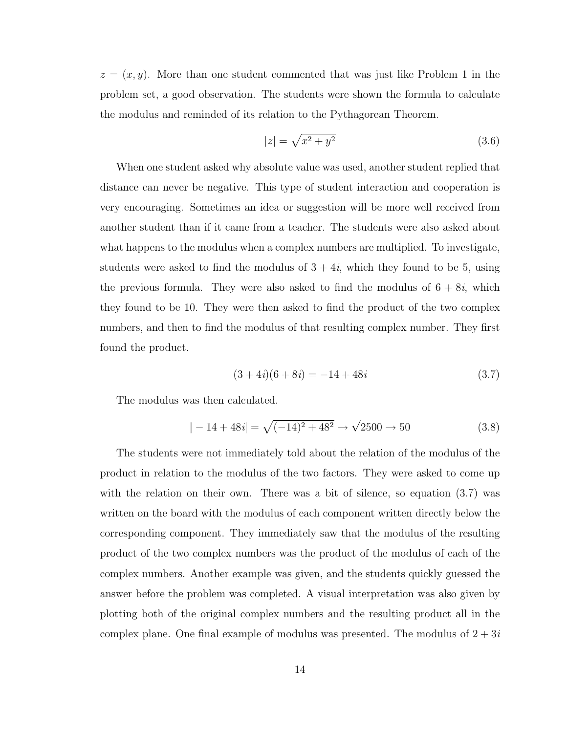$z = (x, y)$. More than one student commented that was just like Problem 1 in the problem set, a good observation. The students were shown the formula to calculate the modulus and reminded of its relation to the Pythagorean Theorem.

$$|z| = \sqrt{x^2 + y^2} \tag{3.6}$$

When one student asked why absolute value was used, another student replied that distance can never be negative. This type of student interaction and cooperation is very encouraging. Sometimes an idea or suggestion will be more well received from another student than if it came from a teacher. The students were also asked about what happens to the modulus when a complex numbers are multiplied. To investigate, students were asked to find the modulus of $3 + 4i$, which they found to be 5, using the previous formula. They were also asked to find the modulus of $6 + 8i$, which they found to be 10. They were then asked to find the product of the two complex numbers, and then to find the modulus of that resulting complex number. They first found the product.

$$(3 + 4i)(6 + 8i) = -14 + 48i \tag{3.7}$$

The modulus was then calculated.

$$|-14 + 48i| = \sqrt{(-14)^2 + 48^2} \rightarrow \sqrt{2500} \rightarrow 50 \tag{3.8}$$

The students were not immediately told about the relation of the modulus of the product in relation to the modulus of the two factors. They were asked to come up with the relation on their own. There was a bit of silence, so equation (3.7) was written on the board with the modulus of each component written directly below the corresponding component. They immediately saw that the modulus of the resulting product of the two complex numbers was the product of the modulus of each of the complex numbers. Another example was given, and the students quickly guessed the answer before the problem was completed. A visual interpretation was also given by plotting both of the original complex numbers and the resulting product all in the complex plane. One final example of modulus was presented. The modulus of $2 + 3i$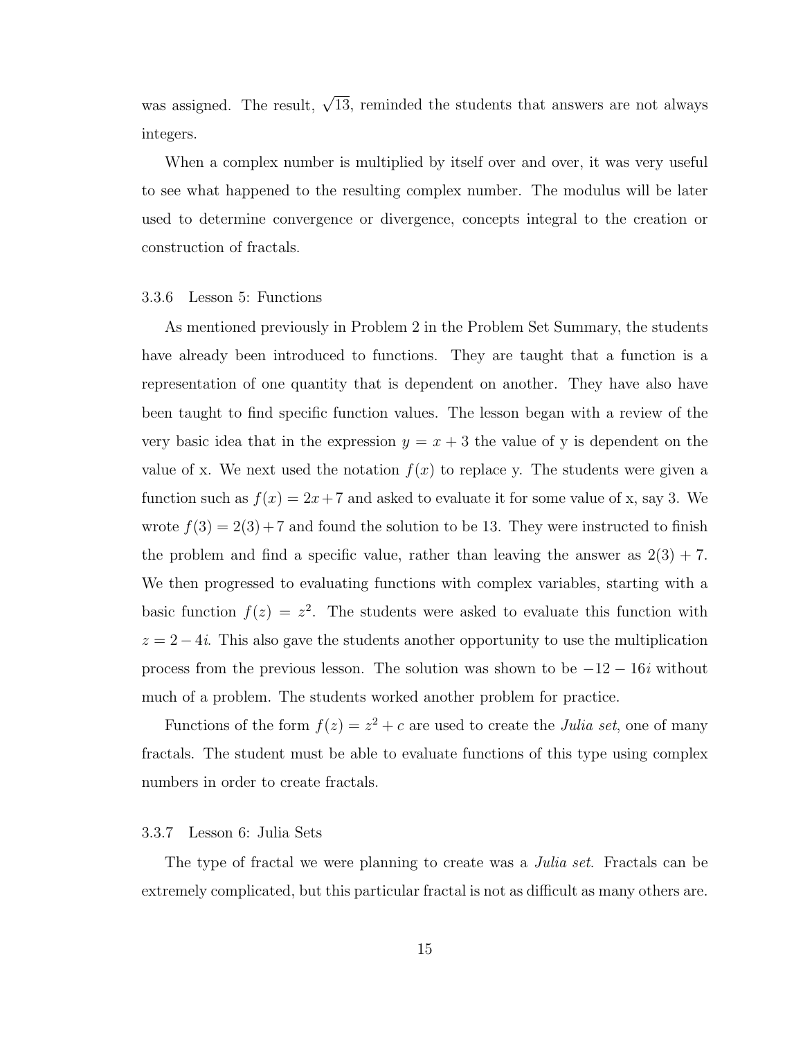was assigned. The result, $\sqrt{13}$, reminded the students that answers are not always integers.

When a complex number is multiplied by itself over and over, it was very useful to see what happened to the resulting complex number. The modulus will be later used to determine convergence or divergence, concepts integral to the creation or construction of fractals.

### 3.3.6 Lesson 5: Functions

As mentioned previously in Problem 2 in the Problem Set Summary, the students have already been introduced to functions. They are taught that a function is a representation of one quantity that is dependent on another. They have also have been taught to find specific function values. The lesson began with a review of the very basic idea that in the expression $y = x + 3$ the value of y is dependent on the value of x. We next used the notation $f(x)$ to replace y. The students were given a function such as $f(x) = 2x + 7$ and asked to evaluate it for some value of x, say 3. We wrote $f(3) = 2(3) + 7$ and found the solution to be 13. They were instructed to finish the problem and find a specific value, rather than leaving the answer as $2(3) + 7$. We then progressed to evaluating functions with complex variables, starting with a basic function $f(z) = z^2$. The students were asked to evaluate this function with $z = 2 - 4i$. This also gave the students another opportunity to use the multiplication process from the previous lesson. The solution was shown to be $-12 - 16i$ without much of a problem. The students worked another problem for practice.

Functions of the form $f(z) = z^2 + c$ are used to create the *Julia set*, one of many fractals. The student must be able to evaluate functions of this type using complex numbers in order to create fractals.

### 3.3.7 Lesson 6: Julia Sets

The type of fractal we were planning to create was a *Julia set*. Fractals can be extremely complicated, but this particular fractal is not as difficult as many others are.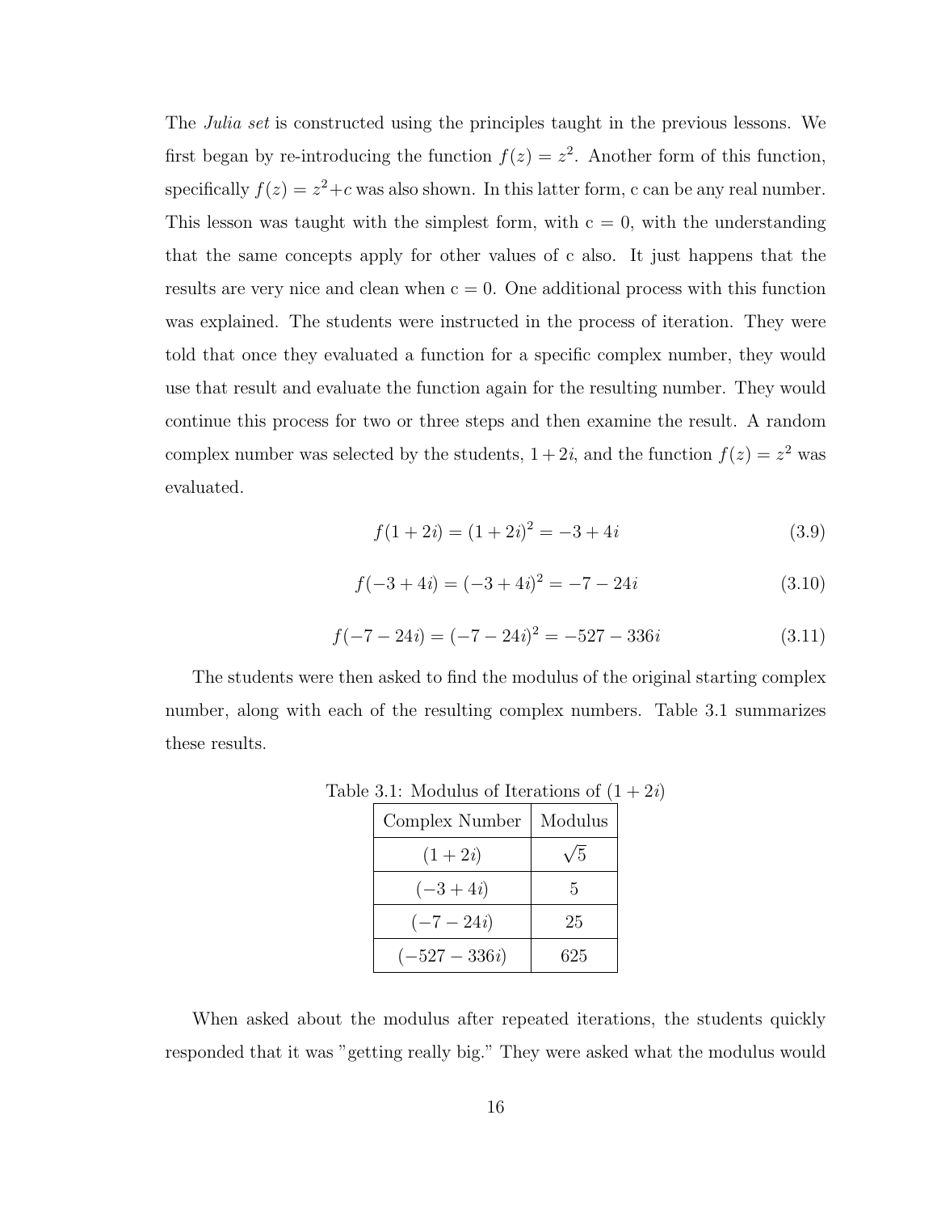The *Julia set* is constructed using the principles taught in the previous lessons. We first began by re-introducing the function $f(z) = z^2$. Another form of this function, specifically $f(z) = z^2 + c$ was also shown. In this latter form, c can be any real number. This lesson was taught with the simplest form, with c = 0, with the understanding that the same concepts apply for other values of c also. It just happens that the results are very nice and clean when c = 0. One additional process with this function was explained. The students were instructed in the process of iteration. They were told that once they evaluated a function for a specific complex number, they would use that result and evaluate the function again for the resulting number. They would continue this process for two or three steps and then examine the result. A random complex number was selected by the students, $1 + 2i$, and the function $f(z) = z^2$ was evaluated.

$$f(1 + 2i) = (1 + 2i)^2 = -3 + 4i \tag{3.9}$$

$$f(-3 + 4i) = (-3 + 4i)^2 = -7 - 24i \tag{3.10}$$

$$f(-7 - 24i) = (-7 - 24i)^2 = -527 - 336i \tag{3.11}$$

The students were then asked to find the modulus of the original starting complex number, along with each of the resulting complex numbers. Table 3.1 summarizes these results.

Table 3.1: Modulus of Iterations of $(1 + 2i)$

| Complex Number | Modulus |
|---|---|
| $(1 + 2i)$ | $\sqrt{5}$ |
| $(-3 + 4i)$ | 5 |
| $(-7 - 24i)$ | 25 |
| $(-527 - 336i)$ | 625 |

When asked about the modulus after repeated iterations, the students quickly responded that it was "getting really big." They were asked what the modulus would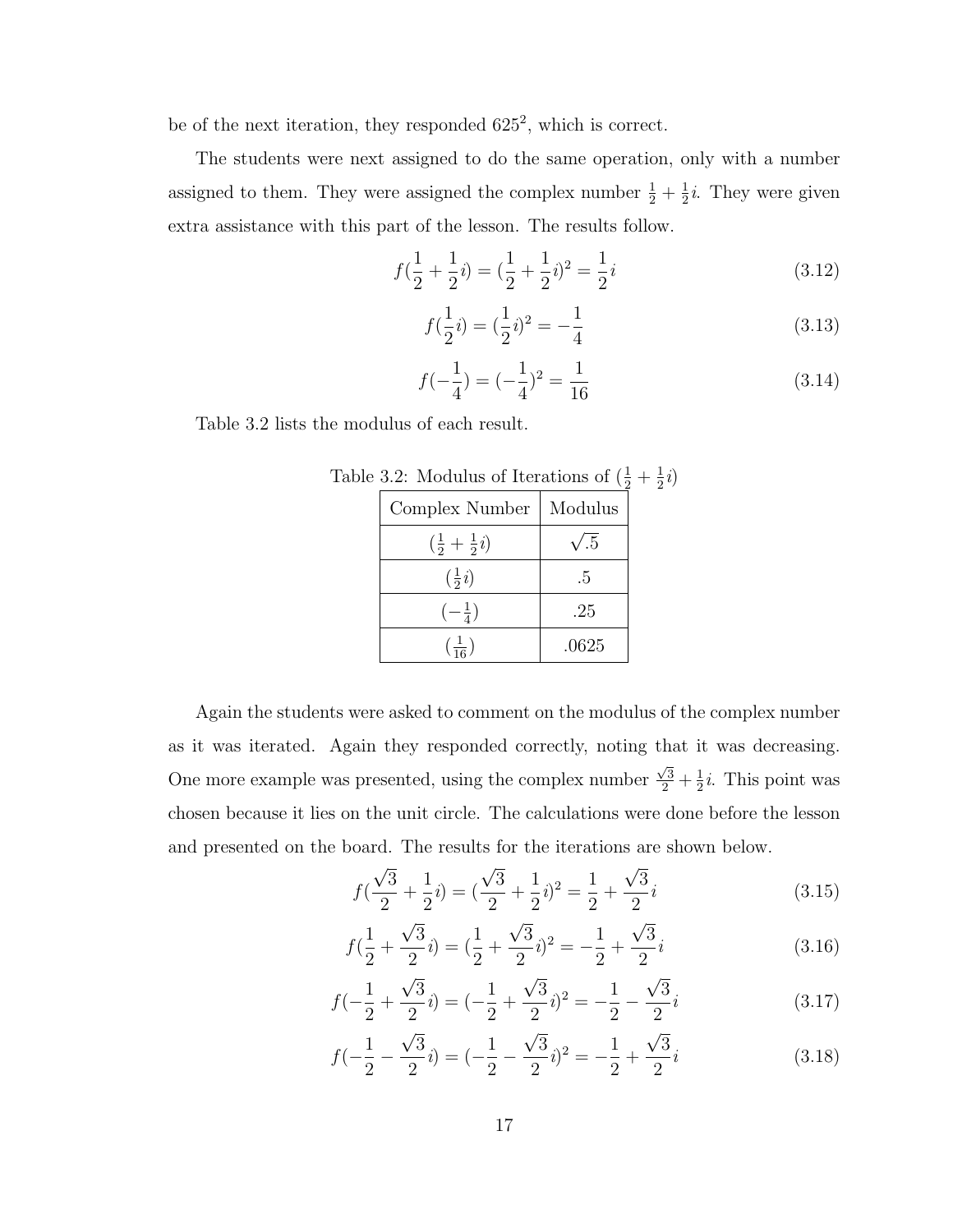be of the next iteration, they responded $625^2$, which is correct.

The students were next assigned to do the same operation, only with a number assigned to them. They were assigned the complex number $\frac{1}{2} + \frac{1}{2}i$. They were given extra assistance with this part of the lesson. The results follow.

$$f(\frac{1}{2} + \frac{1}{2}i) = (\frac{1}{2} + \frac{1}{2}i)^2 = \frac{1}{2}i \tag{3.12}$$

$$f(\frac{1}{2}i) = (\frac{1}{2}i)^2 = -\frac{1}{4} \tag{3.13}$$

$$f(-\frac{1}{4}) = (-\frac{1}{4})^2 = \frac{1}{16} \tag{3.14}$$

Table 3.2 lists the modulus of each result.

Table 3.2: Modulus of Iterations of $(\frac{1}{2} + \frac{1}{2}i)$

| Complex Number | Modulus |
|---|---|
| $(\frac{1}{2} + \frac{1}{2}i)$ | $\sqrt{.5}$ |
| $(\frac{1}{2}i)$ | .5 |
| $(-\frac{1}{4})$ | .25 |
| $(\frac{1}{16})$ | .0625 |

Again the students were asked to comment on the modulus of the complex number as it was iterated. Again they responded correctly, noting that it was decreasing. One more example was presented, using the complex number $\frac{\sqrt{3}}{2} + \frac{1}{2}i$. This point was chosen because it lies on the unit circle. The calculations were done before the lesson and presented on the board. The results for the iterations are shown below.

$$f(\frac{\sqrt{3}}{2} + \frac{1}{2}i) = (\frac{\sqrt{3}}{2} + \frac{1}{2}i)^2 = \frac{1}{2} + \frac{\sqrt{3}}{2}i \tag{3.15}$$

$$f(\frac{1}{2} + \frac{\sqrt{3}}{2}i) = (\frac{1}{2} + \frac{\sqrt{3}}{2}i)^2 = -\frac{1}{2} + \frac{\sqrt{3}}{2}i \tag{3.16}$$

$$f(-\frac{1}{2} + \frac{\sqrt{3}}{2}i) = (-\frac{1}{2} + \frac{\sqrt{3}}{2}i)^2 = -\frac{1}{2} - \frac{\sqrt{3}}{2}i \tag{3.17}$$

$$f(-\frac{1}{2} - \frac{\sqrt{3}}{2}i) = (-\frac{1}{2} - \frac{\sqrt{3}}{2}i)^2 = -\frac{1}{2} + \frac{\sqrt{3}}{2}i \tag{3.18}$$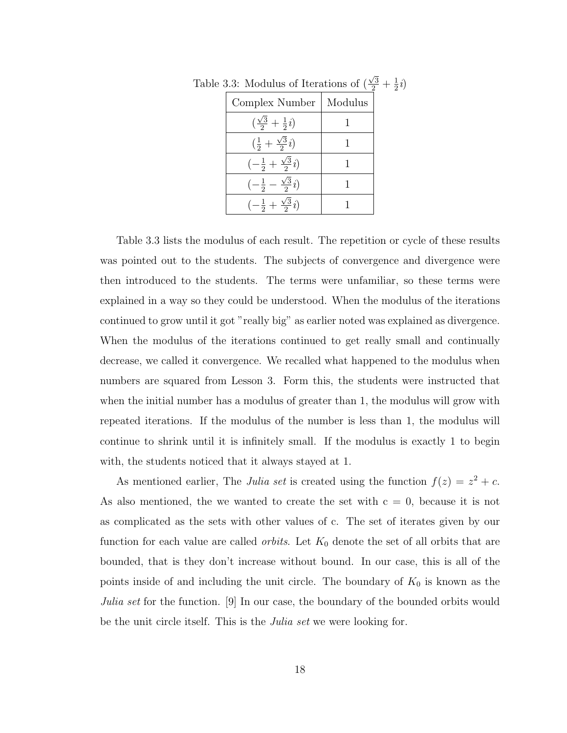Table 3.3: Modulus of Iterations of $(\frac{\sqrt{3}}{2} + \frac{1}{2}i)$

| Complex Number | Modulus |
| --- | --- |
| $(\frac{\sqrt{3}}{2} + \frac{1}{2}i)$ | 1 |
| $(\frac{1}{2} + \frac{\sqrt{3}}{2}i)$ | 1 |
| $(-\frac{1}{2} + \frac{\sqrt{3}}{2}i)$ | 1 |
| $(-\frac{1}{2} - \frac{\sqrt{3}}{2}i)$ | 1 |
| $(-\frac{1}{2} + \frac{\sqrt{3}}{2}i)$ | 1 |

Table 3.3 lists the modulus of each result. The repetition or cycle of these results was pointed out to the students. The subjects of convergence and divergence were then introduced to the students. The terms were unfamiliar, so these terms were explained in a way so they could be understood. When the modulus of the iterations continued to grow until it got "really big" as earlier noted was explained as divergence. When the modulus of the iterations continued to get really small and continually decrease, we called it convergence. We recalled what happened to the modulus when numbers are squared from Lesson 3. Form this, the students were instructed that when the initial number has a modulus of greater than 1, the modulus will grow with repeated iterations. If the modulus of the number is less than 1, the modulus will continue to shrink until it is infinitely small. If the modulus is exactly 1 to begin with, the students noticed that it always stayed at 1.

As mentioned earlier, The *Julia set* is created using the function $f(z) = z^2 + c$. As also mentioned, the we wanted to create the set with c = 0, because it is not as complicated as the sets with other values of c. The set of iterates given by our function for each value are called *orbits*. Let $K_0$ denote the set of all orbits that are bounded, that is they don't increase without bound. In our case, this is all of the points inside of and including the unit circle. The boundary of $K_0$ is known as the *Julia set* for the function. [9] In our case, the boundary of the bounded orbits would be the unit circle itself. This is the *Julia set* we were looking for.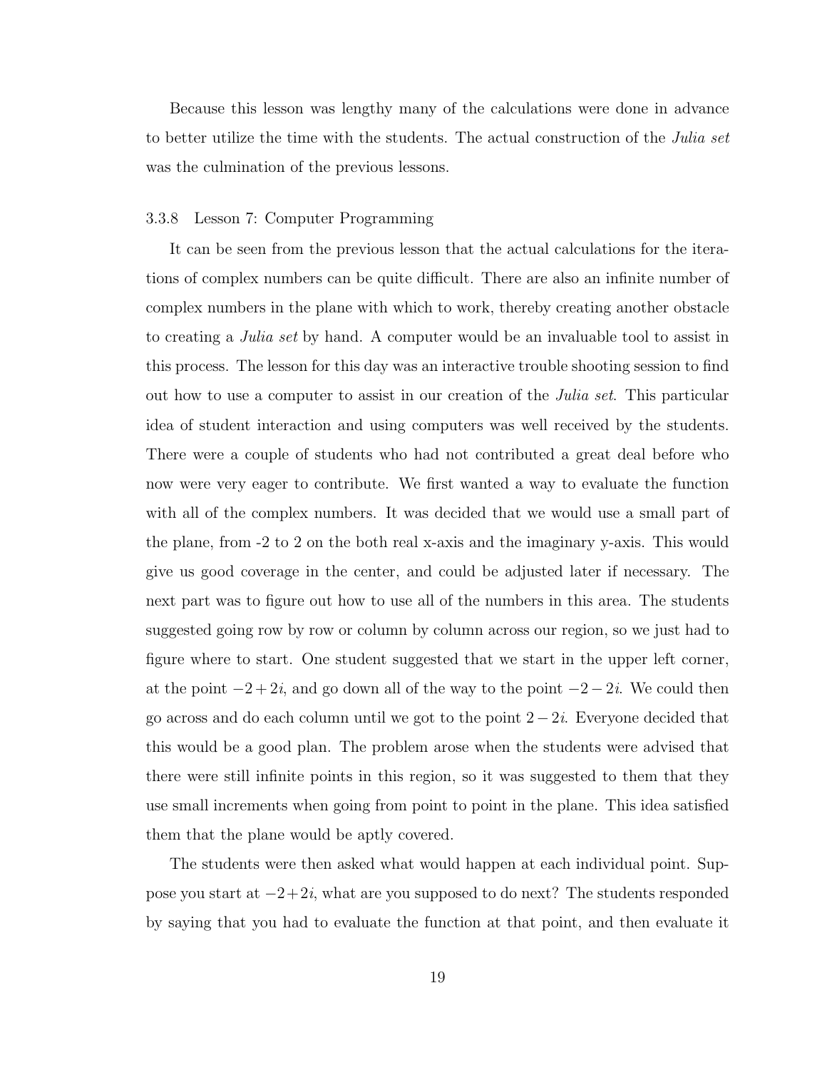Because this lesson was lengthy many of the calculations were done in advance to better utilize the time with the students. The actual construction of the *Julia set* was the culmination of the previous lessons.

### 3.3.8 Lesson 7: Computer Programming

It can be seen from the previous lesson that the actual calculations for the iterations of complex numbers can be quite difficult. There are also an infinite number of complex numbers in the plane with which to work, thereby creating another obstacle to creating a *Julia set* by hand. A computer would be an invaluable tool to assist in this process. The lesson for this day was an interactive trouble shooting session to find out how to use a computer to assist in our creation of the *Julia set*. This particular idea of student interaction and using computers was well received by the students. There were a couple of students who had not contributed a great deal before who now were very eager to contribute. We first wanted a way to evaluate the function with all of the complex numbers. It was decided that we would use a small part of the plane, from -2 to 2 on the both real x-axis and the imaginary y-axis. This would give us good coverage in the center, and could be adjusted later if necessary. The next part was to figure out how to use all of the numbers in this area. The students suggested going row by row or column by column across our region, so we just had to figure where to start. One student suggested that we start in the upper left corner, at the point $-2+2i$, and go down all of the way to the point $-2-2i$. We could then go across and do each column until we got to the point $2-2i$. Everyone decided that this would be a good plan. The problem arose when the students were advised that there were still infinite points in this region, so it was suggested to them that they use small increments when going from point to point in the plane. This idea satisfied them that the plane would be aptly covered.

The students were then asked what would happen at each individual point. Suppose you start at $-2+2i$, what are you supposed to do next? The students responded by saying that you had to evaluate the function at that point, and then evaluate it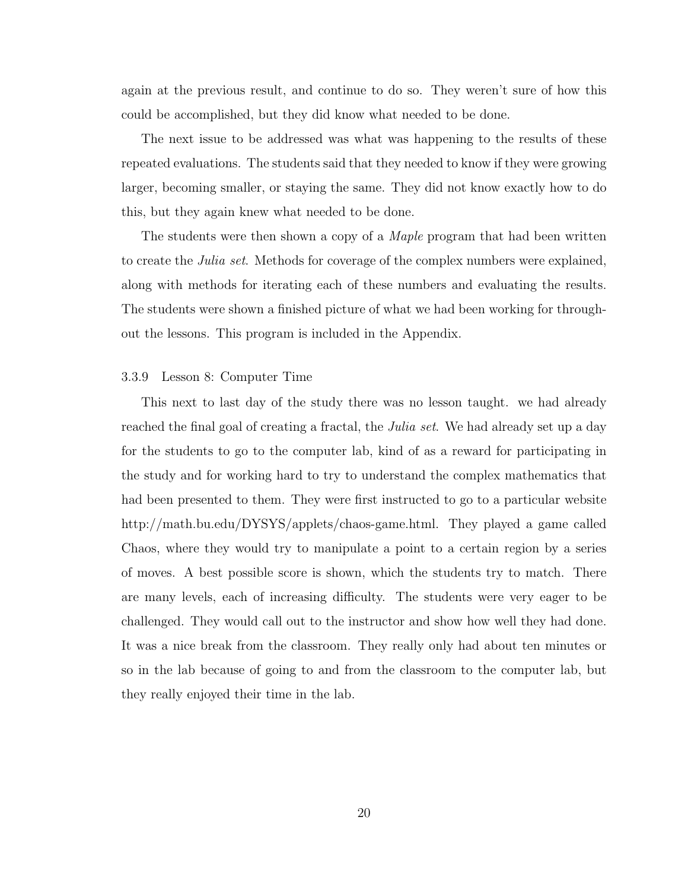again at the previous result, and continue to do so. They weren't sure of how this could be accomplished, but they did know what needed to be done.

The next issue to be addressed was what was happening to the results of these repeated evaluations. The students said that they needed to know if they were growing larger, becoming smaller, or staying the same. They did not know exactly how to do this, but they again knew what needed to be done.

The students were then shown a copy of a *Maple* program that had been written to create the *Julia set*. Methods for coverage of the complex numbers were explained, along with methods for iterating each of these numbers and evaluating the results. The students were shown a finished picture of what we had been working for throughout the lessons. This program is included in the Appendix.

### 3.3.9 Lesson 8: Computer Time

This next to last day of the study there was no lesson taught. we had already reached the final goal of creating a fractal, the *Julia set*. We had already set up a day for the students to go to the computer lab, kind of as a reward for participating in the study and for working hard to try to understand the complex mathematics that had been presented to them. They were first instructed to go to a particular website http://math.bu.edu/DYSYS/applets/chaos-game.html. They played a game called Chaos, where they would try to manipulate a point to a certain region by a series of moves. A best possible score is shown, which the students try to match. There are many levels, each of increasing difficulty. The students were very eager to be challenged. They would call out to the instructor and show how well they had done. It was a nice break from the classroom. They really only had about ten minutes or so in the lab because of going to and from the classroom to the computer lab, but they really enjoyed their time in the lab.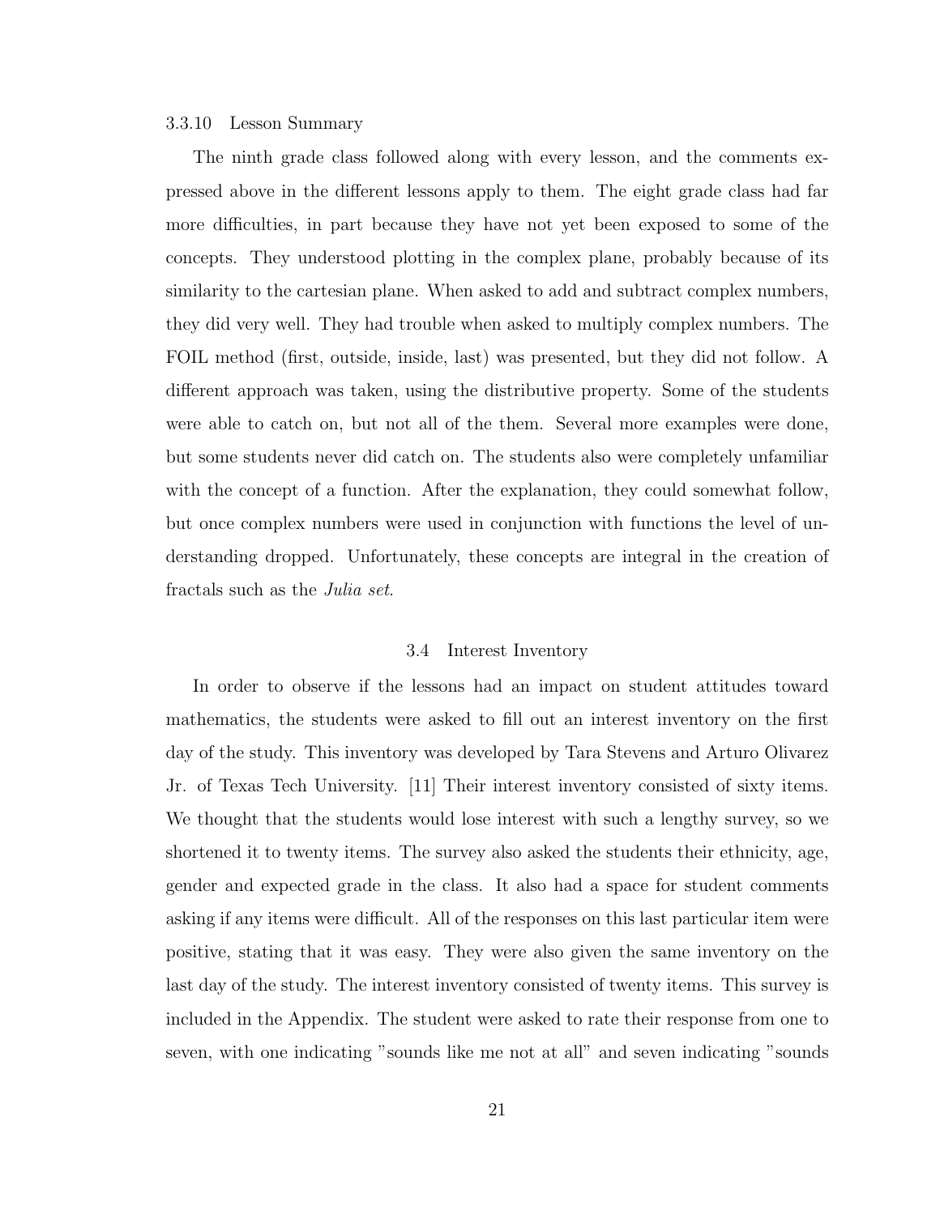### 3.3.10 Lesson Summary

The ninth grade class followed along with every lesson, and the comments expressed above in the different lessons apply to them. The eight grade class had far more difficulties, in part because they have not yet been exposed to some of the concepts. They understood plotting in the complex plane, probably because of its similarity to the cartesian plane. When asked to add and subtract complex numbers, they did very well. They had trouble when asked to multiply complex numbers. The FOIL method (first, outside, inside, last) was presented, but they did not follow. A different approach was taken, using the distributive property. Some of the students were able to catch on, but not all of the them. Several more examples were done, but some students never did catch on. The students also were completely unfamiliar with the concept of a function. After the explanation, they could somewhat follow, but once complex numbers were used in conjunction with functions the level of understanding dropped. Unfortunately, these concepts are integral in the creation of fractals such as the *Julia set*.

## 3.4 Interest Inventory

In order to observe if the lessons had an impact on student attitudes toward mathematics, the students were asked to fill out an interest inventory on the first day of the study. This inventory was developed by Tara Stevens and Arturo Olivarez Jr. of Texas Tech University. [11] Their interest inventory consisted of sixty items. We thought that the students would lose interest with such a lengthy survey, so we shortened it to twenty items. The survey also asked the students their ethnicity, age, gender and expected grade in the class. It also had a space for student comments asking if any items were difficult. All of the responses on this last particular item were positive, stating that it was easy. They were also given the same inventory on the last day of the study. The interest inventory consisted of twenty items. This survey is included in the Appendix. The student were asked to rate their response from one to seven, with one indicating "sounds like me not at all" and seven indicating "sounds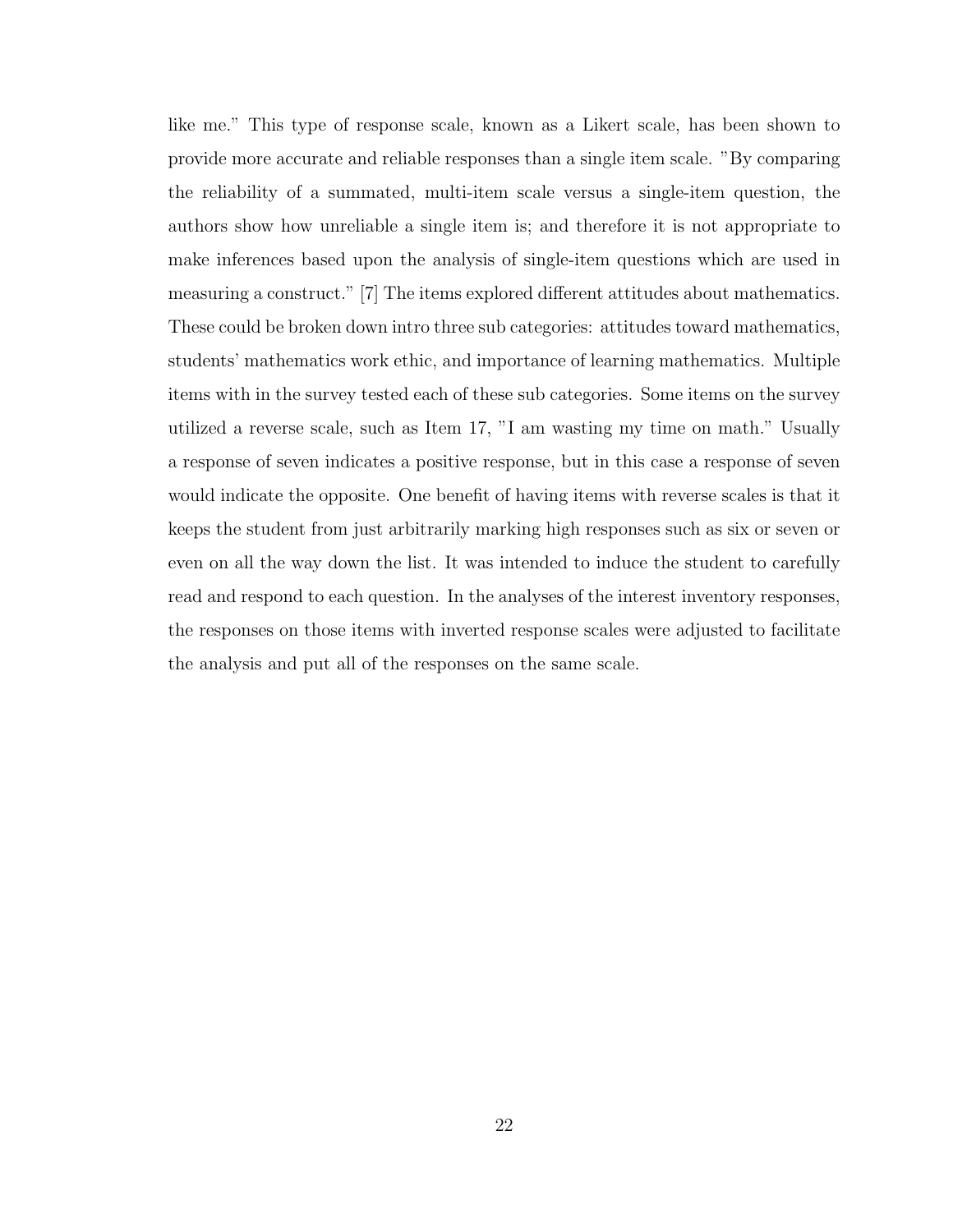like me." This type of response scale, known as a Likert scale, has been shown to provide more accurate and reliable responses than a single item scale. "By comparing the reliability of a summated, multi-item scale versus a single-item question, the authors show how unreliable a single item is; and therefore it is not appropriate to make inferences based upon the analysis of single-item questions which are used in measuring a construct." [7] The items explored different attitudes about mathematics. These could be broken down intro three sub categories: attitudes toward mathematics, students' mathematics work ethic, and importance of learning mathematics. Multiple items with in the survey tested each of these sub categories. Some items on the survey utilized a reverse scale, such as Item 17, "I am wasting my time on math." Usually a response of seven indicates a positive response, but in this case a response of seven would indicate the opposite. One benefit of having items with reverse scales is that it keeps the student from just arbitrarily marking high responses such as six or seven or even on all the way down the list. It was intended to induce the student to carefully read and respond to each question. In the analyses of the interest inventory responses, the responses on those items with inverted response scales were adjusted to facilitate the analysis and put all of the responses on the same scale.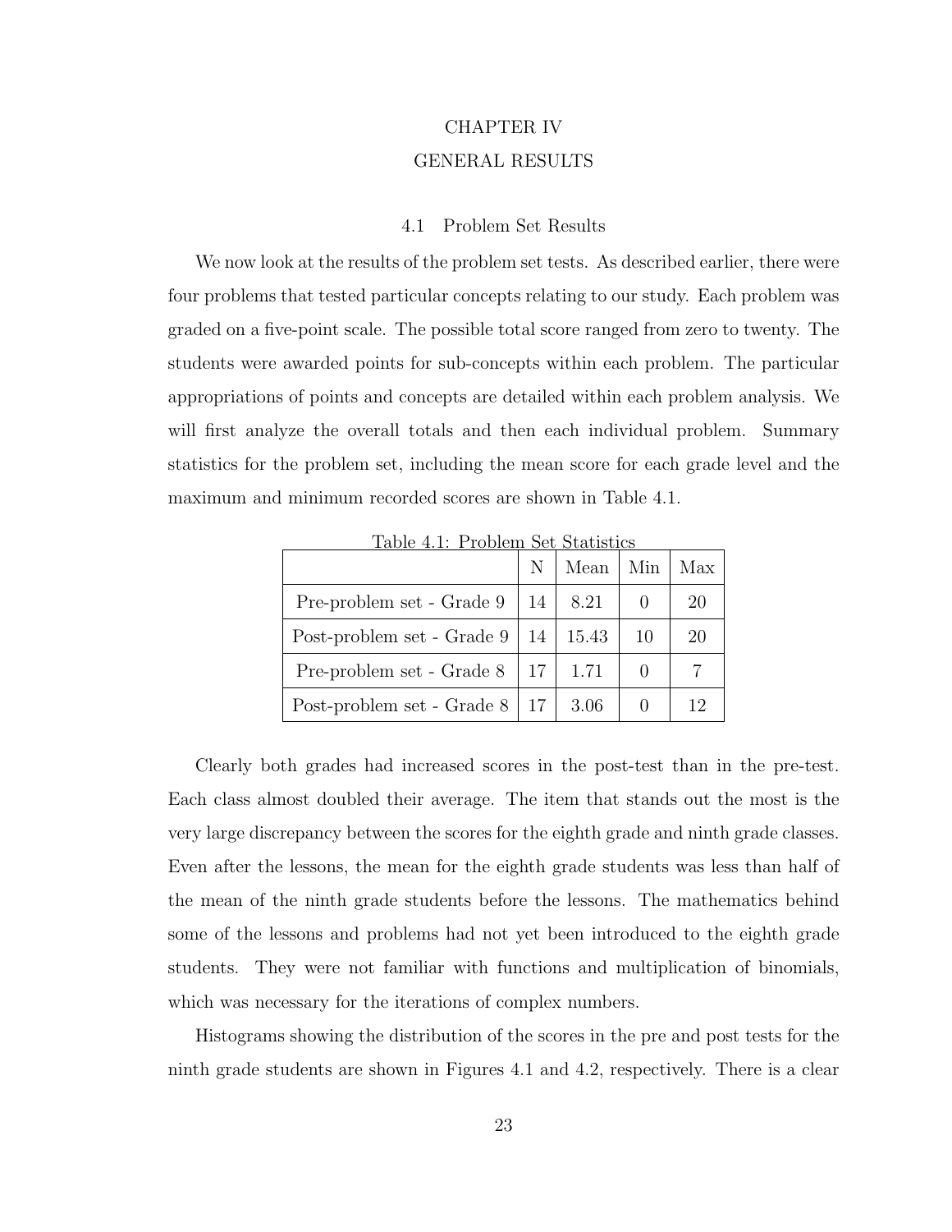# CHAPTER IV

# GENERAL RESULTS

## 4.1 Problem Set Results

We now look at the results of the problem set tests. As described earlier, there were four problems that tested particular concepts relating to our study. Each problem was graded on a five-point scale. The possible total score ranged from zero to twenty. The students were awarded points for sub-concepts within each problem. The particular appropriations of points and concepts are detailed within each problem analysis. We will first analyze the overall totals and then each individual problem. Summary statistics for the problem set, including the mean score for each grade level and the maximum and minimum recorded scores are shown in Table 4.1.

Table 4.1: Problem Set Statistics

| | N | Mean | Min | Max |
|---|---|---|---|---|
| Pre-problem set - Grade 9 | 14 | 8.21 | 0 | 20 |
| Post-problem set - Grade 9 | 14 | 15.43 | 10 | 20 |
| Pre-problem set - Grade 8 | 17 | 1.71 | 0 | 7 |
| Post-problem set - Grade 8 | 17 | 3.06 | 0 | 12 |

Clearly both grades had increased scores in the post-test than in the pre-test. Each class almost doubled their average. The item that stands out the most is the very large discrepancy between the scores for the eighth grade and ninth grade classes. Even after the lessons, the mean for the eighth grade students was less than half of the mean of the ninth grade students before the lessons. The mathematics behind some of the lessons and problems had not yet been introduced to the eighth grade students. They were not familiar with functions and multiplication of binomials, which was necessary for the iterations of complex numbers.

Histograms showing the distribution of the scores in the pre and post tests for the ninth grade students are shown in Figures 4.1 and 4.2, respectively. There is a clear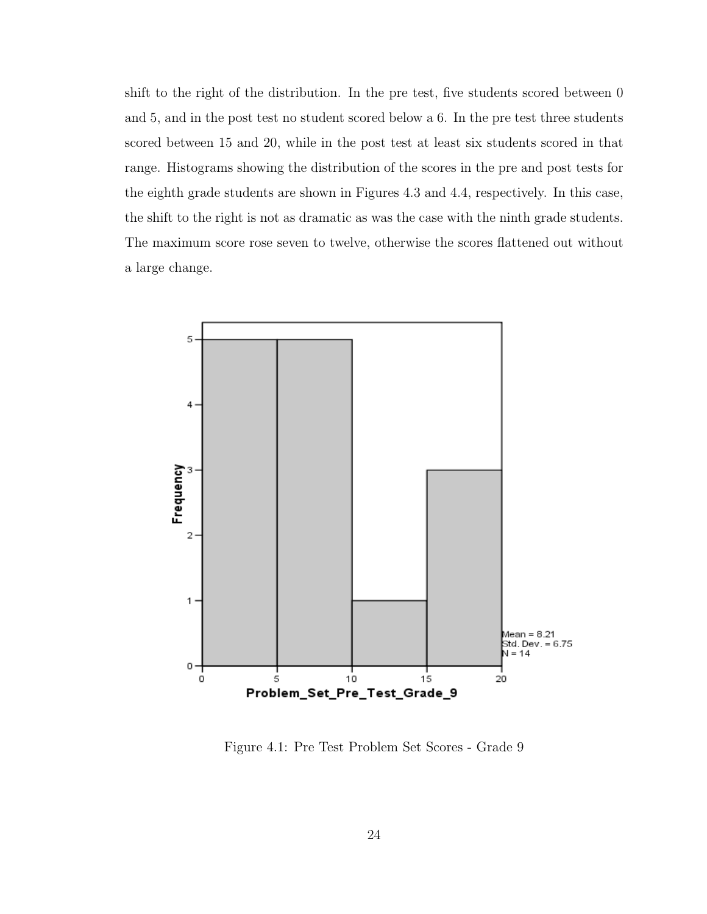shift to the right of the distribution. In the pre test, five students scored between 0 and 5, and in the post test no student scored below a 6. In the pre test three students scored between 15 and 20, while in the post test at least six students scored in that range. Histograms showing the distribution of the scores in the pre and post tests for the eighth grade students are shown in Figures 4.3 and 4.4, respectively. In this case, the shift to the right is not as dramatic as was the case with the ninth grade students. The maximum score rose seven to twelve, otherwise the scores flattened out without a large change.

Figure 4.1: Pre Test Problem Set Scores - Grade 9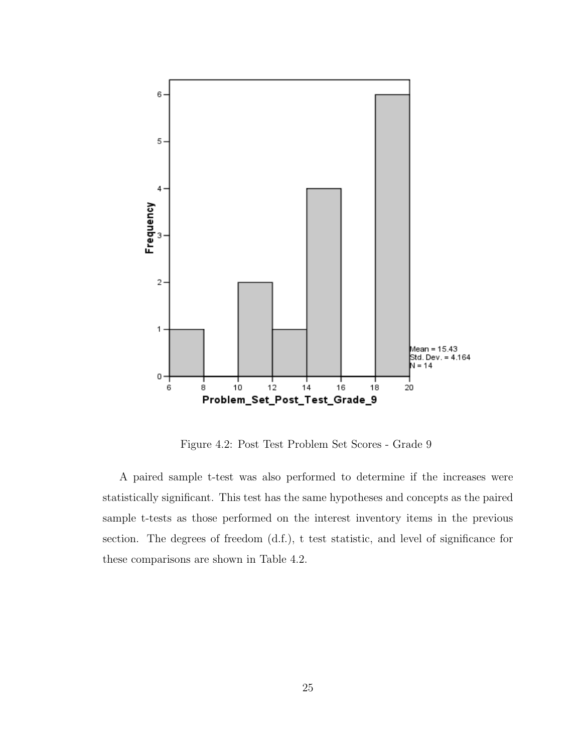Figure 4.2: Post Test Problem Set Scores - Grade 9

A paired sample t-test was also performed to determine if the increases were statistically significant. This test has the same hypotheses and concepts as the paired sample t-tests as those performed on the interest inventory items in the previous section. The degrees of freedom (d.f.), t test statistic, and level of significance for these comparisons are shown in Table 4.2.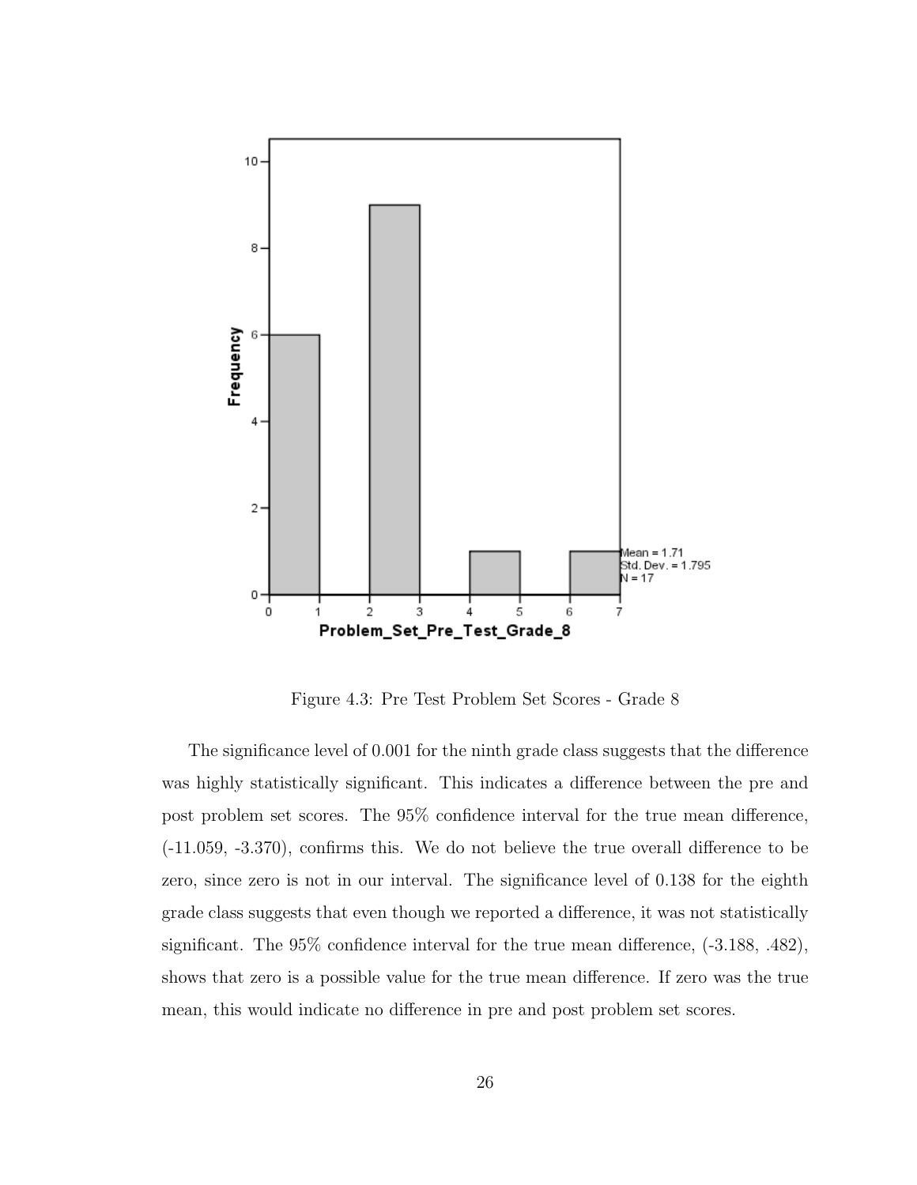Figure 4.3: Pre Test Problem Set Scores - Grade 8

The significance level of 0.001 for the ninth grade class suggests that the difference was highly statistically significant. This indicates a difference between the pre and post problem set scores. The 95% confidence interval for the true mean difference, (-11.059, -3.370), confirms this. We do not believe the true overall difference to be zero, since zero is not in our interval. The significance level of 0.138 for the eighth grade class suggests that even though we reported a difference, it was not statistically significant. The 95% confidence interval for the true mean difference, (-3.188, .482), shows that zero is a possible value for the true mean difference. If zero was the true mean, this would indicate no difference in pre and post problem set scores.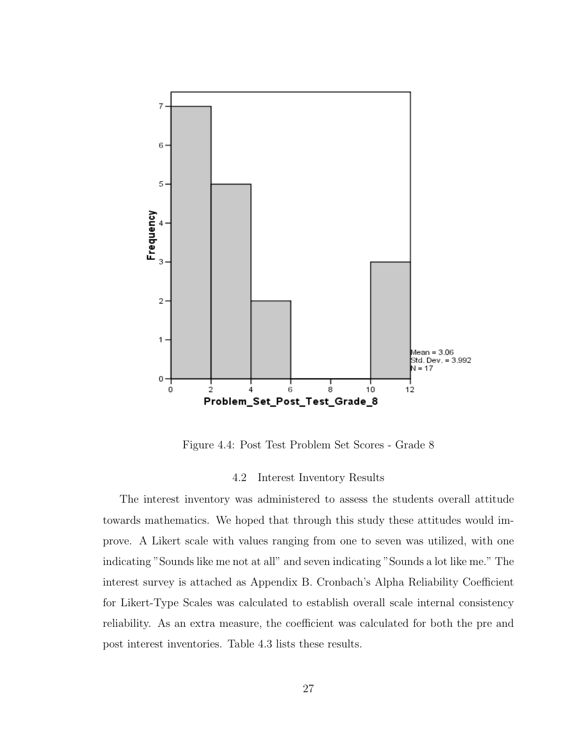Figure 4.4: Post Test Problem Set Scores - Grade 8

## 4.2 Interest Inventory Results

The interest inventory was administered to assess the students overall attitude towards mathematics. We hoped that through this study these attitudes would improve. A Likert scale with values ranging from one to seven was utilized, with one indicating "Sounds like me not at all" and seven indicating "Sounds a lot like me." The interest survey is attached as Appendix B. Cronbach's Alpha Reliability Coefficient for Likert-Type Scales was calculated to establish overall scale internal consistency reliability. As an extra measure, the coefficient was calculated for both the pre and post interest inventories. Table 4.3 lists these results.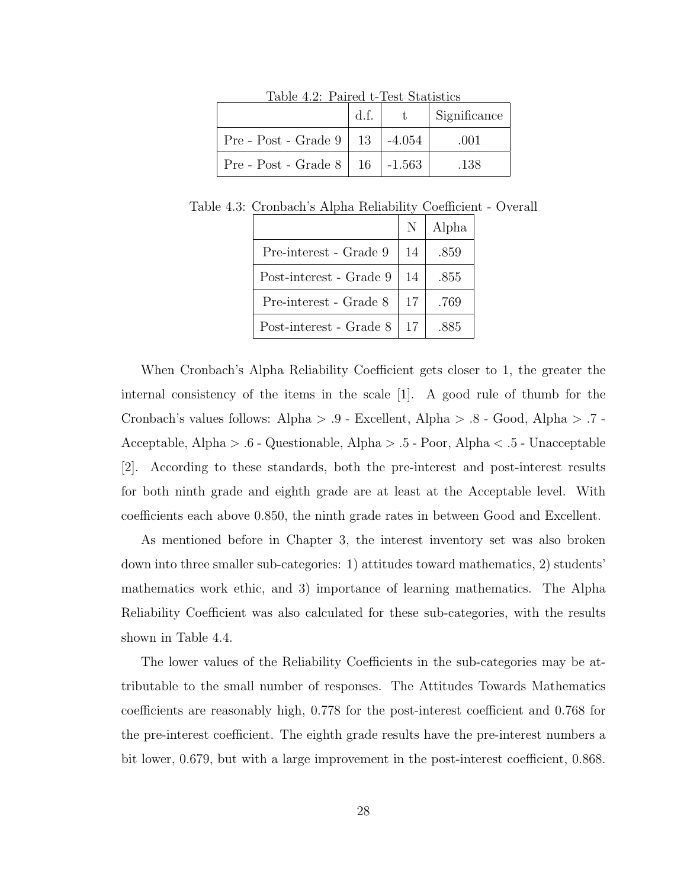Table 4.2: Paired t-Test Statistics

| | d.f. | t | Significance |
|---|---|---|---|
| Pre - Post - Grade 9 | 13 | -4.054 | .001 |
| Pre - Post - Grade 8 | 16 | -1.563 | .138 |

Table 4.3: Cronbach's Alpha Reliability Coefficient - Overall

| | N | Alpha |
|---|---|---|
| Pre-interest - Grade 9 | 14 | .859 |
| Post-interest - Grade 9 | 14 | .855 |
| Pre-interest - Grade 8 | 17 | .769 |
| Post-interest - Grade 8 | 17 | .885 |

When Cronbach's Alpha Reliability Coefficient gets closer to 1, the greater the internal consistency of the items in the scale [1]. A good rule of thumb for the Cronbach's values follows: Alpha > .9 - Excellent, Alpha > .8 - Good, Alpha > .7 - Acceptable, Alpha > .6 - Questionable, Alpha > .5 - Poor, Alpha < .5 - Unacceptable [2]. According to these standards, both the pre-interest and post-interest results for both ninth grade and eighth grade are at least at the Acceptable level. With coefficients each above 0.850, the ninth grade rates in between Good and Excellent.

As mentioned before in Chapter 3, the interest inventory set was also broken down into three smaller sub-categories: 1) attitudes toward mathematics, 2) students' mathematics work ethic, and 3) importance of learning mathematics. The Alpha Reliability Coefficient was also calculated for these sub-categories, with the results shown in Table 4.4.

The lower values of the Reliability Coefficients in the sub-categories may be attributable to the small number of responses. The Attitudes Towards Mathematics coefficients are reasonably high, 0.778 for the post-interest coefficient and 0.768 for the pre-interest coefficient. The eighth grade results have the pre-interest numbers a bit lower, 0.679, but with a large improvement in the post-interest coefficient, 0.868.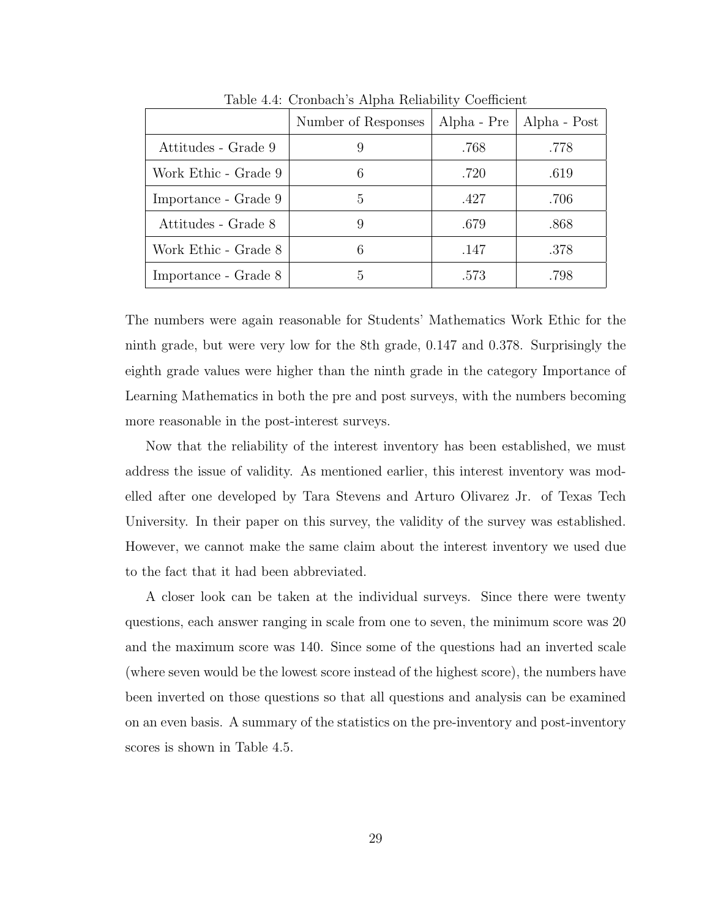Table 4.4: Cronbach's Alpha Reliability Coefficient

| | Number of Responses | Alpha - Pre | Alpha - Post |
|---|---|---|---|
| Attitudes - Grade 9 | 9 | .768 | .778 |
| Work Ethic - Grade 9 | 6 | .720 | .619 |
| Importance - Grade 9 | 5 | .427 | .706 |
| Attitudes - Grade 8 | 9 | .679 | .868 |
| Work Ethic - Grade 8 | 6 | .147 | .378 |
| Importance - Grade 8 | 5 | .573 | .798 |

The numbers were again reasonable for Students' Mathematics Work Ethic for the ninth grade, but were very low for the 8th grade, 0.147 and 0.378. Surprisingly the eighth grade values were higher than the ninth grade in the category Importance of Learning Mathematics in both the pre and post surveys, with the numbers becoming more reasonable in the post-interest surveys.

Now that the reliability of the interest inventory has been established, we must address the issue of validity. As mentioned earlier, this interest inventory was modelled after one developed by Tara Stevens and Arturo Olivarez Jr. of Texas Tech University. In their paper on this survey, the validity of the survey was established. However, we cannot make the same claim about the interest inventory we used due to the fact that it had been abbreviated.

A closer look can be taken at the individual surveys. Since there were twenty questions, each answer ranging in scale from one to seven, the minimum score was 20 and the maximum score was 140. Since some of the questions had an inverted scale (where seven would be the lowest score instead of the highest score), the numbers have been inverted on those questions so that all questions and analysis can be examined on an even basis. A summary of the statistics on the pre-inventory and post-inventory scores is shown in Table 4.5.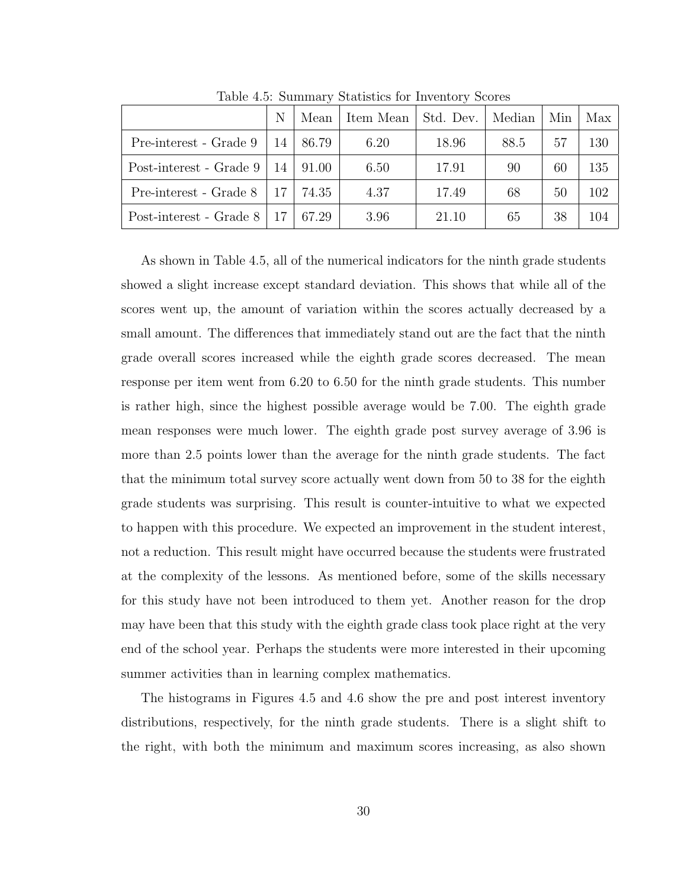Table 4.5: Summary Statistics for Inventory Scores

| | N | Mean | Item Mean | Std. Dev. | Median | Min | Max |
|---|---|---|---|---|---|---|---|
| Pre-interest - Grade 9 | 14 | 86.79 | 6.20 | 18.96 | 88.5 | 57 | 130 |
| Post-interest - Grade 9 | 14 | 91.00 | 6.50 | 17.91 | 90 | 60 | 135 |
| Pre-interest - Grade 8 | 17 | 74.35 | 4.37 | 17.49 | 68 | 50 | 102 |
| Post-interest - Grade 8 | 17 | 67.29 | 3.96 | 21.10 | 65 | 38 | 104 |

As shown in Table 4.5, all of the numerical indicators for the ninth grade students showed a slight increase except standard deviation. This shows that while all of the scores went up, the amount of variation within the scores actually decreased by a small amount. The differences that immediately stand out are the fact that the ninth grade overall scores increased while the eighth grade scores decreased. The mean response per item went from 6.20 to 6.50 for the ninth grade students. This number is rather high, since the highest possible average would be 7.00. The eighth grade mean responses were much lower. The eighth grade post survey average of 3.96 is more than 2.5 points lower than the average for the ninth grade students. The fact that the minimum total survey score actually went down from 50 to 38 for the eighth grade students was surprising. This result is counter-intuitive to what we expected to happen with this procedure. We expected an improvement in the student interest, not a reduction. This result might have occurred because the students were frustrated at the complexity of the lessons. As mentioned before, some of the skills necessary for this study have not been introduced to them yet. Another reason for the drop may have been that this study with the eighth grade class took place right at the very end of the school year. Perhaps the students were more interested in their upcoming summer activities than in learning complex mathematics.

The histograms in Figures 4.5 and 4.6 show the pre and post interest inventory distributions, respectively, for the ninth grade students. There is a slight shift to the right, with both the minimum and maximum scores increasing, as also shown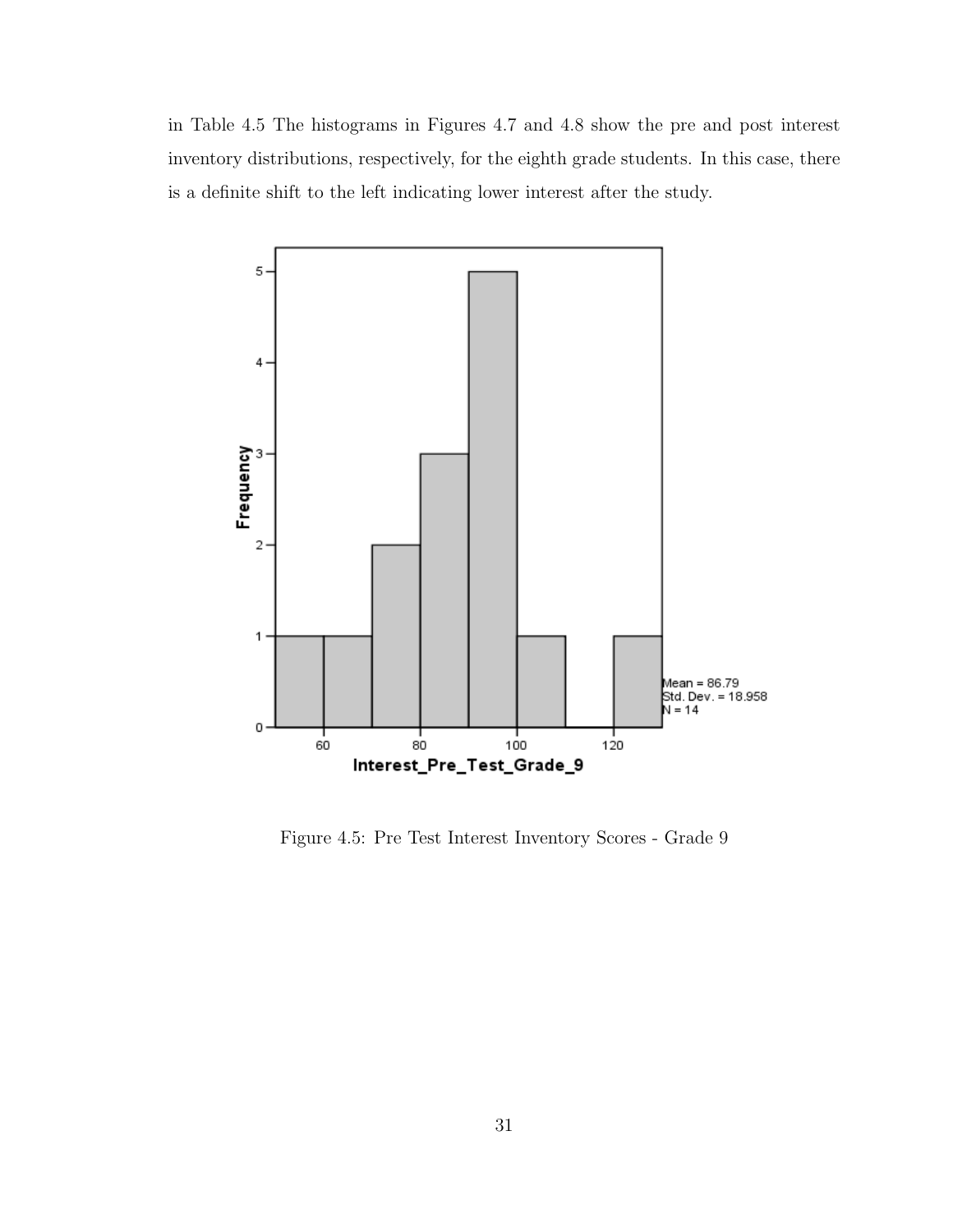in Table 4.5 The histograms in Figures 4.7 and 4.8 show the pre and post interest inventory distributions, respectively, for the eighth grade students. In this case, there is a definite shift to the left indicating lower interest after the study.

Figure 4.5: Pre Test Interest Inventory Scores - Grade 9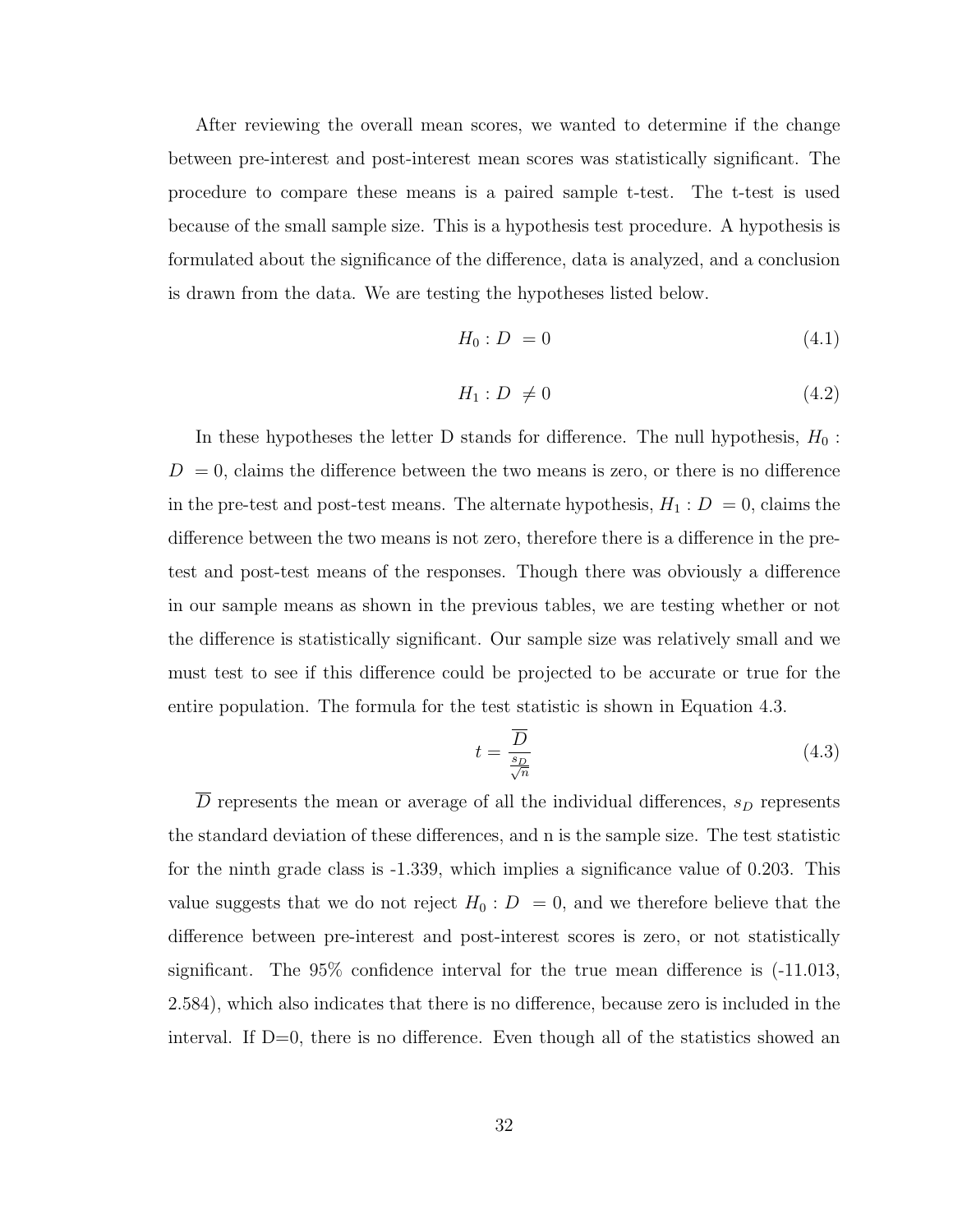After reviewing the overall mean scores, we wanted to determine if the change between pre-interest and post-interest mean scores was statistically significant. The procedure to compare these means is a paired sample t-test. The t-test is used because of the small sample size. This is a hypothesis test procedure. A hypothesis is formulated about the significance of the difference, data is analyzed, and a conclusion is drawn from the data. We are testing the hypotheses listed below.

$$H_0 : D \ = 0 \tag{4.1}$$

$$H_1 : D \ \neq 0 \tag{4.2}$$

In these hypotheses the letter D stands for difference. The null hypothesis, $H_0 : D \ = 0$, claims the difference between the two means is zero, or there is no difference in the pre-test and post-test means. The alternate hypothesis, $H_1 : D \ = 0$, claims the difference between the two means is not zero, therefore there is a difference in the pre-test and post-test means of the responses. Though there was obviously a difference in our sample means as shown in the previous tables, we are testing whether or not the difference is statistically significant. Our sample size was relatively small and we must test to see if this difference could be projected to be accurate or true for the entire population. The formula for the test statistic is shown in Equation 4.3.

$$t = \frac{\overline{D}}{\frac{s_D}{\sqrt{n}}} \tag{4.3}$$

$\overline{D}$ represents the mean or average of all the individual differences, $s_D$ represents the standard deviation of these differences, and n is the sample size. The test statistic for the ninth grade class is -1.339, which implies a significance value of 0.203. This value suggests that we do not reject $H_0 : D \ = 0$, and we therefore believe that the difference between pre-interest and post-interest scores is zero, or not statistically significant. The 95% confidence interval for the true mean difference is (-11.013, 2.584), which also indicates that there is no difference, because zero is included in the interval. If D=0, there is no difference. Even though all of the statistics showed an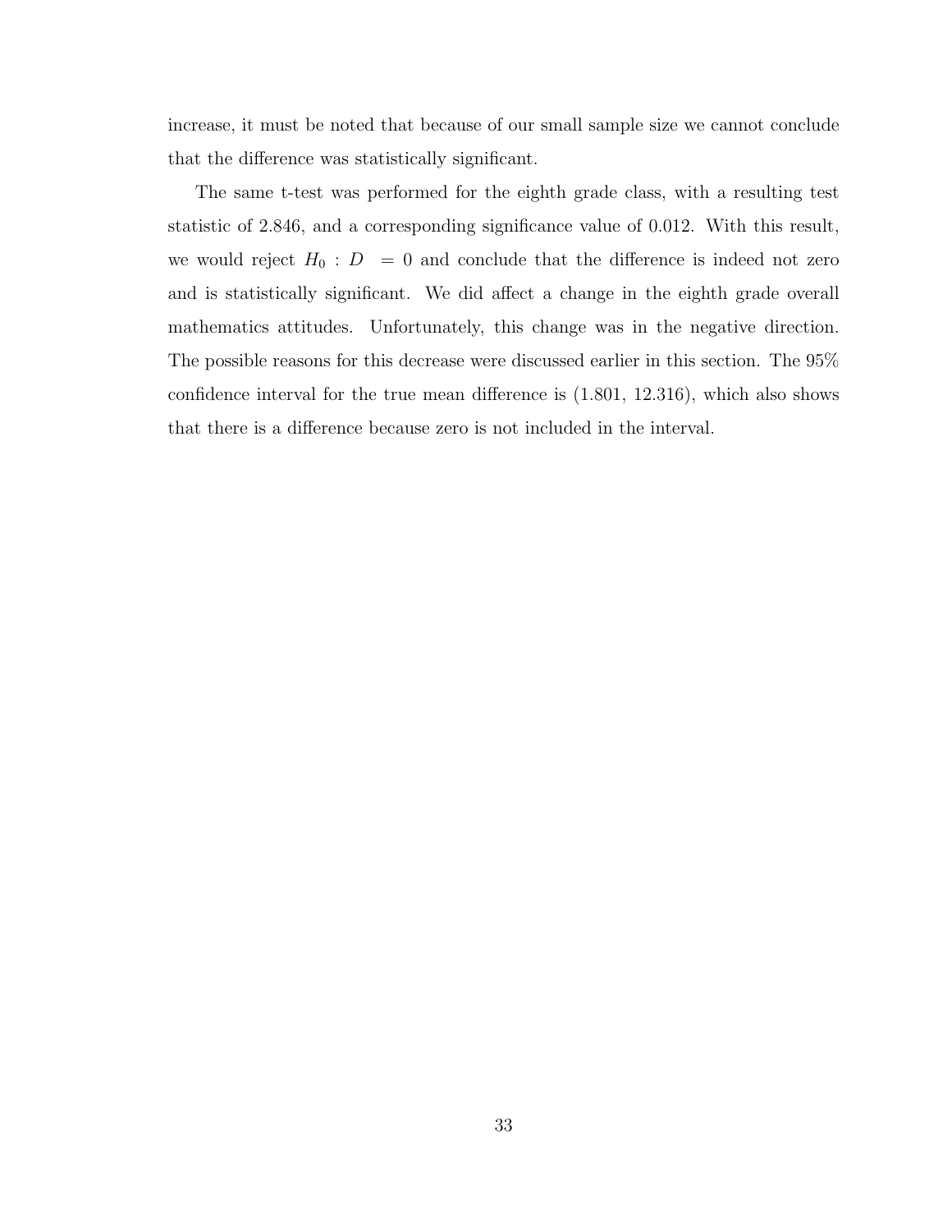increase, it must be noted that because of our small sample size we cannot conclude that the difference was statistically significant.

The same t-test was performed for the eighth grade class, with a resulting test statistic of 2.846, and a corresponding significance value of 0.012. With this result, we would reject $H_0 : D = 0$ and conclude that the difference is indeed not zero and is statistically significant. We did affect a change in the eighth grade overall mathematics attitudes. Unfortunately, this change was in the negative direction. The possible reasons for this decrease were discussed earlier in this section. The 95% confidence interval for the true mean difference is (1.801, 12.316), which also shows that there is a difference because zero is not included in the interval.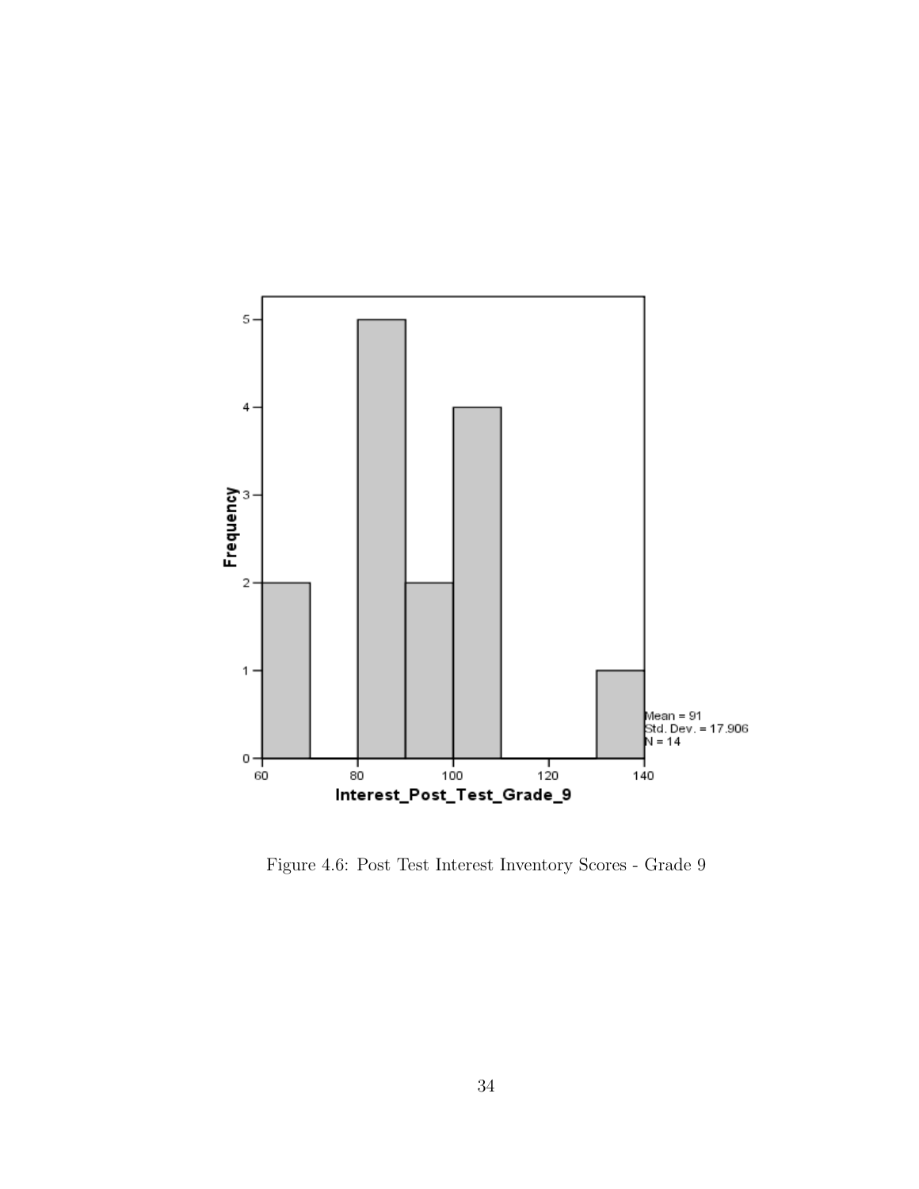Figure 4.6: Post Test Interest Inventory Scores - Grade 9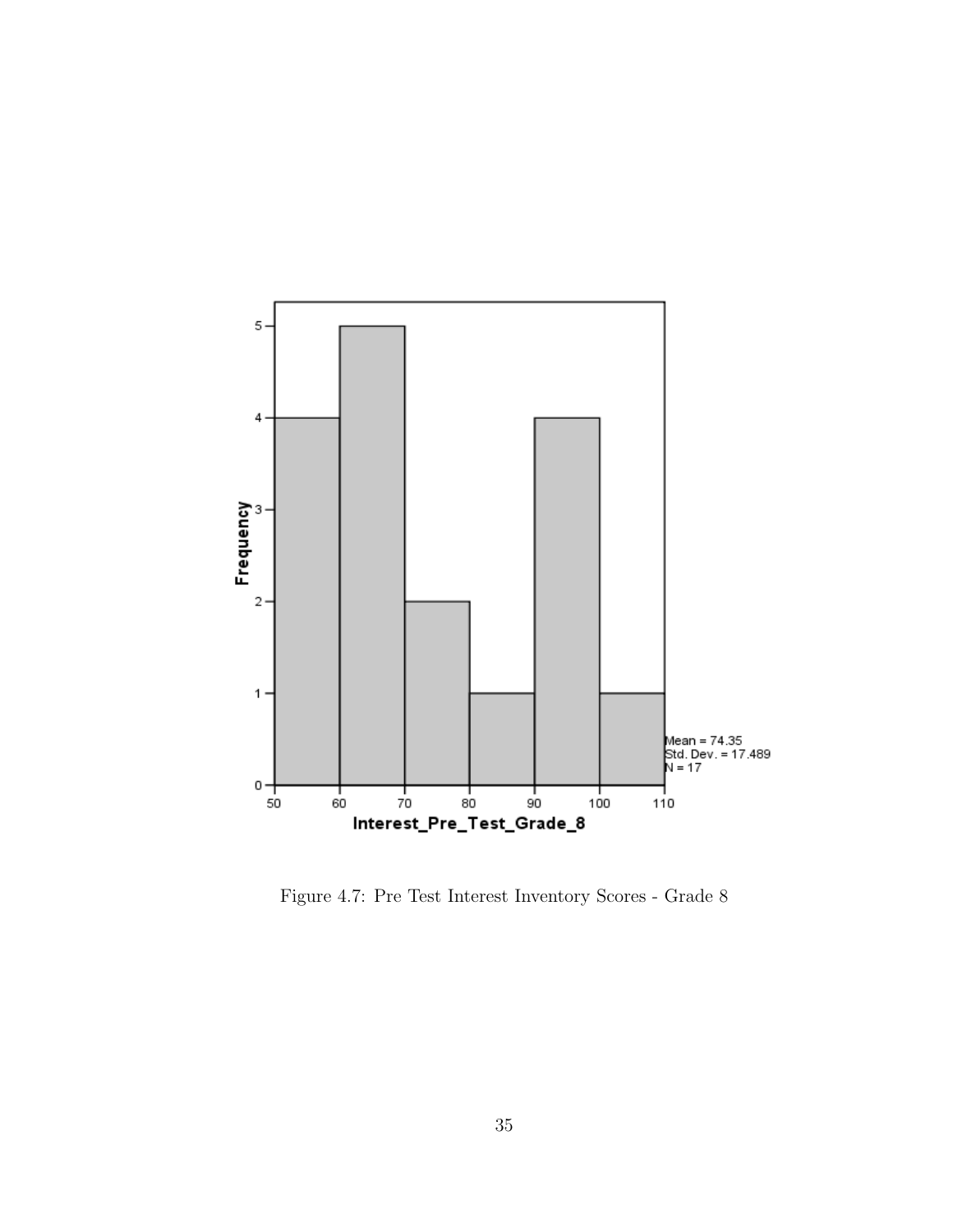Figure 4.7: Pre Test Interest Inventory Scores - Grade 8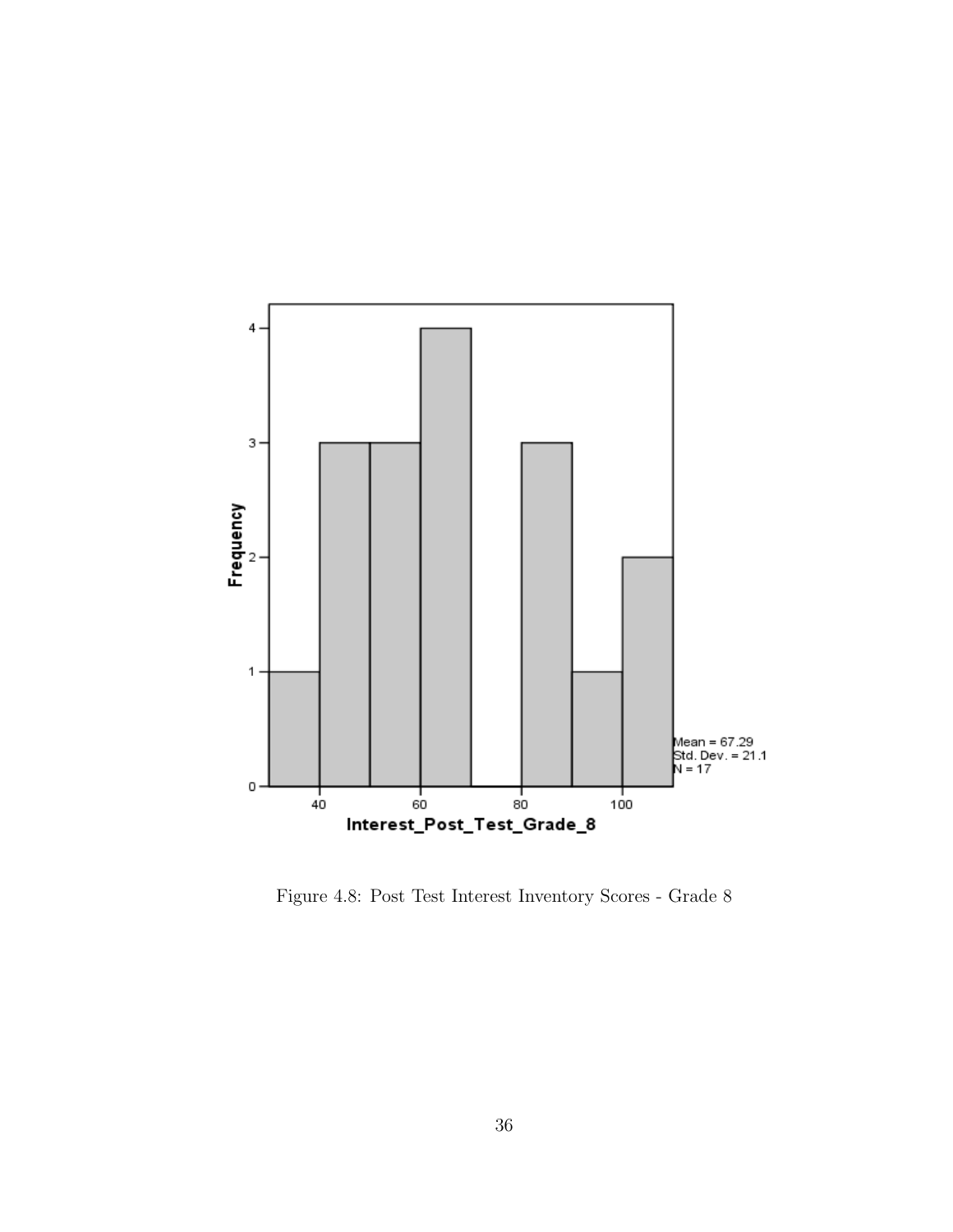Figure 4.8: Post Test Interest Inventory Scores - Grade 8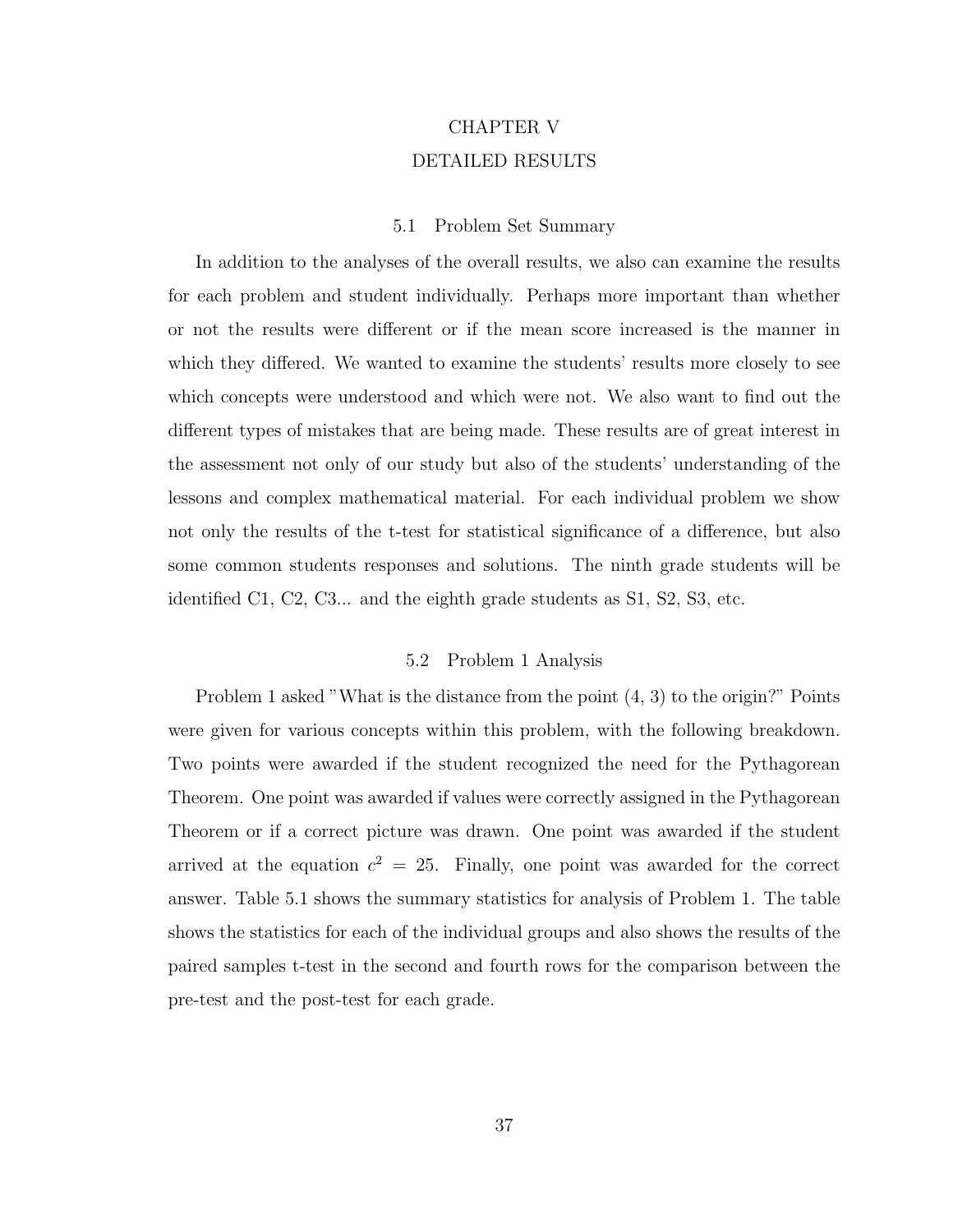# CHAPTER V
# DETAILED RESULTS

## 5.1 Problem Set Summary

In addition to the analyses of the overall results, we also can examine the results for each problem and student individually. Perhaps more important than whether or not the results were different or if the mean score increased is the manner in which they differed. We wanted to examine the students' results more closely to see which concepts were understood and which were not. We also want to find out the different types of mistakes that are being made. These results are of great interest in the assessment not only of our study but also of the students' understanding of the lessons and complex mathematical material. For each individual problem we show not only the results of the t-test for statistical significance of a difference, but also some common students responses and solutions. The ninth grade students will be identified C1, C2, C3... and the eighth grade students as S1, S2, S3, etc.

## 5.2 Problem 1 Analysis

Problem 1 asked "What is the distance from the point (4, 3) to the origin?" Points were given for various concepts within this problem, with the following breakdown. Two points were awarded if the student recognized the need for the Pythagorean Theorem. One point was awarded if values were correctly assigned in the Pythagorean Theorem or if a correct picture was drawn. One point was awarded if the student arrived at the equation $c^2 = 25$. Finally, one point was awarded for the correct answer. Table 5.1 shows the summary statistics for analysis of Problem 1. The table shows the statistics for each of the individual groups and also shows the results of the paired samples t-test in the second and fourth rows for the comparison between the pre-test and the post-test for each grade.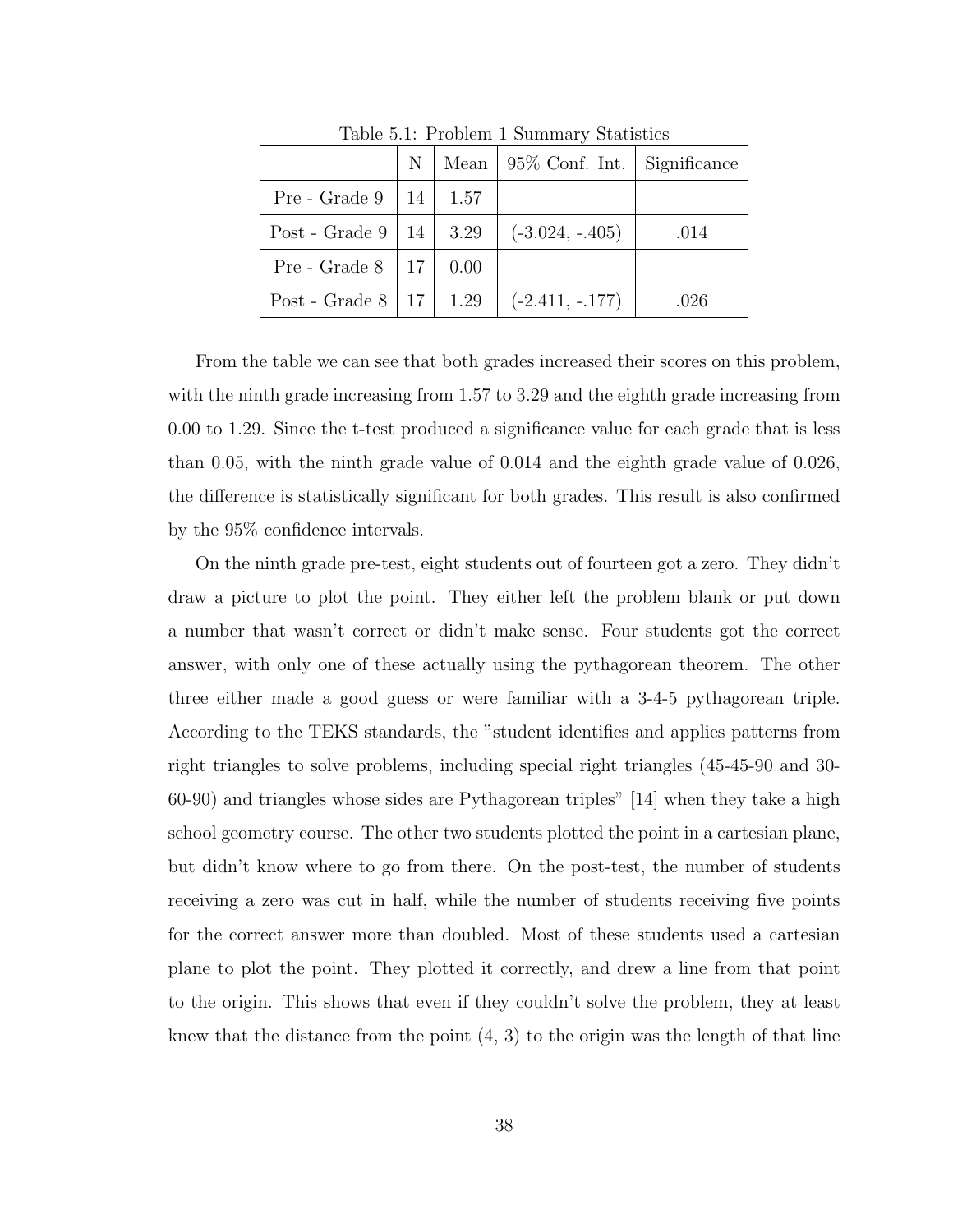Table 5.1: Problem 1 Summary Statistics

| | N | Mean | 95% Conf. Int. | Significance |
|---|---|---|---|---|
| Pre - Grade 9 | 14 | 1.57 | | |
| Post - Grade 9 | 14 | 3.29 | (-3.024, -.405) | .014 |
| Pre - Grade 8 | 17 | 0.00 | | |
| Post - Grade 8 | 17 | 1.29 | (-2.411, -.177) | .026 |

From the table we can see that both grades increased their scores on this problem, with the ninth grade increasing from 1.57 to 3.29 and the eighth grade increasing from 0.00 to 1.29. Since the t-test produced a significance value for each grade that is less than 0.05, with the ninth grade value of 0.014 and the eighth grade value of 0.026, the difference is statistically significant for both grades. This result is also confirmed by the 95% confidence intervals.

On the ninth grade pre-test, eight students out of fourteen got a zero. They didn't draw a picture to plot the point. They either left the problem blank or put down a number that wasn't correct or didn't make sense. Four students got the correct answer, with only one of these actually using the pythagorean theorem. The other three either made a good guess or were familiar with a 3-4-5 pythagorean triple. According to the TEKS standards, the "student identifies and applies patterns from right triangles to solve problems, including special right triangles (45-45-90 and 30-60-90) and triangles whose sides are Pythagorean triples" [14] when they take a high school geometry course. The other two students plotted the point in a cartesian plane, but didn't know where to go from there. On the post-test, the number of students receiving a zero was cut in half, while the number of students receiving five points for the correct answer more than doubled. Most of these students used a cartesian plane to plot the point. They plotted it correctly, and drew a line from that point to the origin. This shows that even if they couldn't solve the problem, they at least knew that the distance from the point (4, 3) to the origin was the length of that line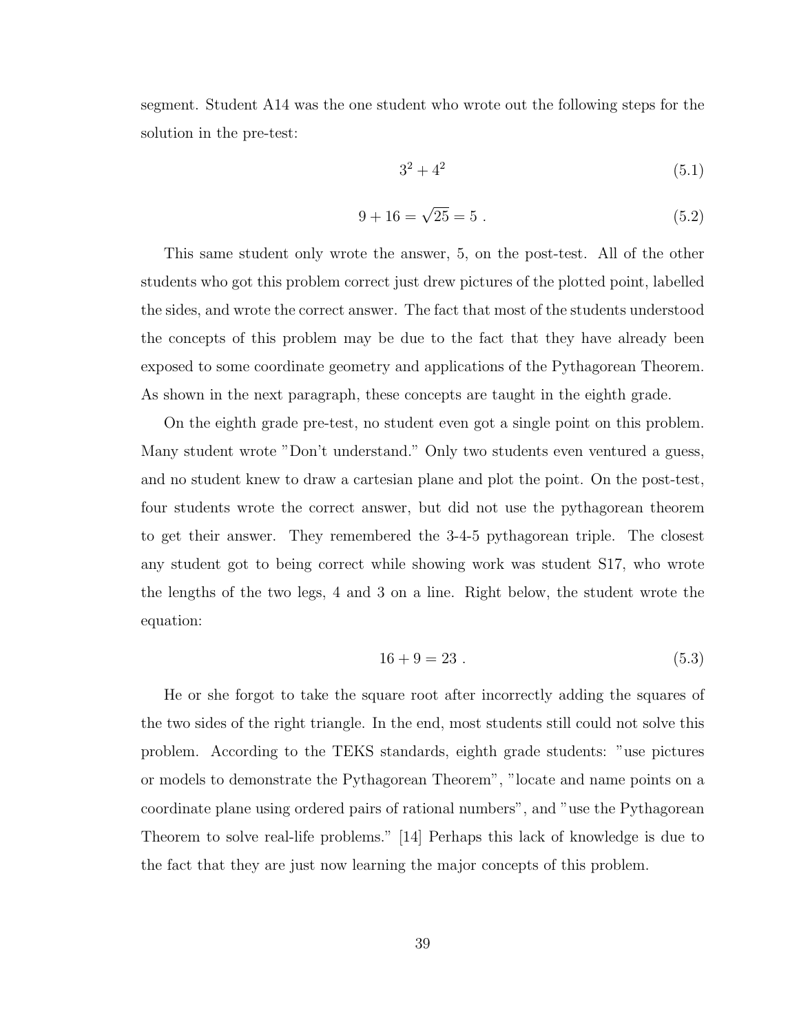segment. Student A14 was the one student who wrote out the following steps for the solution in the pre-test:

$$3^2 + 4^2 \tag{5.1}$$

$$9 + 16 = \sqrt{25} = 5\ . \tag{5.2}$$

This same student only wrote the answer, 5, on the post-test. All of the other students who got this problem correct just drew pictures of the plotted point, labelled the sides, and wrote the correct answer. The fact that most of the students understood the concepts of this problem may be due to the fact that they have already been exposed to some coordinate geometry and applications of the Pythagorean Theorem. As shown in the next paragraph, these concepts are taught in the eighth grade.

On the eighth grade pre-test, no student even got a single point on this problem. Many student wrote "Don't understand." Only two students even ventured a guess, and no student knew to draw a cartesian plane and plot the point. On the post-test, four students wrote the correct answer, but did not use the pythagorean theorem to get their answer. They remembered the 3-4-5 pythagorean triple. The closest any student got to being correct while showing work was student S17, who wrote the lengths of the two legs, 4 and 3 on a line. Right below, the student wrote the equation:

$$16 + 9 = 23\ . \tag{5.3}$$

He or she forgot to take the square root after incorrectly adding the squares of the two sides of the right triangle. In the end, most students still could not solve this problem. According to the TEKS standards, eighth grade students: "use pictures or models to demonstrate the Pythagorean Theorem", "locate and name points on a coordinate plane using ordered pairs of rational numbers", and "use the Pythagorean Theorem to solve real-life problems." [14] Perhaps this lack of knowledge is due to the fact that they are just now learning the major concepts of this problem.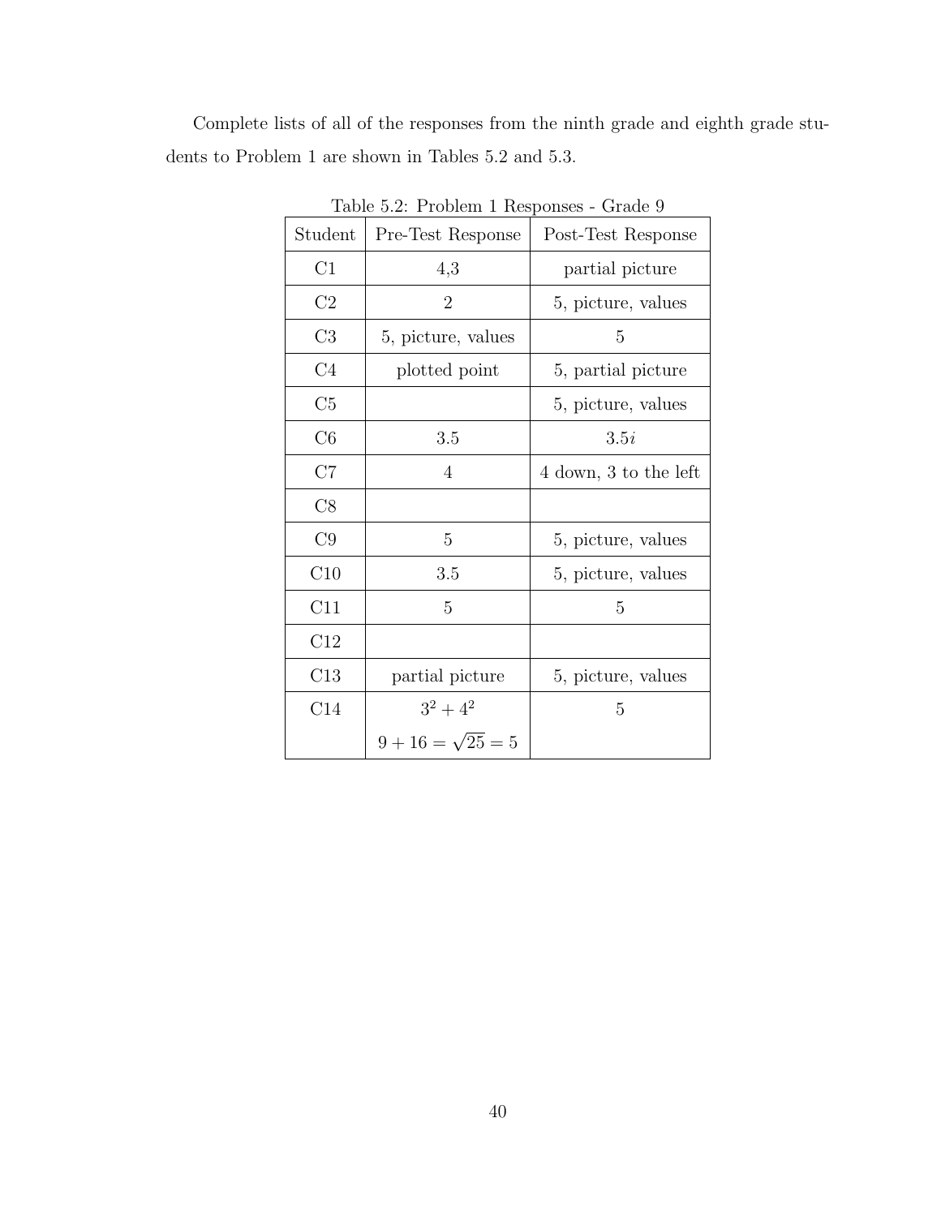Complete lists of all of the responses from the ninth grade and eighth grade students to Problem 1 are shown in Tables 5.2 and 5.3.

Table 5.2: Problem 1 Responses - Grade 9

| Student | Pre-Test Response | Post-Test Response |
|---|---|---|
| C1 | 4,3 | partial picture |
| C2 | 2 | 5, picture, values |
| C3 | 5, picture, values | 5 |
| C4 | plotted point | 5, partial picture |
| C5 | | 5, picture, values |
| C6 | 3.5 | $3.5i$ |
| C7 | 4 | 4 down, 3 to the left |
| C8 | | |
| C9 | 5 | 5, picture, values |
| C10 | 3.5 | 5, picture, values |
| C11 | 5 | 5 |
| C12 | | |
| C13 | partial picture | 5, picture, values |
| C14 | $3^2 + 4^2$ <br> $9 + 16 = \sqrt{25} = 5$ | 5 |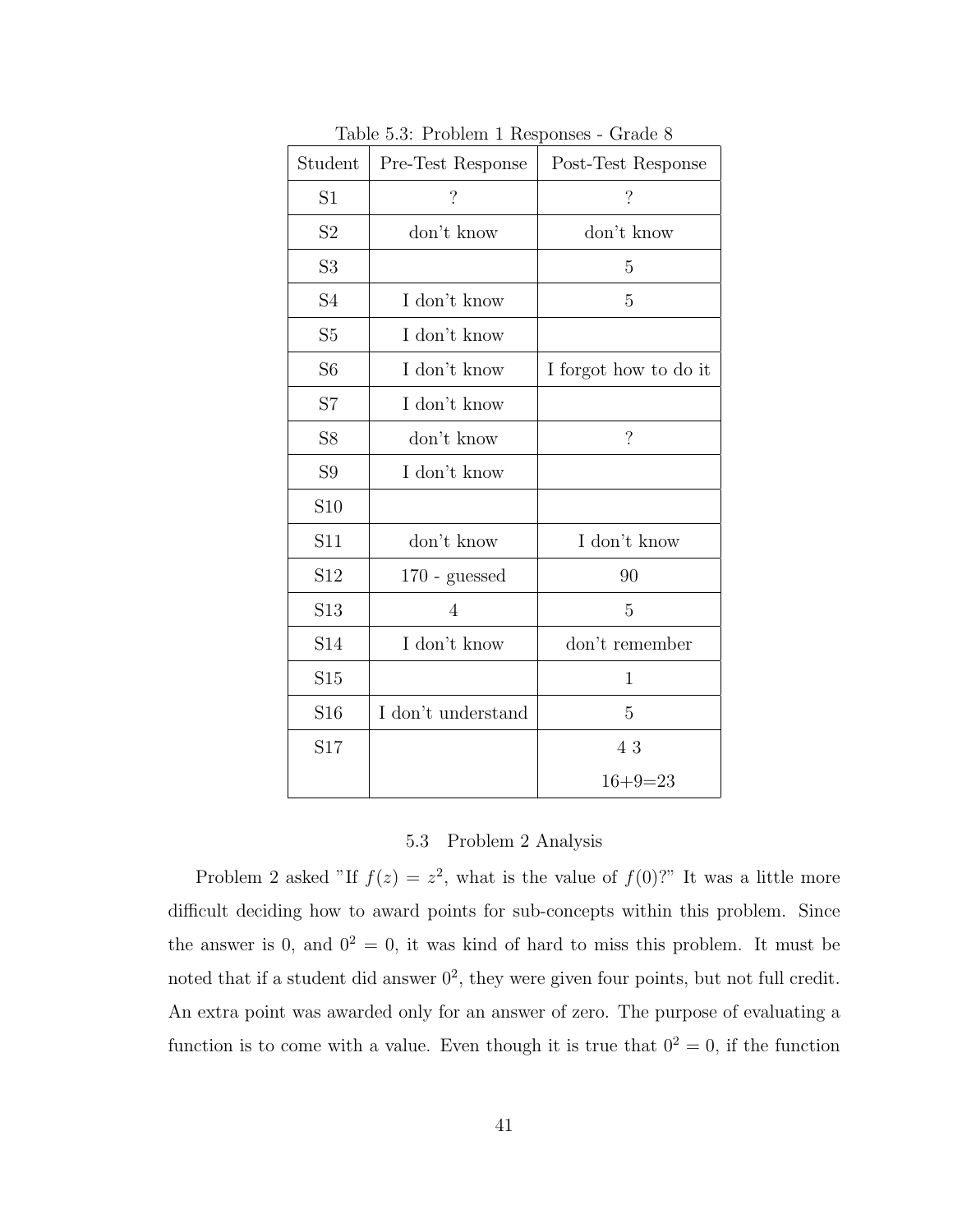Table 5.3: Problem 1 Responses - Grade 8

| Student | Pre-Test Response | Post-Test Response |
|---|---|---|
| S1 | ? | ? |
| S2 | don't know | don't know |
| S3 | | 5 |
| S4 | I don't know | 5 |
| S5 | I don't know | |
| S6 | I don't know | I forgot how to do it |
| S7 | I don't know | |
| S8 | don't know | ? |
| S9 | I don't know | |
| S10 | | |
| S11 | don't know | I don't know |
| S12 | 170 - guessed | 90 |
| S13 | 4 | 5 |
| S14 | I don't know | don't remember |
| S15 | | 1 |
| S16 | I don't understand | 5 |
| S17 | | 4 3<br>16+9=23 |

## 5.3 Problem 2 Analysis

Problem 2 asked "If $f(z) = z^2$, what is the value of $f(0)$?" It was a little more difficult deciding how to award points for sub-concepts within this problem. Since the answer is 0, and $0^2 = 0$, it was kind of hard to miss this problem. It must be noted that if a student did answer $0^2$, they were given four points, but not full credit. An extra point was awarded only for an answer of zero. The purpose of evaluating a function is to come with a value. Even though it is true that $0^2 = 0$, if the function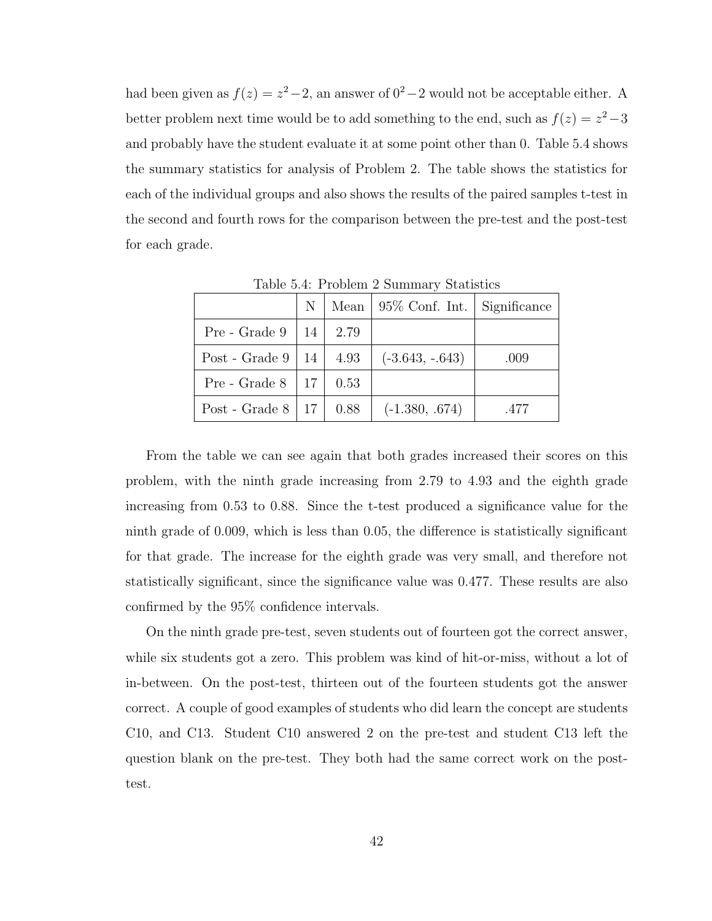had been given as $f(z) = z^2 - 2$, an answer of $0^2 - 2$ would not be acceptable either. A better problem next time would be to add something to the end, such as $f(z) = z^2 - 3$ and probably have the student evaluate it at some point other than 0. Table 5.4 shows the summary statistics for analysis of Problem 2. The table shows the statistics for each of the individual groups and also shows the results of the paired samples t-test in the second and fourth rows for the comparison between the pre-test and the post-test for each grade.

Table 5.4: Problem 2 Summary Statistics

| | N | Mean | 95% Conf. Int. | Significance |
|---|---|---|---|---|
| Pre - Grade 9 | 14 | 2.79 | | |
| Post - Grade 9 | 14 | 4.93 | (-3.643, -.643) | .009 |
| Pre - Grade 8 | 17 | 0.53 | | |
| Post - Grade 8 | 17 | 0.88 | (-1.380, .674) | .477 |

From the table we can see again that both grades increased their scores on this problem, with the ninth grade increasing from 2.79 to 4.93 and the eighth grade increasing from 0.53 to 0.88. Since the t-test produced a significance value for the ninth grade of 0.009, which is less than 0.05, the difference is statistically significant for that grade. The increase for the eighth grade was very small, and therefore not statistically significant, since the significance value was 0.477. These results are also confirmed by the 95% confidence intervals.

On the ninth grade pre-test, seven students out of fourteen got the correct answer, while six students got a zero. This problem was kind of hit-or-miss, without a lot of in-between. On the post-test, thirteen out of the fourteen students got the answer correct. A couple of good examples of students who did learn the concept are students C10, and C13. Student C10 answered 2 on the pre-test and student C13 left the question blank on the pre-test. They both had the same correct work on the post-test.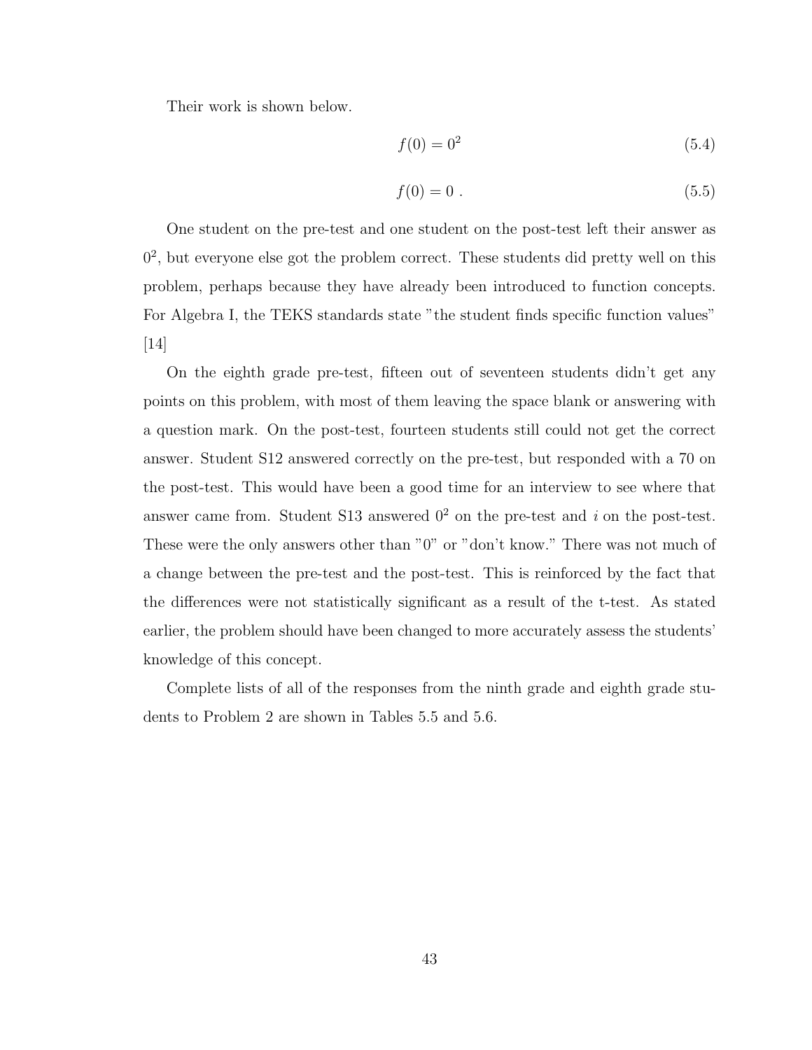Their work is shown below.

$$f(0) = 0^2 \tag{5.4}$$

$$f(0) = 0 \ . \tag{5.5}$$

One student on the pre-test and one student on the post-test left their answer as $0^2$, but everyone else got the problem correct. These students did pretty well on this problem, perhaps because they have already been introduced to function concepts. For Algebra I, the TEKS standards state "the student finds specific function values" [14]

On the eighth grade pre-test, fifteen out of seventeen students didn't get any points on this problem, with most of them leaving the space blank or answering with a question mark. On the post-test, fourteen students still could not get the correct answer. Student S12 answered correctly on the pre-test, but responded with a 70 on the post-test. This would have been a good time for an interview to see where that answer came from. Student S13 answered $0^2$ on the pre-test and $i$ on the post-test. These were the only answers other than "0" or "don't know." There was not much of a change between the pre-test and the post-test. This is reinforced by the fact that the differences were not statistically significant as a result of the t-test. As stated earlier, the problem should have been changed to more accurately assess the students' knowledge of this concept.

Complete lists of all of the responses from the ninth grade and eighth grade students to Problem 2 are shown in Tables 5.5 and 5.6.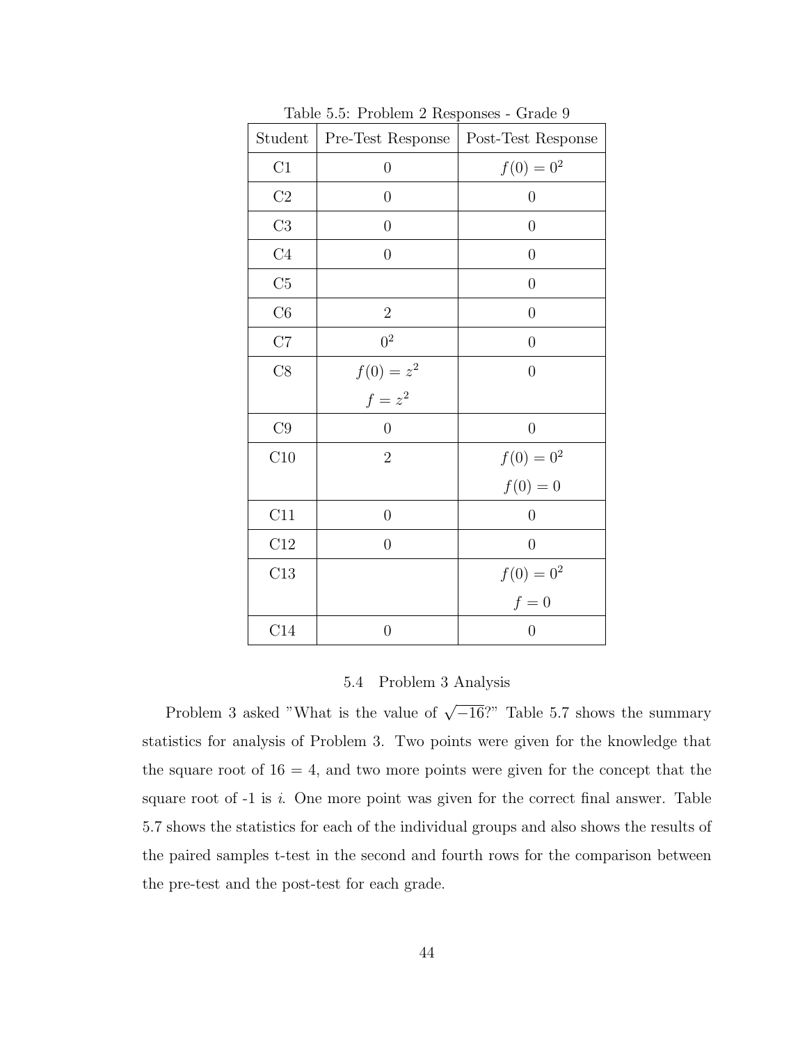Table 5.5: Problem 2 Responses - Grade 9

| Student | Pre-Test Response | Post-Test Response |
|---|---|---|
| C1 | 0 | $f(0) = 0^2$ |
| C2 | 0 | 0 |
| C3 | 0 | 0 |
| C4 | 0 | 0 |
| C5 | | 0 |
| C6 | 2 | 0 |
| C7 | $0^2$ | 0 |
| C8 | $f(0) = z^2$ <br> $f = z^2$ | 0 |
| C9 | 0 | 0 |
| C10 | 2 | $f(0) = 0^2$ <br> $f(0) = 0$ |
| C11 | 0 | 0 |
| C12 | 0 | 0 |
| C13 | | $f(0) = 0^2$ <br> $f = 0$ |
| C14 | 0 | 0 |

## 5.4 Problem 3 Analysis

Problem 3 asked "What is the value of $\sqrt{-16}$?" Table 5.7 shows the summary statistics for analysis of Problem 3. Two points were given for the knowledge that the square root of 16 = 4, and two more points were given for the concept that the square root of -1 is $i$. One more point was given for the correct final answer. Table 5.7 shows the statistics for each of the individual groups and also shows the results of the paired samples t-test in the second and fourth rows for the comparison between the pre-test and the post-test for each grade.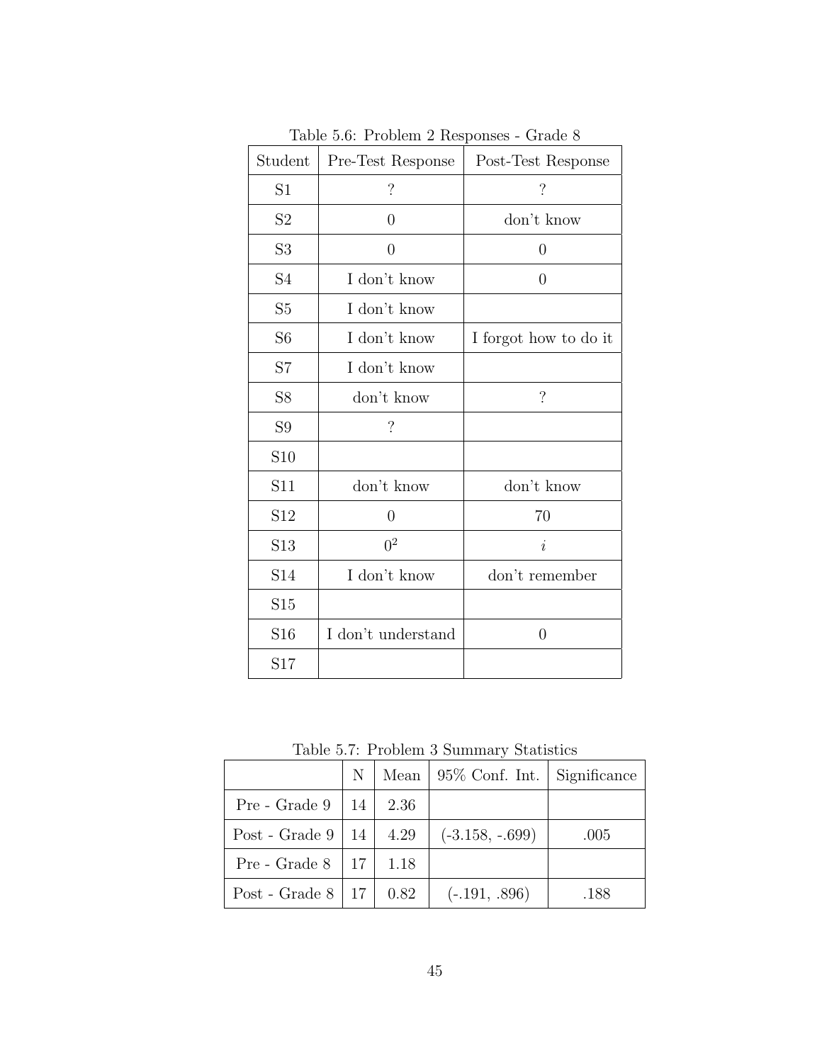Table 5.6: Problem 2 Responses - Grade 8

| Student | Pre-Test Response | Post-Test Response |
|---|---|---|
| S1 | ? | ? |
| S2 | 0 | don't know |
| S3 | 0 | 0 |
| S4 | I don't know | 0 |
| S5 | I don't know | |
| S6 | I don't know | I forgot how to do it |
| S7 | I don't know | |
| S8 | don't know | ? |
| S9 | ? | |
| S10 | | |
| S11 | don't know | don't know |
| S12 | 0 | 70 |
| S13 | $0^2$ | $i$ |
| S14 | I don't know | don't remember |
| S15 | | |
| S16 | I don't understand | 0 |
| S17 | | |

Table 5.7: Problem 3 Summary Statistics

| | N | Mean | 95% Conf. Int. | Significance |
|---|---|---|---|---|
| Pre - Grade 9 | 14 | 2.36 | | |
| Post - Grade 9 | 14 | 4.29 | (-3.158, -.699) | .005 |
| Pre - Grade 8 | 17 | 1.18 | | |
| Post - Grade 8 | 17 | 0.82 | (-.191, .896) | .188 |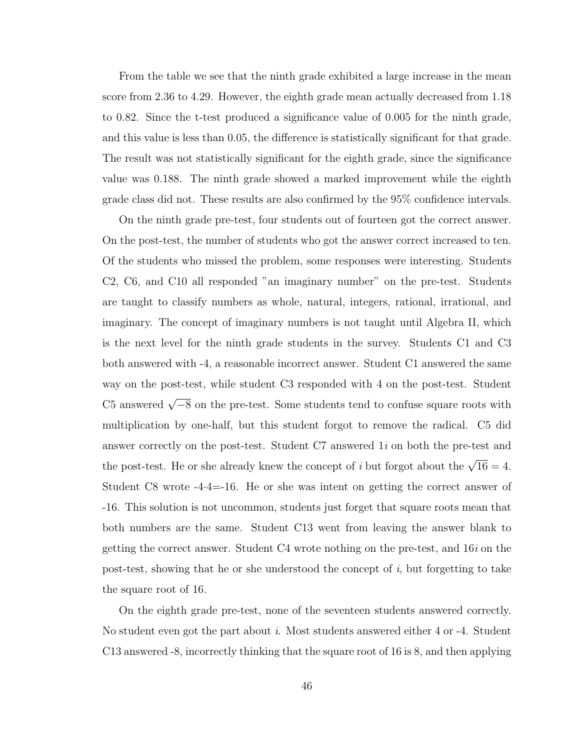From the table we see that the ninth grade exhibited a large increase in the mean score from 2.36 to 4.29. However, the eighth grade mean actually decreased from 1.18 to 0.82. Since the t-test produced a significance value of 0.005 for the ninth grade, and this value is less than 0.05, the difference is statistically significant for that grade. The result was not statistically significant for the eighth grade, since the significance value was 0.188. The ninth grade showed a marked improvement while the eighth grade class did not. These results are also confirmed by the 95% confidence intervals.

On the ninth grade pre-test, four students out of fourteen got the correct answer. On the post-test, the number of students who got the answer correct increased to ten. Of the students who missed the problem, some responses were interesting. Students C2, C6, and C10 all responded "an imaginary number" on the pre-test. Students are taught to classify numbers as whole, natural, integers, rational, irrational, and imaginary. The concept of imaginary numbers is not taught until Algebra II, which is the next level for the ninth grade students in the survey. Students C1 and C3 both answered with -4, a reasonable incorrect answer. Student C1 answered the same way on the post-test, while student C3 responded with 4 on the post-test. Student C5 answered $\sqrt{-8}$ on the pre-test. Some students tend to confuse square roots with multiplication by one-half, but this student forgot to remove the radical. C5 did answer correctly on the post-test. Student C7 answered $1i$ on both the pre-test and the post-test. He or she already knew the concept of $i$ but forgot about the $\sqrt{16} = 4$. Student C8 wrote $-4 \cdot 4 = -16$. He or she was intent on getting the correct answer of -16. This solution is not uncommon, students just forget that square roots mean that both numbers are the same. Student C13 went from leaving the answer blank to getting the correct answer. Student C4 wrote nothing on the pre-test, and $16i$ on the post-test, showing that he or she understood the concept of $i$, but forgetting to take the square root of 16.

On the eighth grade pre-test, none of the seventeen students answered correctly. No student even got the part about $i$. Most students answered either 4 or -4. Student C13 answered -8, incorrectly thinking that the square root of 16 is 8, and then applying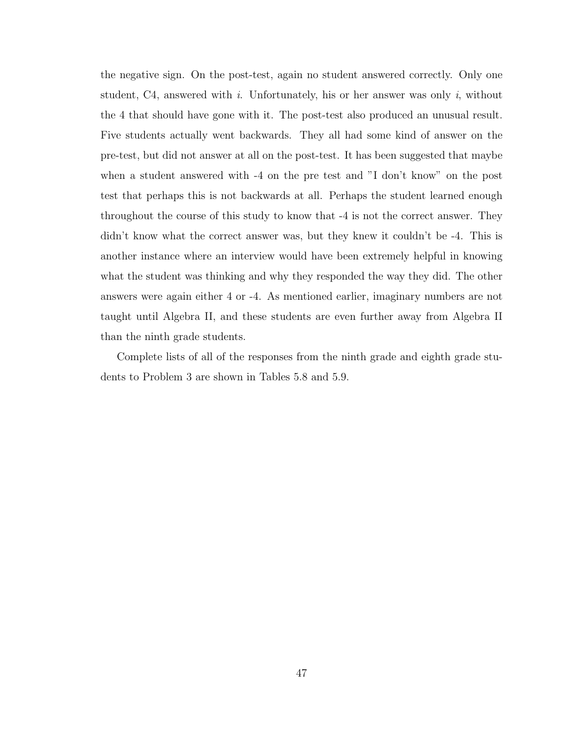the negative sign. On the post-test, again no student answered correctly. Only one student, C4, answered with $i$. Unfortunately, his or her answer was only $i$, without the 4 that should have gone with it. The post-test also produced an unusual result. Five students actually went backwards. They all had some kind of answer on the pre-test, but did not answer at all on the post-test. It has been suggested that maybe when a student answered with -4 on the pre test and "I don't know" on the post test that perhaps this is not backwards at all. Perhaps the student learned enough throughout the course of this study to know that -4 is not the correct answer. They didn't know what the correct answer was, but they knew it couldn't be -4. This is another instance where an interview would have been extremely helpful in knowing what the student was thinking and why they responded the way they did. The other answers were again either 4 or -4. As mentioned earlier, imaginary numbers are not taught until Algebra II, and these students are even further away from Algebra II than the ninth grade students.

Complete lists of all of the responses from the ninth grade and eighth grade students to Problem 3 are shown in Tables 5.8 and 5.9.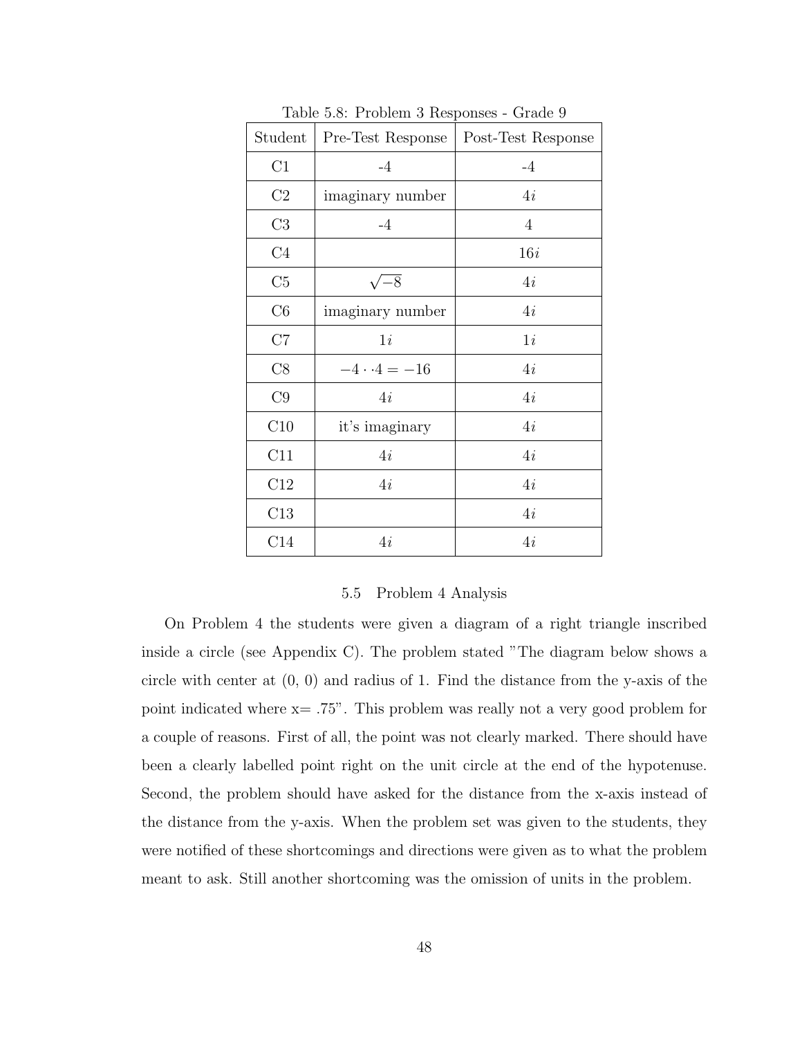Table 5.8: Problem 3 Responses - Grade 9

| Student | Pre-Test Response | Post-Test Response |
|---|---|---|
| C1 | -4 | -4 |
| C2 | imaginary number | $4i$ |
| C3 | -4 | 4 |
| C4 | | $16i$ |
| C5 | $\sqrt{-8}$ | $4i$ |
| C6 | imaginary number | $4i$ |
| C7 | $1i$ | $1i$ |
| C8 | $-4 \cdot \cdot 4 = -16$ | $4i$ |
| C9 | $4i$ | $4i$ |
| C10 | it's imaginary | $4i$ |
| C11 | $4i$ | $4i$ |
| C12 | $4i$ | $4i$ |
| C13 | | $4i$ |
| C14 | $4i$ | $4i$ |

### 5.5 Problem 4 Analysis

On Problem 4 the students were given a diagram of a right triangle inscribed inside a circle (see Appendix C). The problem stated "The diagram below shows a circle with center at (0, 0) and radius of 1. Find the distance from the y-axis of the point indicated where x= .75". This problem was really not a very good problem for a couple of reasons. First of all, the point was not clearly marked. There should have been a clearly labelled point right on the unit circle at the end of the hypotenuse. Second, the problem should have asked for the distance from the x-axis instead of the distance from the y-axis. When the problem set was given to the students, they were notified of these shortcomings and directions were given as to what the problem meant to ask. Still another shortcoming was the omission of units in the problem.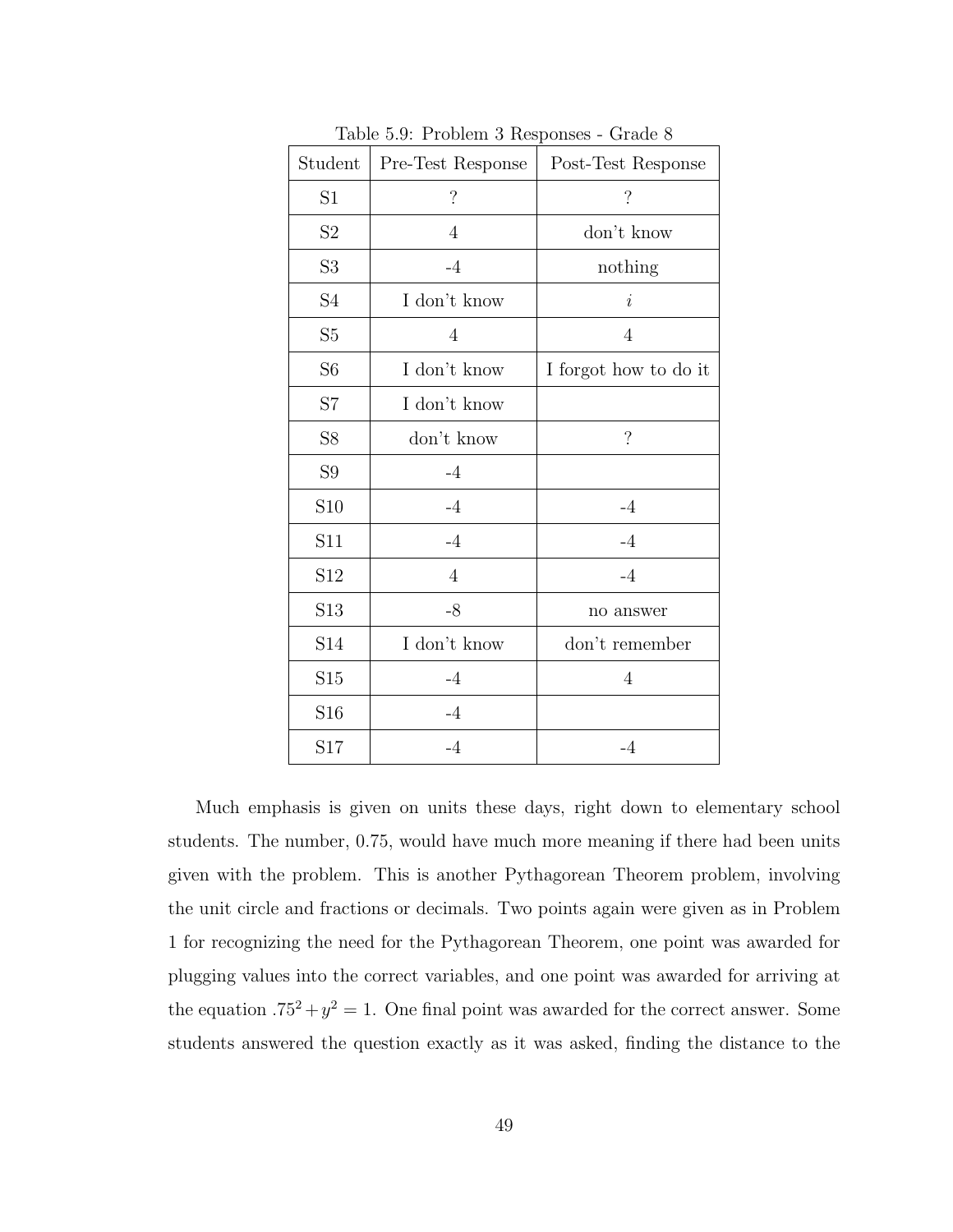Table 5.9: Problem 3 Responses - Grade 8

| Student | Pre-Test Response | Post-Test Response |
|---|---|---|
| S1 | ? | ? |
| S2 | 4 | don't know |
| S3 | -4 | nothing |
| S4 | I don't know | $i$ |
| S5 | 4 | 4 |
| S6 | I don't know | I forgot how to do it |
| S7 | I don't know | |
| S8 | don't know | ? |
| S9 | -4 | |
| S10 | -4 | -4 |
| S11 | -4 | -4 |
| S12 | 4 | -4 |
| S13 | -8 | no answer |
| S14 | I don't know | don't remember |
| S15 | -4 | 4 |
| S16 | -4 | |
| S17 | -4 | -4 |

Much emphasis is given on units these days, right down to elementary school students. The number, 0.75, would have much more meaning if there had been units given with the problem. This is another Pythagorean Theorem problem, involving the unit circle and fractions or decimals. Two points again were given as in Problem 1 for recognizing the need for the Pythagorean Theorem, one point was awarded for plugging values into the correct variables, and one point was awarded for arriving at the equation $.75^2 + y^2 = 1$. One final point was awarded for the correct answer. Some students answered the question exactly as it was asked, finding the distance to the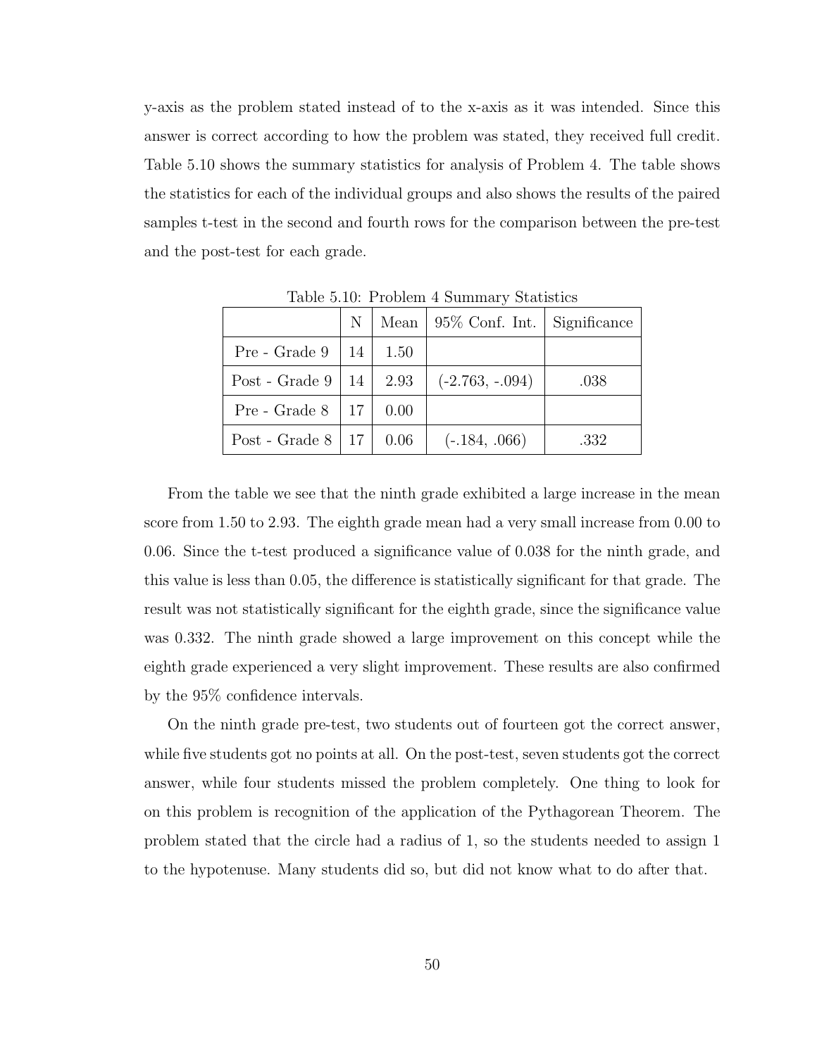y-axis as the problem stated instead of to the x-axis as it was intended. Since this answer is correct according to how the problem was stated, they received full credit. Table 5.10 shows the summary statistics for analysis of Problem 4. The table shows the statistics for each of the individual groups and also shows the results of the paired samples t-test in the second and fourth rows for the comparison between the pre-test and the post-test for each grade.

Table 5.10: Problem 4 Summary Statistics

| | N | Mean | 95% Conf. Int. | Significance |
|---|---|---|---|---|
| Pre - Grade 9 | 14 | 1.50 | | |
| Post - Grade 9 | 14 | 2.93 | (-2.763, -.094) | .038 |
| Pre - Grade 8 | 17 | 0.00 | | |
| Post - Grade 8 | 17 | 0.06 | (-.184, .066) | .332 |

From the table we see that the ninth grade exhibited a large increase in the mean score from 1.50 to 2.93. The eighth grade mean had a very small increase from 0.00 to 0.06. Since the t-test produced a significance value of 0.038 for the ninth grade, and this value is less than 0.05, the difference is statistically significant for that grade. The result was not statistically significant for the eighth grade, since the significance value was 0.332. The ninth grade showed a large improvement on this concept while the eighth grade experienced a very slight improvement. These results are also confirmed by the 95% confidence intervals.

On the ninth grade pre-test, two students out of fourteen got the correct answer, while five students got no points at all. On the post-test, seven students got the correct answer, while four students missed the problem completely. One thing to look for on this problem is recognition of the application of the Pythagorean Theorem. The problem stated that the circle had a radius of 1, so the students needed to assign 1 to the hypotenuse. Many students did so, but did not know what to do after that.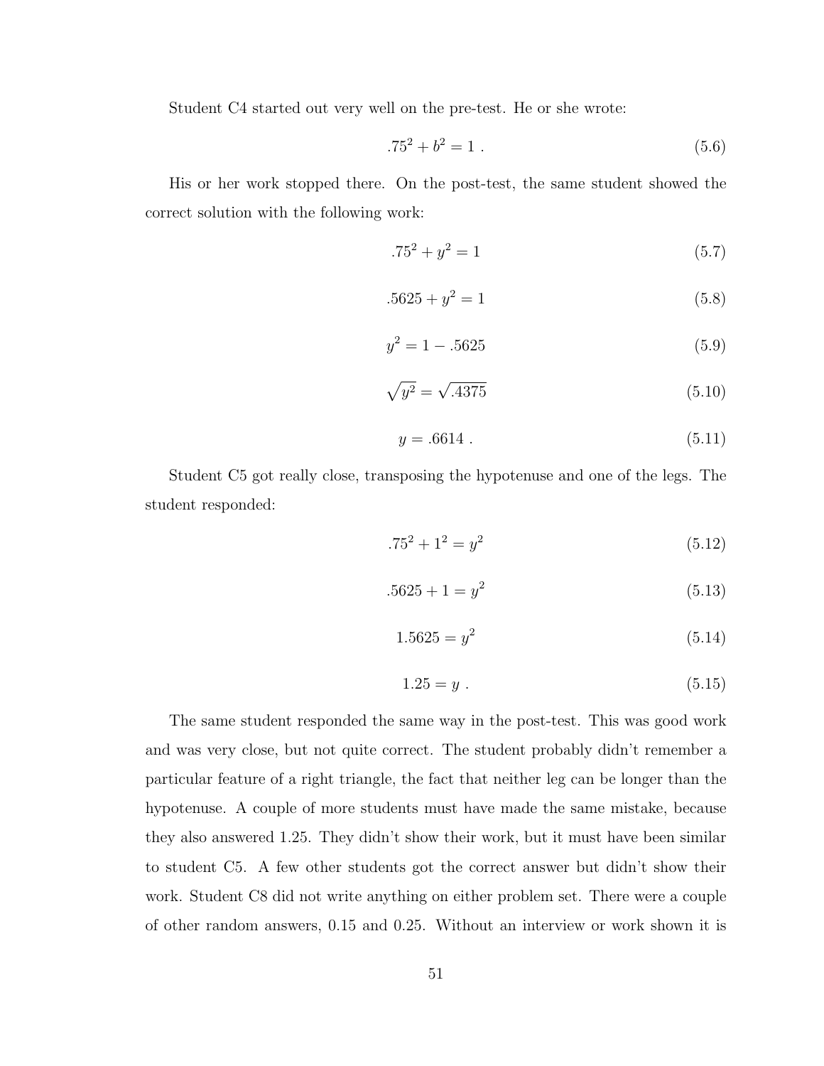Student C4 started out very well on the pre-test. He or she wrote:

$$.75^2 + b^2 = 1 \ . \tag{5.6}$$

His or her work stopped there. On the post-test, the same student showed the correct solution with the following work:

$$.75^2 + y^2 = 1 \tag{5.7}$$

$$.5625 + y^2 = 1 \tag{5.8}$$

$$y^2 = 1 - .5625 \tag{5.9}$$

$$\sqrt{y^2} = \sqrt{.4375} \tag{5.10}$$

$$y = .6614 \ . \tag{5.11}$$

Student C5 got really close, transposing the hypotenuse and one of the legs. The student responded:

$$.75^2 + 1^2 = y^2 \tag{5.12}$$

$$.5625 + 1 = y^2 \tag{5.13}$$

$$1.5625 = y^2 \tag{5.14}$$

$$1.25 = y \ . \tag{5.15}$$

The same student responded the same way in the post-test. This was good work and was very close, but not quite correct. The student probably didn't remember a particular feature of a right triangle, the fact that neither leg can be longer than the hypotenuse. A couple of more students must have made the same mistake, because they also answered 1.25. They didn't show their work, but it must have been similar to student C5. A few other students got the correct answer but didn't show their work. Student C8 did not write anything on either problem set. There were a couple of other random answers, 0.15 and 0.25. Without an interview or work shown it is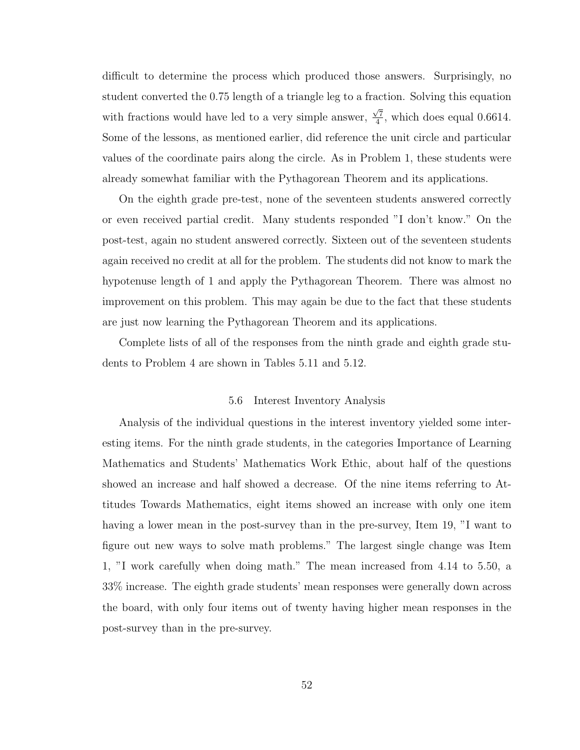difficult to determine the process which produced those answers. Surprisingly, no student converted the 0.75 length of a triangle leg to a fraction. Solving this equation with fractions would have led to a very simple answer, $\frac{\sqrt{7}}{4}$, which does equal 0.6614. Some of the lessons, as mentioned earlier, did reference the unit circle and particular values of the coordinate pairs along the circle. As in Problem 1, these students were already somewhat familiar with the Pythagorean Theorem and its applications.

On the eighth grade pre-test, none of the seventeen students answered correctly or even received partial credit. Many students responded "I don't know." On the post-test, again no student answered correctly. Sixteen out of the seventeen students again received no credit at all for the problem. The students did not know to mark the hypotenuse length of 1 and apply the Pythagorean Theorem. There was almost no improvement on this problem. This may again be due to the fact that these students are just now learning the Pythagorean Theorem and its applications.

Complete lists of all of the responses from the ninth grade and eighth grade students to Problem 4 are shown in Tables 5.11 and 5.12.

### 5.6 Interest Inventory Analysis

Analysis of the individual questions in the interest inventory yielded some interesting items. For the ninth grade students, in the categories Importance of Learning Mathematics and Students' Mathematics Work Ethic, about half of the questions showed an increase and half showed a decrease. Of the nine items referring to Attitudes Towards Mathematics, eight items showed an increase with only one item having a lower mean in the post-survey than in the pre-survey, Item 19, "I want to figure out new ways to solve math problems." The largest single change was Item 1, "I work carefully when doing math." The mean increased from 4.14 to 5.50, a 33% increase. The eighth grade students' mean responses were generally down across the board, with only four items out of twenty having higher mean responses in the post-survey than in the pre-survey.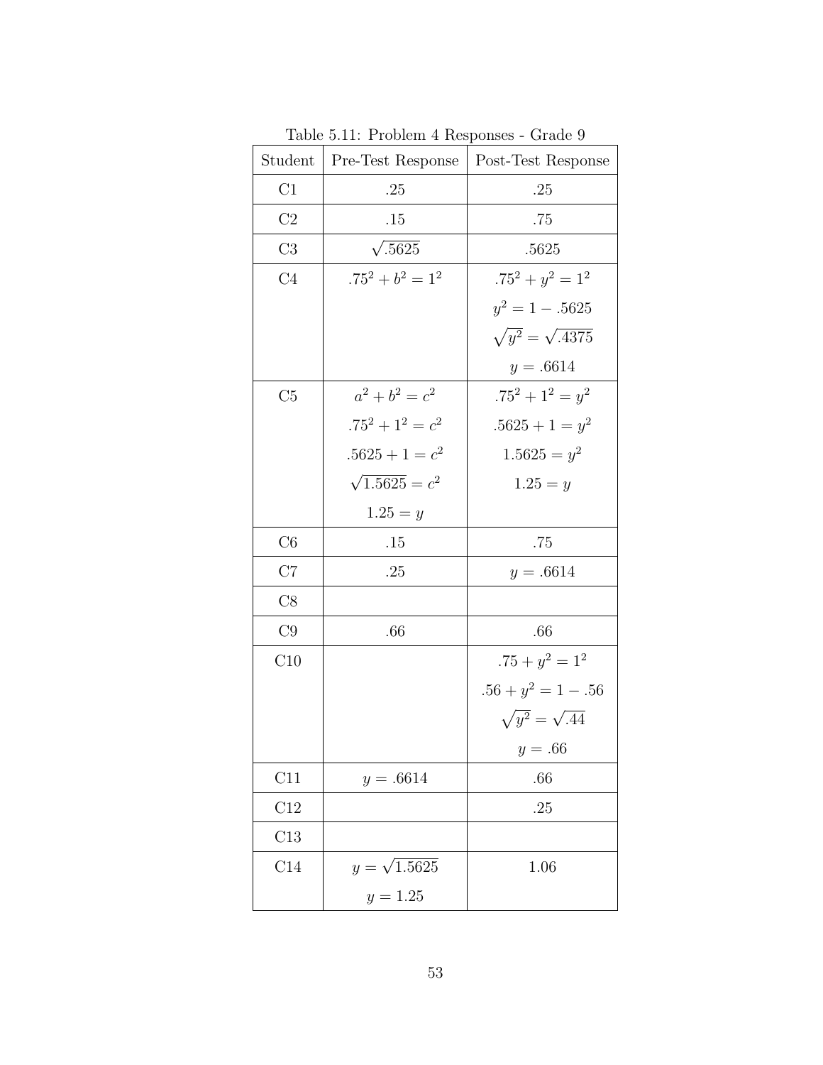Table 5.11: Problem 4 Responses - Grade 9

| Student | Pre-Test Response | Post-Test Response |
|---|---|---|
| C1 | .25 | .25 |
| C2 | .15 | .75 |
| C3 | $\sqrt{.5625}$ | .5625 |
| C4 | $.75^2 + b^2 = 1^2$ | $.75^2 + y^2 = 1^2$ <br> $y^2 = 1 - .5625$ <br> $\sqrt{y^2} = \sqrt{.4375}$ <br> $y = .6614$ |
| C5 | $a^2 + b^2 = c^2$ <br> $.75^2 + 1^2 = c^2$ <br> $.5625 + 1 = c^2$ <br> $\sqrt{1.5625} = c^2$ <br> $1.25 = y$ | $.75^2 + 1^2 = y^2$ <br> $.5625 + 1 = y^2$ <br> $1.5625 = y^2$ <br> $1.25 = y$ |
| C6 | .15 | .75 |
| C7 | .25 | $y = .6614$ |
| C8 | | |
| C9 | .66 | .66 |
| C10 | | $.75 + y^2 = 1^2$ <br> $.56 + y^2 = 1 - .56$ <br> $\sqrt{y^2} = \sqrt{.44}$ <br> $y = .66$ |
| C11 | $y = .6614$ | .66 |
| C12 | | .25 |
| C13 | | |
| C14 | $y = \sqrt{1.5625}$ <br> $y = 1.25$ | 1.06 |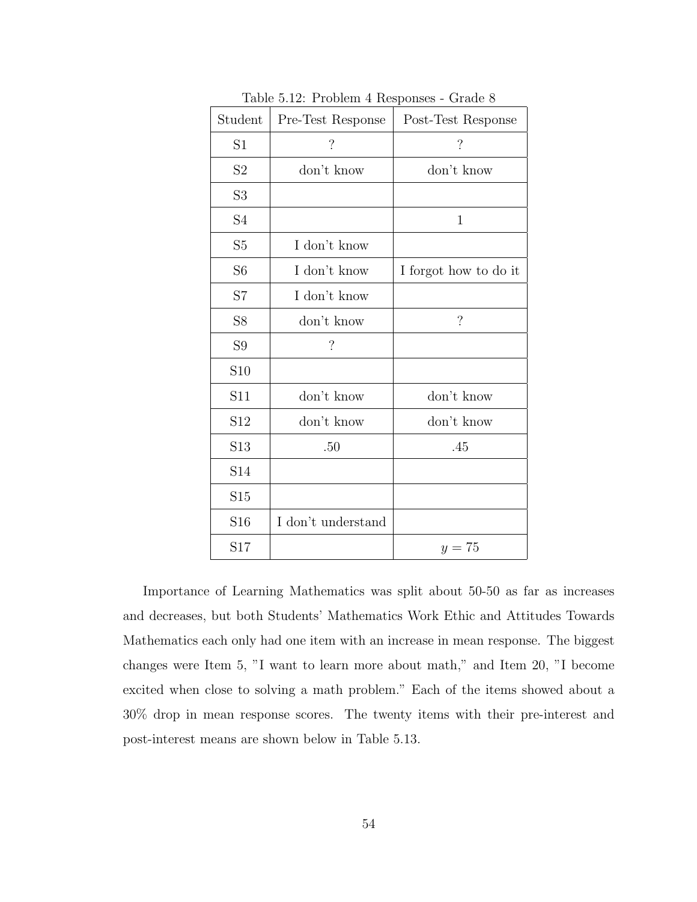Table 5.12: Problem 4 Responses - Grade 8

| Student | Pre-Test Response | Post-Test Response |
|---|---|---|
| S1 | ? | ? |
| S2 | don't know | don't know |
| S3 | | |
| S4 | | 1 |
| S5 | I don't know | |
| S6 | I don't know | I forgot how to do it |
| S7 | I don't know | |
| S8 | don't know | ? |
| S9 | ? | |
| S10 | | |
| S11 | don't know | don't know |
| S12 | don't know | don't know |
| S13 | .50 | .45 |
| S14 | | |
| S15 | | |
| S16 | I don't understand | |
| S17 | | $y = 75$ |

Importance of Learning Mathematics was split about 50-50 as far as increases and decreases, but both Students' Mathematics Work Ethic and Attitudes Towards Mathematics each only had one item with an increase in mean response. The biggest changes were Item 5, "I want to learn more about math," and Item 20, "I become excited when close to solving a math problem." Each of the items showed about a 30% drop in mean response scores. The twenty items with their pre-interest and post-interest means are shown below in Table 5.13.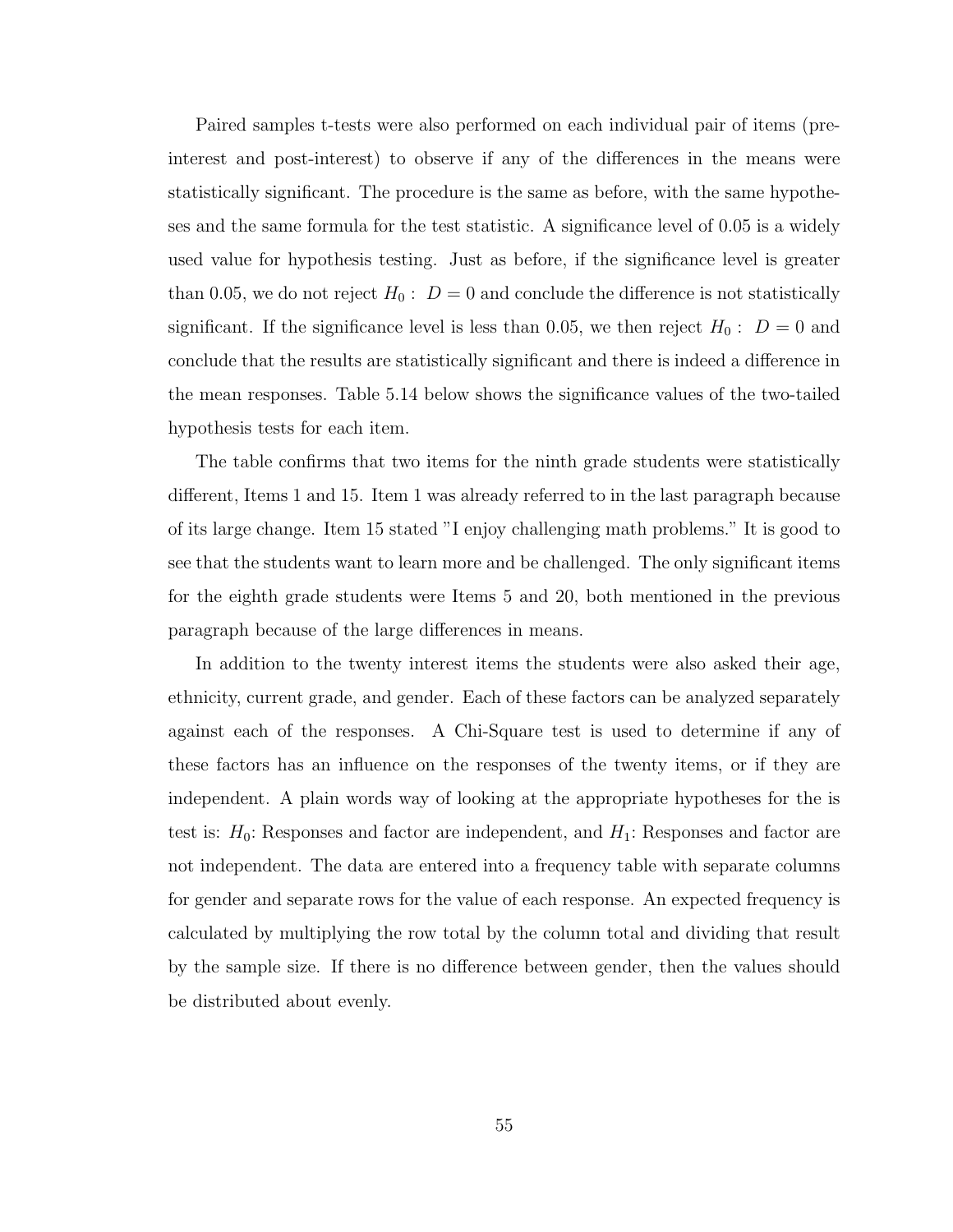Paired samples t-tests were also performed on each individual pair of items (pre-interest and post-interest) to observe if any of the differences in the means were statistically significant. The procedure is the same as before, with the same hypotheses and the same formula for the test statistic. A significance level of 0.05 is a widely used value for hypothesis testing. Just as before, if the significance level is greater than 0.05, we do not reject $H_0: D = 0$ and conclude the difference is not statistically significant. If the significance level is less than 0.05, we then reject $H_0: D = 0$ and conclude that the results are statistically significant and there is indeed a difference in the mean responses. Table 5.14 below shows the significance values of the two-tailed hypothesis tests for each item.

The table confirms that two items for the ninth grade students were statistically different, Items 1 and 15. Item 1 was already referred to in the last paragraph because of its large change. Item 15 stated "I enjoy challenging math problems." It is good to see that the students want to learn more and be challenged. The only significant items for the eighth grade students were Items 5 and 20, both mentioned in the previous paragraph because of the large differences in means.

In addition to the twenty interest items the students were also asked their age, ethnicity, current grade, and gender. Each of these factors can be analyzed separately against each of the responses. A Chi-Square test is used to determine if any of these factors has an influence on the responses of the twenty items, or if they are independent. A plain words way of looking at the appropriate hypotheses for the is test is: $H_0$: Responses and factor are independent, and $H_1$: Responses and factor are not independent. The data are entered into a frequency table with separate columns for gender and separate rows for the value of each response. An expected frequency is calculated by multiplying the row total by the column total and dividing that result by the sample size. If there is no difference between gender, then the values should be distributed about evenly.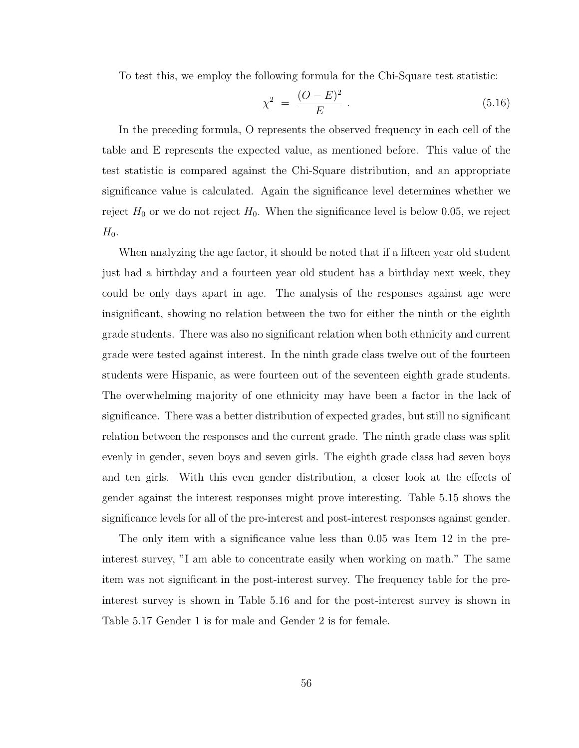To test this, we employ the following formula for the Chi-Square test statistic:

$$\chi^2 \;=\; \frac{(O-E)^2}{E}\;. \tag{5.16}$$

In the preceding formula, O represents the observed frequency in each cell of the table and E represents the expected value, as mentioned before. This value of the test statistic is compared against the Chi-Square distribution, and an appropriate significance value is calculated. Again the significance level determines whether we reject $H_0$ or we do not reject $H_0$. When the significance level is below 0.05, we reject $H_0$.

When analyzing the age factor, it should be noted that if a fifteen year old student just had a birthday and a fourteen year old student has a birthday next week, they could be only days apart in age. The analysis of the responses against age were insignificant, showing no relation between the two for either the ninth or the eighth grade students. There was also no significant relation when both ethnicity and current grade were tested against interest. In the ninth grade class twelve out of the fourteen students were Hispanic, as were fourteen out of the seventeen eighth grade students. The overwhelming majority of one ethnicity may have been a factor in the lack of significance. There was a better distribution of expected grades, but still no significant relation between the responses and the current grade. The ninth grade class was split evenly in gender, seven boys and seven girls. The eighth grade class had seven boys and ten girls. With this even gender distribution, a closer look at the effects of gender against the interest responses might prove interesting. Table 5.15 shows the significance levels for all of the pre-interest and post-interest responses against gender.

The only item with a significance value less than 0.05 was Item 12 in the pre-interest survey, "I am able to concentrate easily when working on math." The same item was not significant in the post-interest survey. The frequency table for the pre-interest survey is shown in Table 5.16 and for the post-interest survey is shown in Table 5.17 Gender 1 is for male and Gender 2 is for female.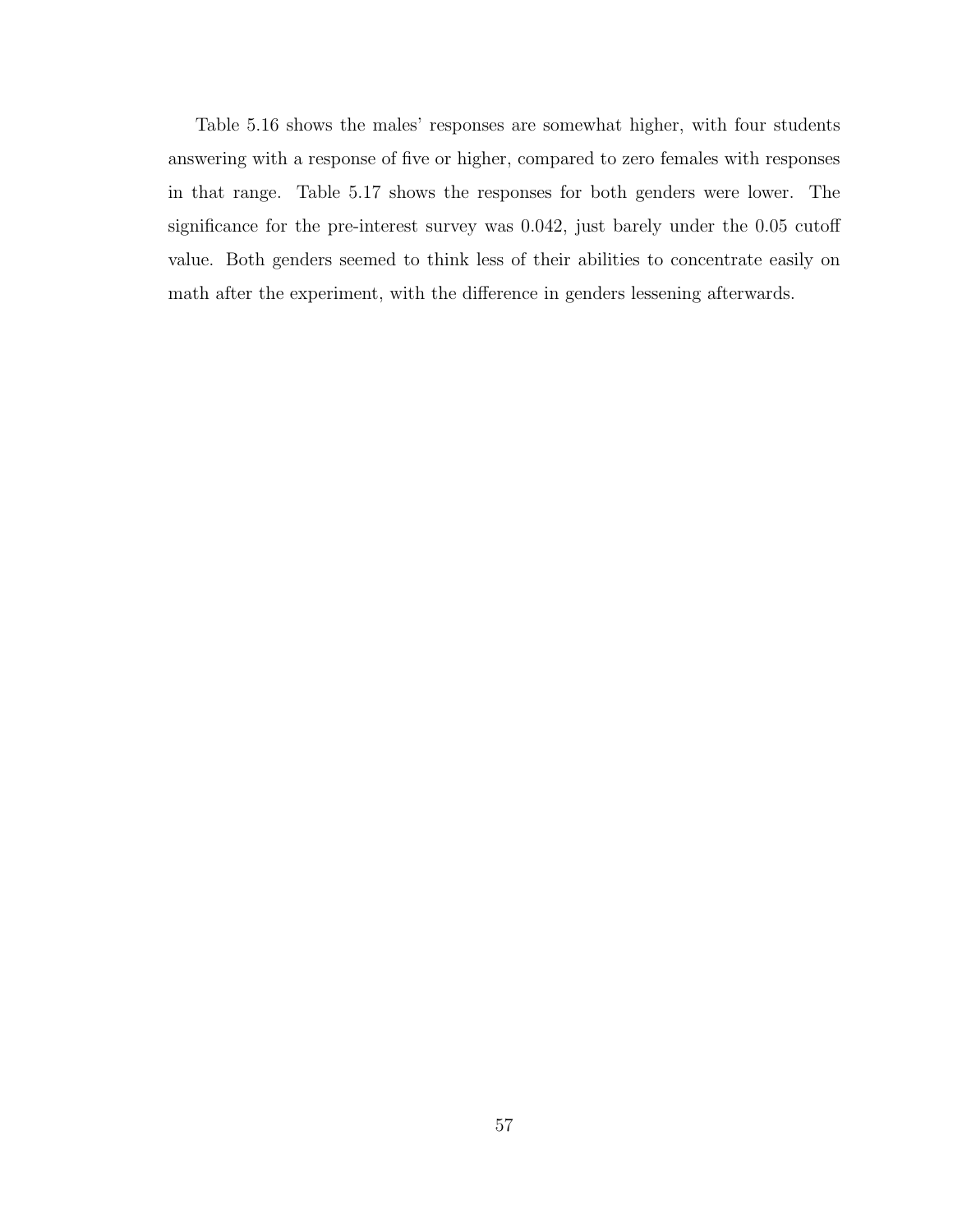Table 5.16 shows the males' responses are somewhat higher, with four students answering with a response of five or higher, compared to zero females with responses in that range. Table 5.17 shows the responses for both genders were lower. The significance for the pre-interest survey was 0.042, just barely under the 0.05 cutoff value. Both genders seemed to think less of their abilities to concentrate easily on math after the experiment, with the difference in genders lessening afterwards.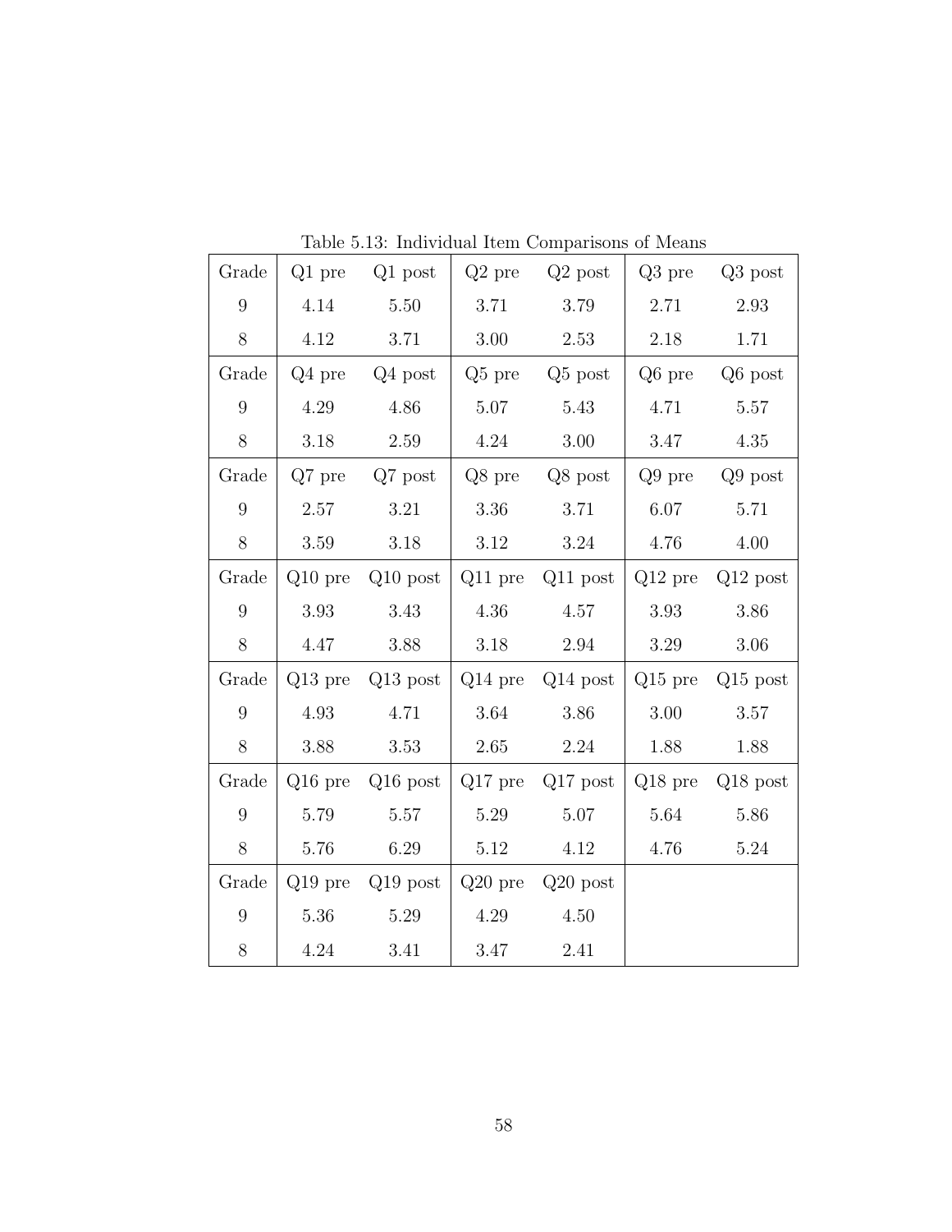Table 5.13: Individual Item Comparisons of Means

| Grade | Q1 pre | Q1 post | Q2 pre | Q2 post | Q3 pre | Q3 post |
|---|---|---|---|---|---|---|
| 9 | 4.14 | 5.50 | 3.71 | 3.79 | 2.71 | 2.93 |
| 8 | 4.12 | 3.71 | 3.00 | 2.53 | 2.18 | 1.71 |
| Grade | Q4 pre | Q4 post | Q5 pre | Q5 post | Q6 pre | Q6 post |
| 9 | 4.29 | 4.86 | 5.07 | 5.43 | 4.71 | 5.57 |
| 8 | 3.18 | 2.59 | 4.24 | 3.00 | 3.47 | 4.35 |
| Grade | Q7 pre | Q7 post | Q8 pre | Q8 post | Q9 pre | Q9 post |
| 9 | 2.57 | 3.21 | 3.36 | 3.71 | 6.07 | 5.71 |
| 8 | 3.59 | 3.18 | 3.12 | 3.24 | 4.76 | 4.00 |
| Grade | Q10 pre | Q10 post | Q11 pre | Q11 post | Q12 pre | Q12 post |
| 9 | 3.93 | 3.43 | 4.36 | 4.57 | 3.93 | 3.86 |
| 8 | 4.47 | 3.88 | 3.18 | 2.94 | 3.29 | 3.06 |
| Grade | Q13 pre | Q13 post | Q14 pre | Q14 post | Q15 pre | Q15 post |
| 9 | 4.93 | 4.71 | 3.64 | 3.86 | 3.00 | 3.57 |
| 8 | 3.88 | 3.53 | 2.65 | 2.24 | 1.88 | 1.88 |
| Grade | Q16 pre | Q16 post | Q17 pre | Q17 post | Q18 pre | Q18 post |
| 9 | 5.79 | 5.57 | 5.29 | 5.07 | 5.64 | 5.86 |
| 8 | 5.76 | 6.29 | 5.12 | 4.12 | 4.76 | 5.24 |
| Grade | Q19 pre | Q19 post | Q20 pre | Q20 post | | |
| 9 | 5.36 | 5.29 | 4.29 | 4.50 | | |
| 8 | 4.24 | 3.41 | 3.47 | 2.41 | | |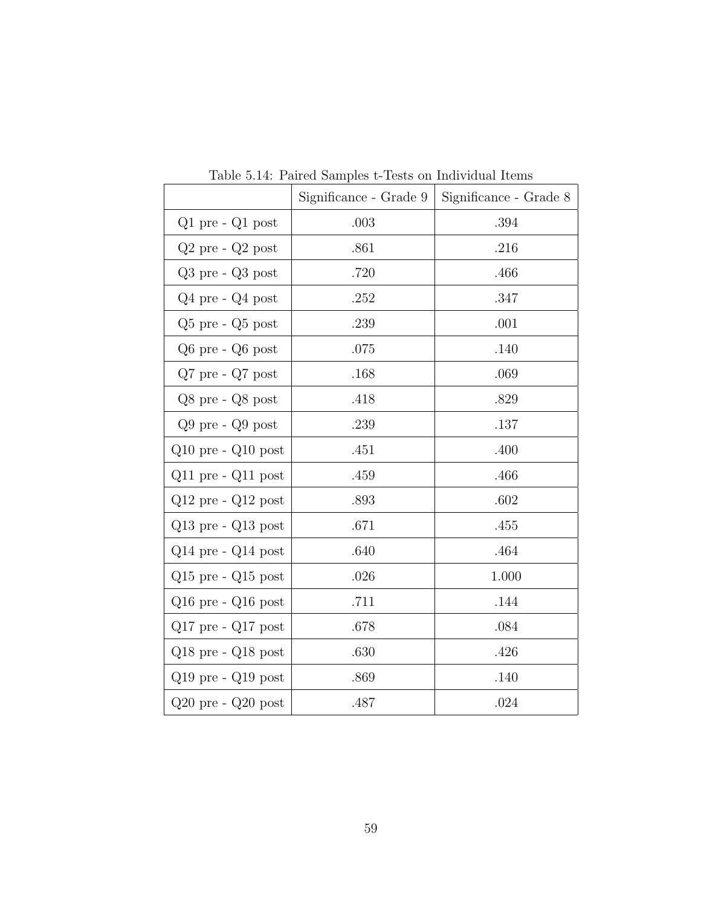Table 5.14: Paired Samples t-Tests on Individual Items

| | Significance - Grade 9 | Significance - Grade 8 |
|---|---|---|
| Q1 pre - Q1 post | .003 | .394 |
| Q2 pre - Q2 post | .861 | .216 |
| Q3 pre - Q3 post | .720 | .466 |
| Q4 pre - Q4 post | .252 | .347 |
| Q5 pre - Q5 post | .239 | .001 |
| Q6 pre - Q6 post | .075 | .140 |
| Q7 pre - Q7 post | .168 | .069 |
| Q8 pre - Q8 post | .418 | .829 |
| Q9 pre - Q9 post | .239 | .137 |
| Q10 pre - Q10 post | .451 | .400 |
| Q11 pre - Q11 post | .459 | .466 |
| Q12 pre - Q12 post | .893 | .602 |
| Q13 pre - Q13 post | .671 | .455 |
| Q14 pre - Q14 post | .640 | .464 |
| Q15 pre - Q15 post | .026 | 1.000 |
| Q16 pre - Q16 post | .711 | .144 |
| Q17 pre - Q17 post | .678 | .084 |
| Q18 pre - Q18 post | .630 | .426 |
| Q19 pre - Q19 post | .869 | .140 |
| Q20 pre - Q20 post | .487 | .024 |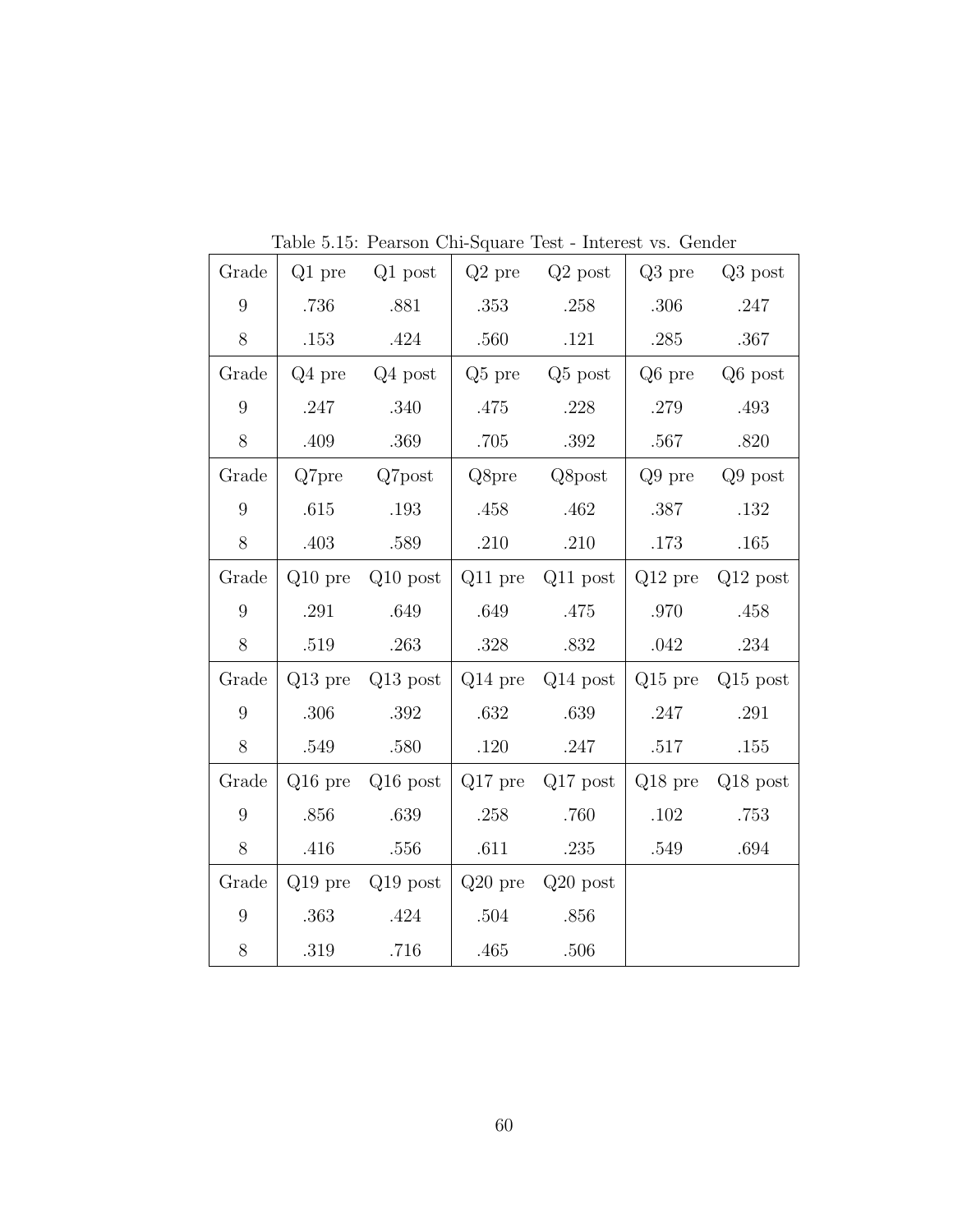Table 5.15: Pearson Chi-Square Test - Interest vs. Gender

| Grade | Q1 pre | Q1 post | Q2 pre | Q2 post | Q3 pre | Q3 post |
|---|---|---|---|---|---|---|
| 9 | .736 | .881 | .353 | .258 | .306 | .247 |
| 8 | .153 | .424 | .560 | .121 | .285 | .367 |
| Grade | Q4 pre | Q4 post | Q5 pre | Q5 post | Q6 pre | Q6 post |
| 9 | .247 | .340 | .475 | .228 | .279 | .493 |
| 8 | .409 | .369 | .705 | .392 | .567 | .820 |
| Grade | Q7pre | Q7post | Q8pre | Q8post | Q9 pre | Q9 post |
| 9 | .615 | .193 | .458 | .462 | .387 | .132 |
| 8 | .403 | .589 | .210 | .210 | .173 | .165 |
| Grade | Q10 pre | Q10 post | Q11 pre | Q11 post | Q12 pre | Q12 post |
| 9 | .291 | .649 | .649 | .475 | .970 | .458 |
| 8 | .519 | .263 | .328 | .832 | .042 | .234 |
| Grade | Q13 pre | Q13 post | Q14 pre | Q14 post | Q15 pre | Q15 post |
| 9 | .306 | .392 | .632 | .639 | .247 | .291 |
| 8 | .549 | .580 | .120 | .247 | .517 | .155 |
| Grade | Q16 pre | Q16 post | Q17 pre | Q17 post | Q18 pre | Q18 post |
| 9 | .856 | .639 | .258 | .760 | .102 | .753 |
| 8 | .416 | .556 | .611 | .235 | .549 | .694 |
| Grade | Q19 pre | Q19 post | Q20 pre | Q20 post | | |
| 9 | .363 | .424 | .504 | .856 | | |
| 8 | .319 | .716 | .465 | .506 | | |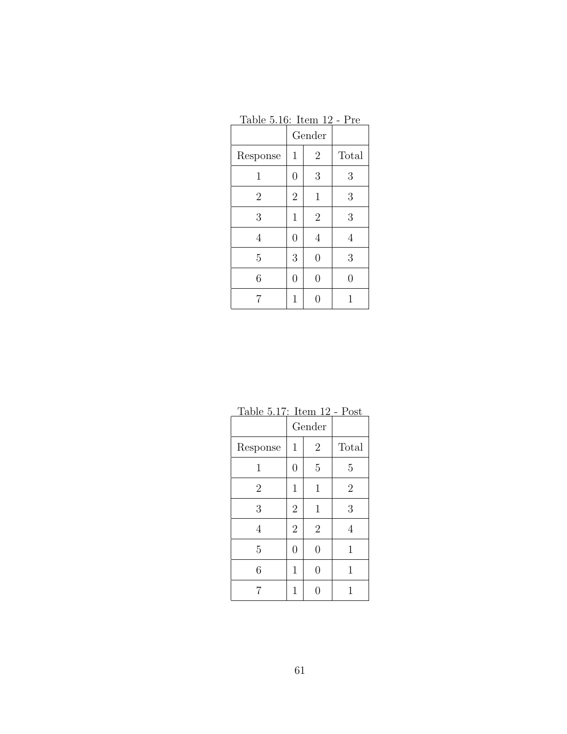Table 5.16: Item 12 - Pre

| | Gender | | |
|---|---|---|---|
| Response | 1 | 2 | Total |
| 1 | 0 | 3 | 3 |
| 2 | 2 | 1 | 3 |
| 3 | 1 | 2 | 3 |
| 4 | 0 | 4 | 4 |
| 5 | 3 | 0 | 3 |
| 6 | 0 | 0 | 0 |
| 7 | 1 | 0 | 1 |

Table 5.17: Item 12 - Post

| | Gender | | |
|---|---|---|---|
| Response | 1 | 2 | Total |
| 1 | 0 | 5 | 5 |
| 2 | 1 | 1 | 2 |
| 3 | 2 | 1 | 3 |
| 4 | 2 | 2 | 4 |
| 5 | 0 | 0 | 1 |
| 6 | 1 | 0 | 1 |
| 7 | 1 | 0 | 1 |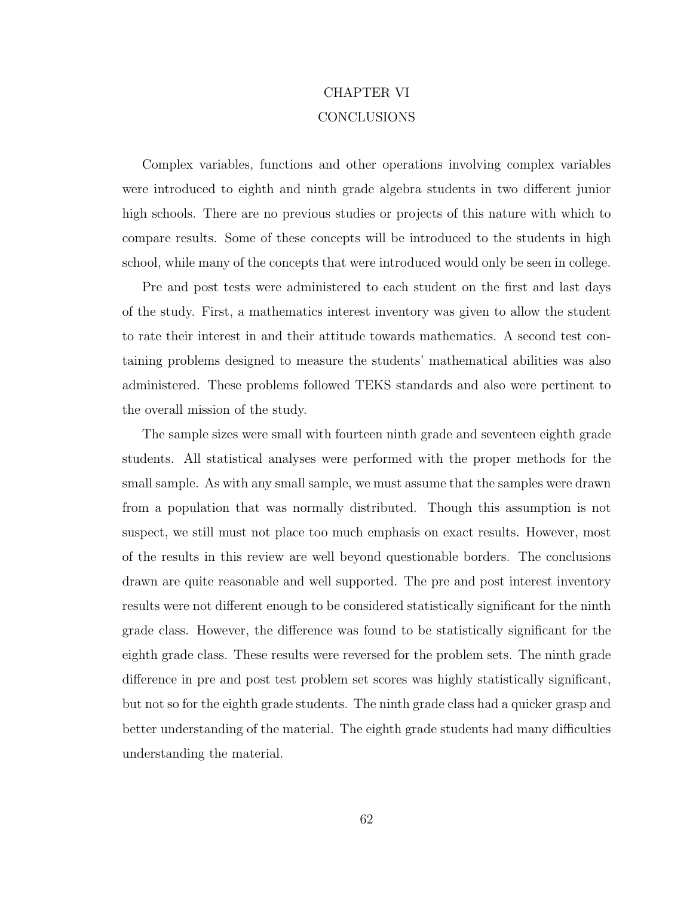# CHAPTER VI
# CONCLUSIONS

Complex variables, functions and other operations involving complex variables were introduced to eighth and ninth grade algebra students in two different junior high schools. There are no previous studies or projects of this nature with which to compare results. Some of these concepts will be introduced to the students in high school, while many of the concepts that were introduced would only be seen in college.

Pre and post tests were administered to each student on the first and last days of the study. First, a mathematics interest inventory was given to allow the student to rate their interest in and their attitude towards mathematics. A second test containing problems designed to measure the students' mathematical abilities was also administered. These problems followed TEKS standards and also were pertinent to the overall mission of the study.

The sample sizes were small with fourteen ninth grade and seventeen eighth grade students. All statistical analyses were performed with the proper methods for the small sample. As with any small sample, we must assume that the samples were drawn from a population that was normally distributed. Though this assumption is not suspect, we still must not place too much emphasis on exact results. However, most of the results in this review are well beyond questionable borders. The conclusions drawn are quite reasonable and well supported. The pre and post interest inventory results were not different enough to be considered statistically significant for the ninth grade class. However, the difference was found to be statistically significant for the eighth grade class. These results were reversed for the problem sets. The ninth grade difference in pre and post test problem set scores was highly statistically significant, but not so for the eighth grade students. The ninth grade class had a quicker grasp and better understanding of the material. The eighth grade students had many difficulties understanding the material.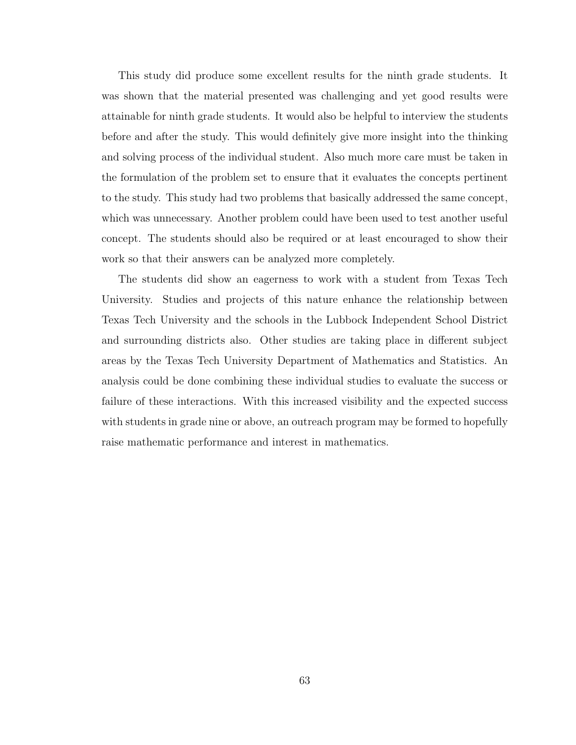This study did produce some excellent results for the ninth grade students. It was shown that the material presented was challenging and yet good results were attainable for ninth grade students. It would also be helpful to interview the students before and after the study. This would definitely give more insight into the thinking and solving process of the individual student. Also much more care must be taken in the formulation of the problem set to ensure that it evaluates the concepts pertinent to the study. This study had two problems that basically addressed the same concept, which was unnecessary. Another problem could have been used to test another useful concept. The students should also be required or at least encouraged to show their work so that their answers can be analyzed more completely.

The students did show an eagerness to work with a student from Texas Tech University. Studies and projects of this nature enhance the relationship between Texas Tech University and the schools in the Lubbock Independent School District and surrounding districts also. Other studies are taking place in different subject areas by the Texas Tech University Department of Mathematics and Statistics. An analysis could be done combining these individual studies to evaluate the success or failure of these interactions. With this increased visibility and the expected success with students in grade nine or above, an outreach program may be formed to hopefully raise mathematic performance and interest in mathematics.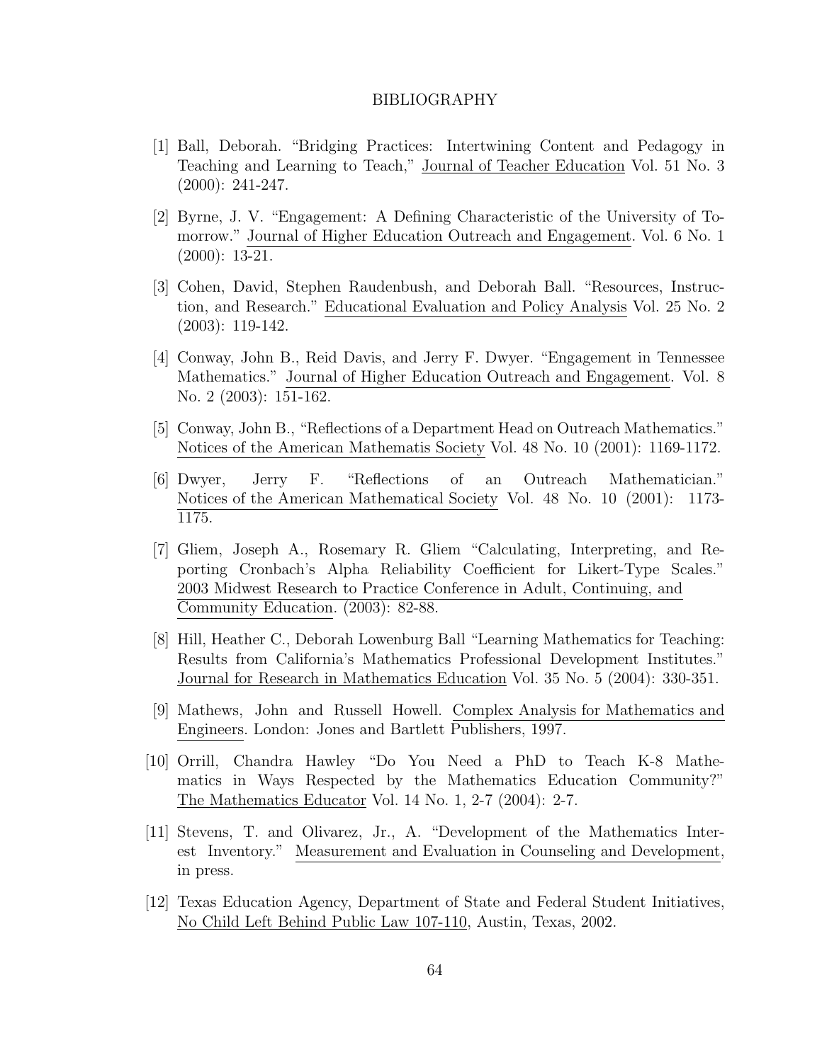# BIBLIOGRAPHY

[1] Ball, Deborah. "Bridging Practices: Intertwining Content and Pedagogy in Teaching and Learning to Teach," Journal of Teacher Education Vol. 51 No. 3 (2000): 241-247.

[2] Byrne, J. V. "Engagement: A Defining Characteristic of the University of Tomorrow." Journal of Higher Education Outreach and Engagement. Vol. 6 No. 1 (2000): 13-21.

[3] Cohen, David, Stephen Raudenbush, and Deborah Ball. "Resources, Instruction, and Research." Educational Evaluation and Policy Analysis Vol. 25 No. 2 (2003): 119-142.

[4] Conway, John B., Reid Davis, and Jerry F. Dwyer. "Engagement in Tennessee Mathematics." Journal of Higher Education Outreach and Engagement. Vol. 8 No. 2 (2003): 151-162.

[5] Conway, John B., "Reflections of a Department Head on Outreach Mathematics." Notices of the American Mathematis Society Vol. 48 No. 10 (2001): 1169-1172.

[6] Dwyer, Jerry F. "Reflections of an Outreach Mathematician." Notices of the American Mathematical Society Vol. 48 No. 10 (2001): 1173-1175.

[7] Gliem, Joseph A., Rosemary R. Gliem "Calculating, Interpreting, and Reporting Cronbach's Alpha Reliability Coefficient for Likert-Type Scales." 2003 Midwest Research to Practice Conference in Adult, Continuing, and Community Education. (2003): 82-88.

[8] Hill, Heather C., Deborah Lowenburg Ball "Learning Mathematics for Teaching: Results from California's Mathematics Professional Development Institutes." Journal for Research in Mathematics Education Vol. 35 No. 5 (2004): 330-351.

[9] Mathews, John and Russell Howell. Complex Analysis for Mathematics and Engineers. London: Jones and Bartlett Publishers, 1997.

[10] Orrill, Chandra Hawley "Do You Need a PhD to Teach K-8 Mathematics in Ways Respected by the Mathematics Education Community?" The Mathematics Educator Vol. 14 No. 1, 2-7 (2004): 2-7.

[11] Stevens, T. and Olivarez, Jr., A. "Development of the Mathematics Interest Inventory." Measurement and Evaluation in Counseling and Development, in press.

[12] Texas Education Agency, Department of State and Federal Student Initiatives, No Child Left Behind Public Law 107-110, Austin, Texas, 2002.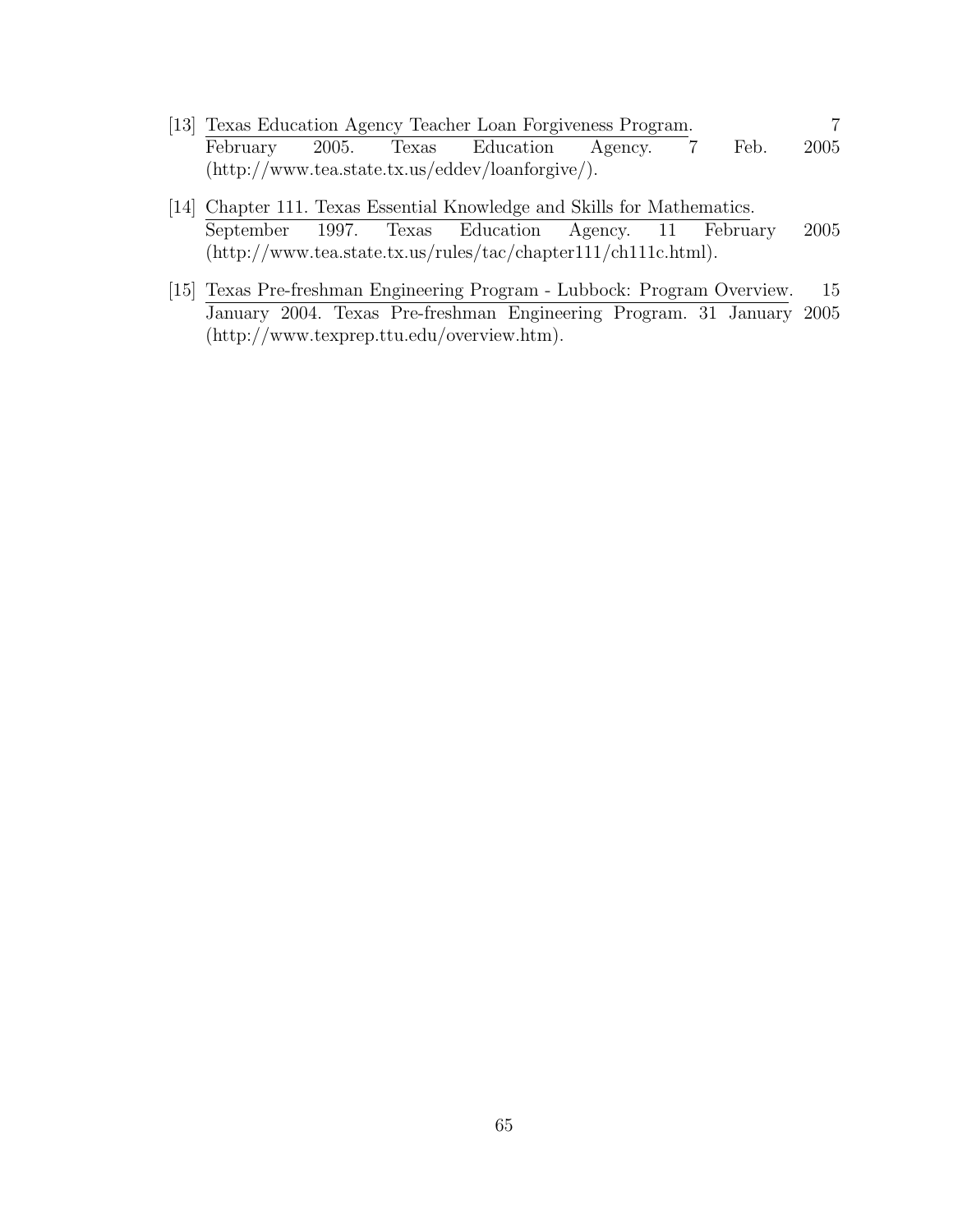[13] <u>Texas Education Agency Teacher Loan Forgiveness Program</u>. 7 February 2005. Texas Education Agency. 7 Feb. 2005 (http://www.tea.state.tx.us/eddev/loanforgive/).

[14] <u>Chapter 111. Texas Essential Knowledge and Skills for Mathematics.</u> September 1997. Texas Education Agency. 11 February 2005 (http://www.tea.state.tx.us/rules/tac/chapter111/ch111c.html).

[15] <u>Texas Pre-freshman Engineering Program - Lubbock: Program Overview</u>. 15 January 2004. Texas Pre-freshman Engineering Program. 31 January 2005 (http://www.texprep.ttu.edu/overview.htm).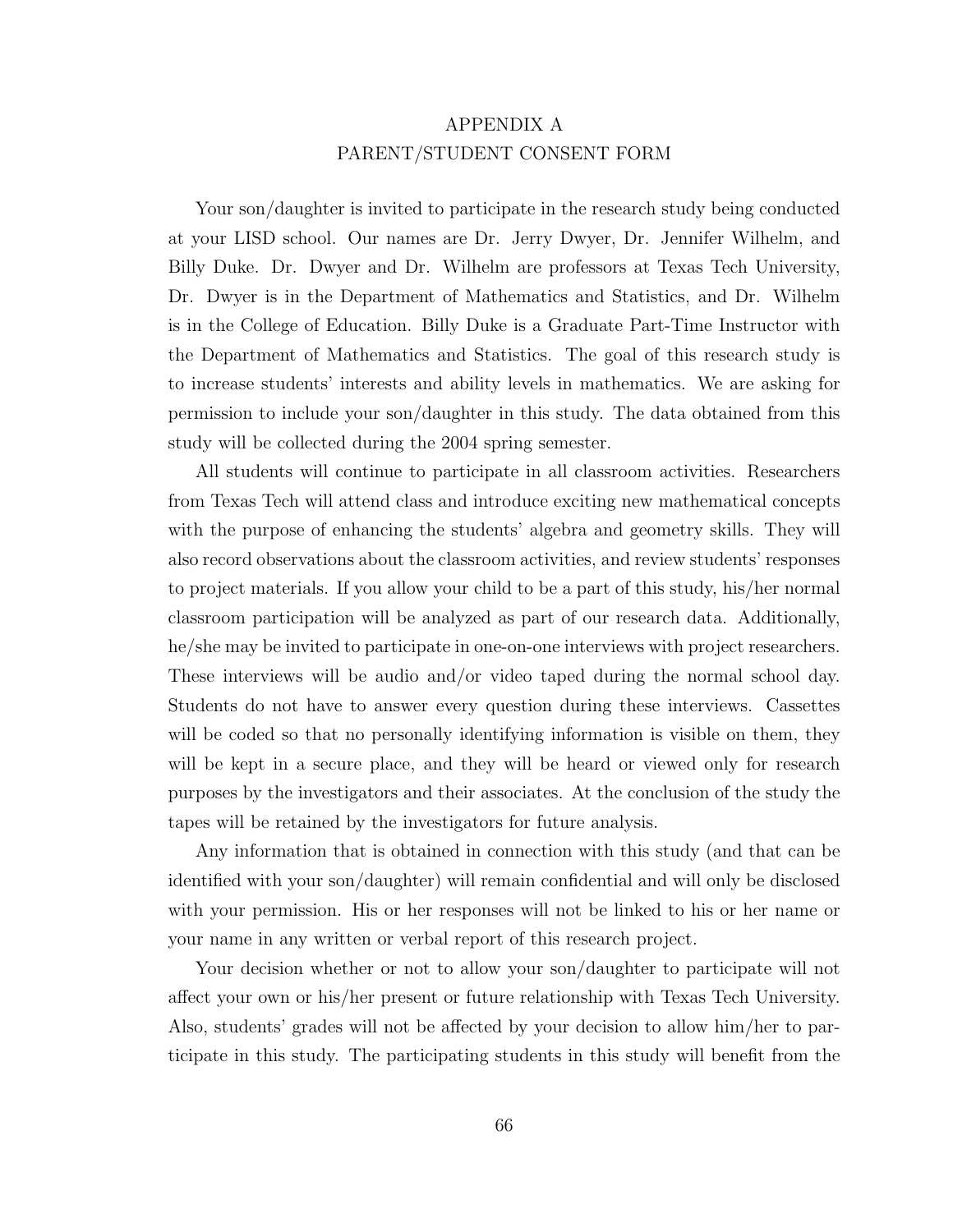# APPENDIX A
# PARENT/STUDENT CONSENT FORM

Your son/daughter is invited to participate in the research study being conducted at your LISD school. Our names are Dr. Jerry Dwyer, Dr. Jennifer Wilhelm, and Billy Duke. Dr. Dwyer and Dr. Wilhelm are professors at Texas Tech University, Dr. Dwyer is in the Department of Mathematics and Statistics, and Dr. Wilhelm is in the College of Education. Billy Duke is a Graduate Part-Time Instructor with the Department of Mathematics and Statistics. The goal of this research study is to increase students' interests and ability levels in mathematics. We are asking for permission to include your son/daughter in this study. The data obtained from this study will be collected during the 2004 spring semester.

All students will continue to participate in all classroom activities. Researchers from Texas Tech will attend class and introduce exciting new mathematical concepts with the purpose of enhancing the students' algebra and geometry skills. They will also record observations about the classroom activities, and review students' responses to project materials. If you allow your child to be a part of this study, his/her normal classroom participation will be analyzed as part of our research data. Additionally, he/she may be invited to participate in one-on-one interviews with project researchers. These interviews will be audio and/or video taped during the normal school day. Students do not have to answer every question during these interviews. Cassettes will be coded so that no personally identifying information is visible on them, they will be kept in a secure place, and they will be heard or viewed only for research purposes by the investigators and their associates. At the conclusion of the study the tapes will be retained by the investigators for future analysis.

Any information that is obtained in connection with this study (and that can be identified with your son/daughter) will remain confidential and will only be disclosed with your permission. His or her responses will not be linked to his or her name or your name in any written or verbal report of this research project.

Your decision whether or not to allow your son/daughter to participate will not affect your own or his/her present or future relationship with Texas Tech University. Also, students' grades will not be affected by your decision to allow him/her to participate in this study. The participating students in this study will benefit from the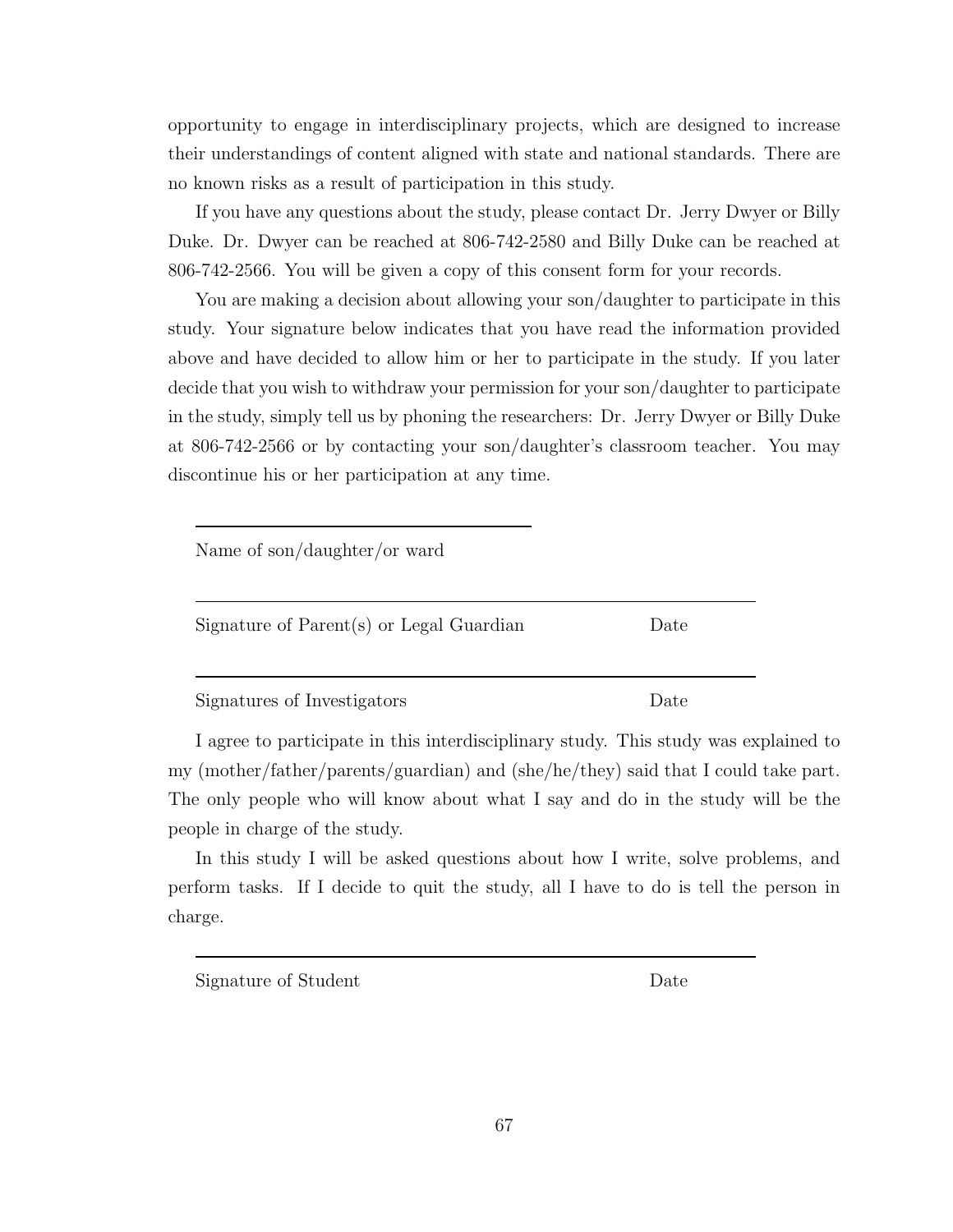opportunity to engage in interdisciplinary projects, which are designed to increase their understandings of content aligned with state and national standards. There are no known risks as a result of participation in this study.

If you have any questions about the study, please contact Dr. Jerry Dwyer or Billy Duke. Dr. Dwyer can be reached at 806-742-2580 and Billy Duke can be reached at 806-742-2566. You will be given a copy of this consent form for your records.

You are making a decision about allowing your son/daughter to participate in this study. Your signature below indicates that you have read the information provided above and have decided to allow him or her to participate in the study. If you later decide that you wish to withdraw your permission for your son/daughter to participate in the study, simply tell us by phoning the researchers: Dr. Jerry Dwyer or Billy Duke at 806-742-2566 or by contacting your son/daughter's classroom teacher. You may discontinue his or her participation at any time.

______________________________

Name of son/daughter/or ward

______________________________________________

Signature of Parent(s) or Legal Guardian Date

______________________________________________

Signatures of Investigators Date

I agree to participate in this interdisciplinary study. This study was explained to my (mother/father/parents/guardian) and (she/he/they) said that I could take part. The only people who will know about what I say and do in the study will be the people in charge of the study.

In this study I will be asked questions about how I write, solve problems, and perform tasks. If I decide to quit the study, all I have to do is tell the person in charge.

______________________________________________

Signature of Student Date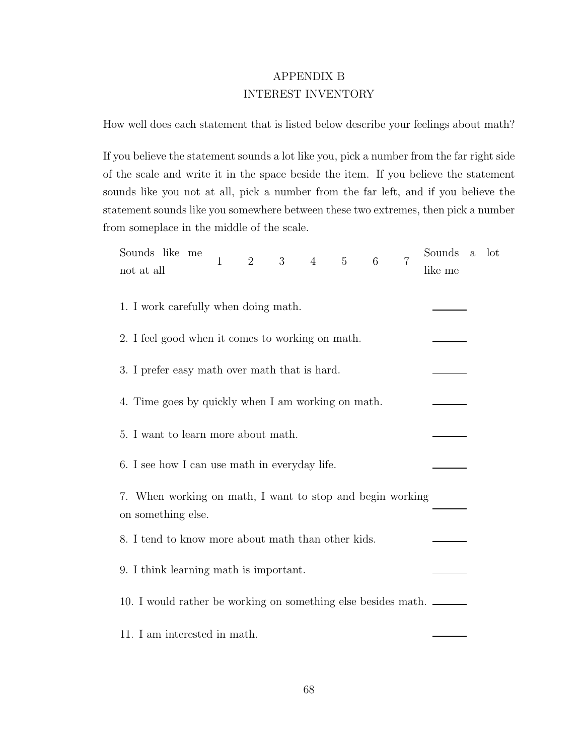# APPENDIX B
## INTEREST INVENTORY

How well does each statement that is listed below describe your feelings about math?

If you believe the statement sounds a lot like you, pick a number from the far right side of the scale and write it in the space beside the item. If you believe the statement sounds like you not at all, pick a number from the far left, and if you believe the statement sounds like you somewhere between these two extremes, then pick a number from someplace in the middle of the scale.

| Sounds like me not at all | 1 | 2 | 3 | 4 | 5 | 6 | 7 | Sounds a lot like me |
|---|---|---|---|---|---|---|---|---|

1. I work carefully when doing math. ______

2. I feel good when it comes to working on math. ______

3. I prefer easy math over math that is hard. ______

4. Time goes by quickly when I am working on math. ______

5. I want to learn more about math. ______

6. I see how I can use math in everyday life. ______

7. When working on math, I want to stop and begin working on something else. ______

8. I tend to know more about math than other kids. ______

9. I think learning math is important. ______

10. I would rather be working on something else besides math. ______

11. I am interested in math. ______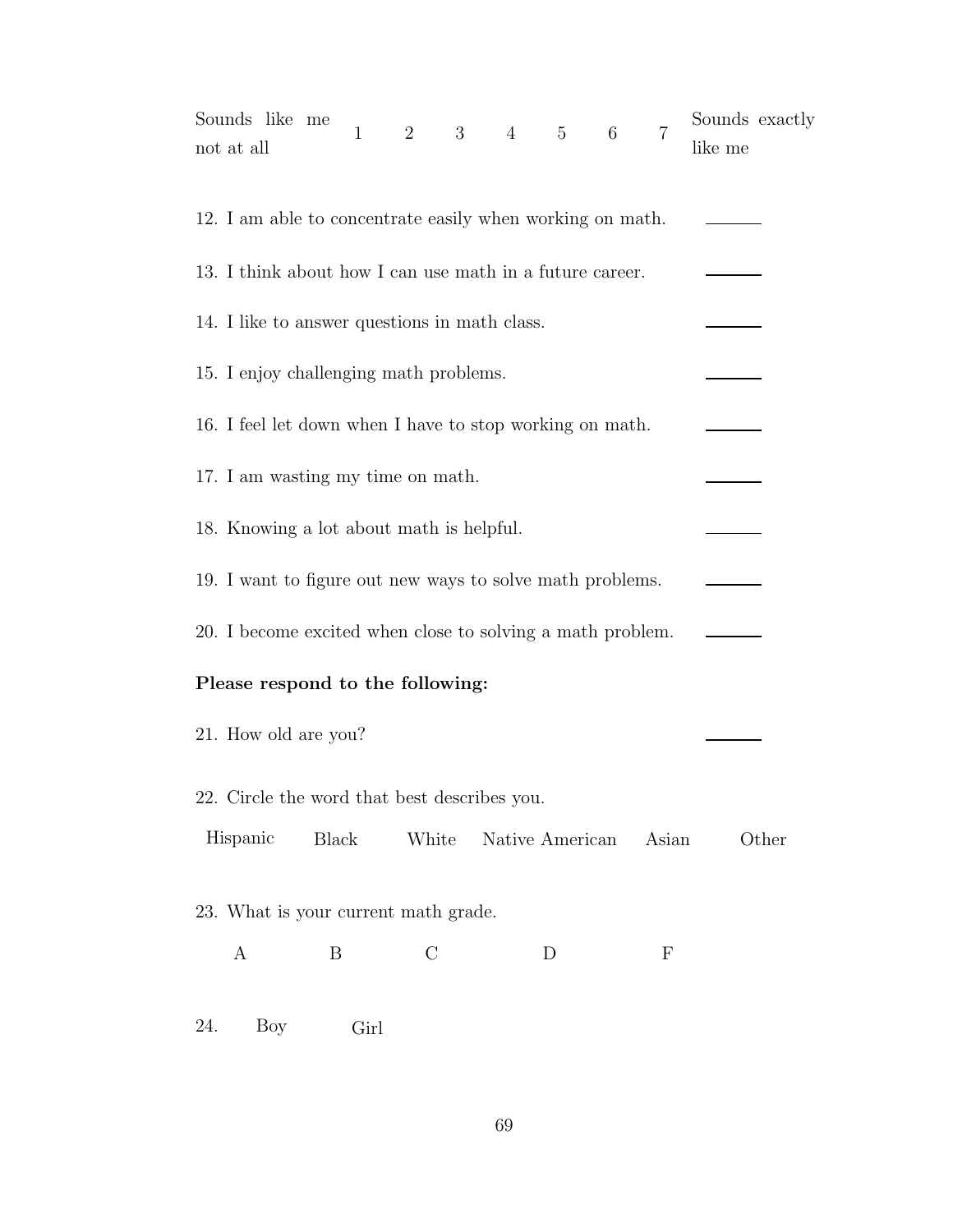| Sounds like me not at all | 1 | 2 | 3 | 4 | 5 | 6 | 7 | Sounds exactly like me |
|---|---|---|---|---|---|---|---|---|

12. I am able to concentrate easily when working on math. \_\_\_\_\_\_

13. I think about how I can use math in a future career. \_\_\_\_\_\_

14. I like to answer questions in math class. \_\_\_\_\_\_

15. I enjoy challenging math problems. \_\_\_\_\_\_

16. I feel let down when I have to stop working on math. \_\_\_\_\_\_

17. I am wasting my time on math. \_\_\_\_\_\_

18. Knowing a lot about math is helpful. \_\_\_\_\_\_

19. I want to figure out new ways to solve math problems. \_\_\_\_\_\_

20. I become excited when close to solving a math problem. \_\_\_\_\_\_

**Please respond to the following:**

21. How old are you? \_\_\_\_\_\_

22. Circle the word that best describes you.

Hispanic Black White Native American Asian Other

23. What is your current math grade.

A B C D F

24. Boy Girl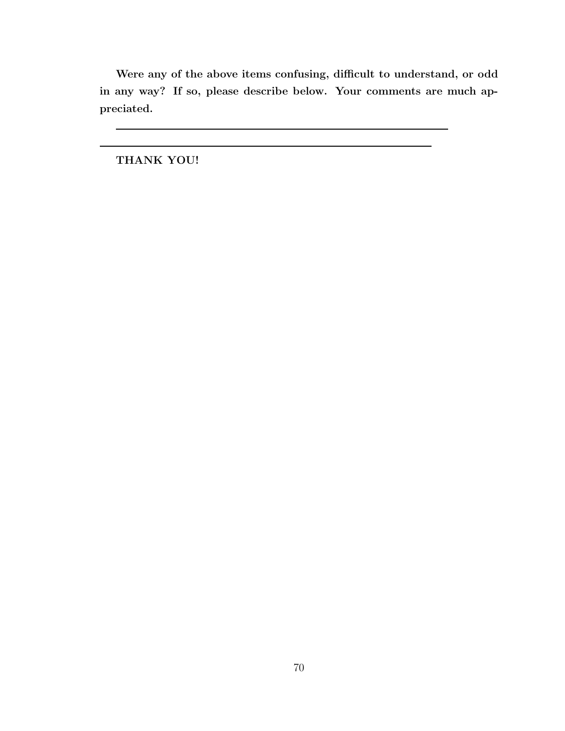**Were any of the above items confusing, difficult to understand, or odd in any way? If so, please describe below. Your comments are much appreciated.**

\_\_\_\_\_\_\_\_\_\_\_\_\_\_\_\_\_\_\_\_\_\_\_\_\_\_\_\_\_\_\_\_\_\_\_\_\_\_\_\_\_\_\_\_\_\_\_\_\_\_\_\_\_\_\_\_\_\_

\_\_\_\_\_\_\_\_\_\_\_\_\_\_\_\_\_\_\_\_\_\_\_\_\_\_\_\_\_\_\_\_\_\_\_\_\_\_\_\_\_\_\_\_\_\_\_\_\_\_\_\_\_\_\_\_\_\_

**THANK YOU!**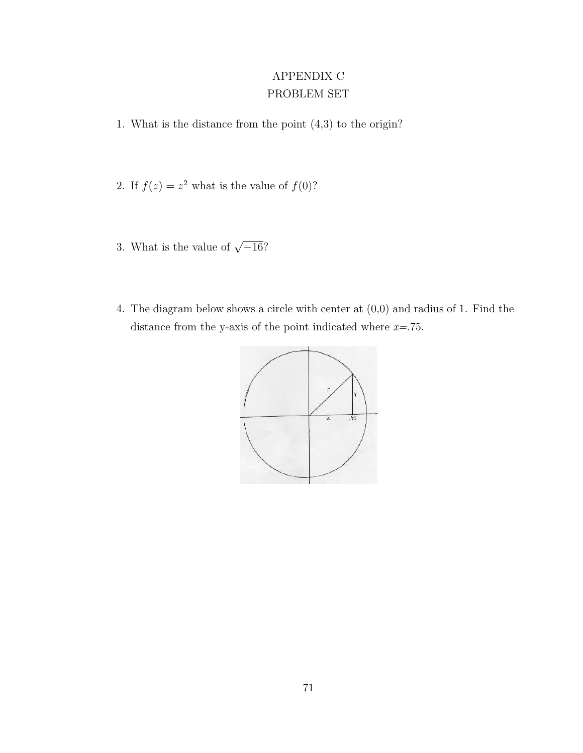# APPENDIX C
## PROBLEM SET

1. What is the distance from the point (4,3) to the origin?

2. If $f(z) = z^2$ what is the value of $f(0)$?

3. What is the value of $\sqrt{-16}$?

4. The diagram below shows a circle with center at (0,0) and radius of 1. Find the distance from the y-axis of the point indicated where $x$=.75.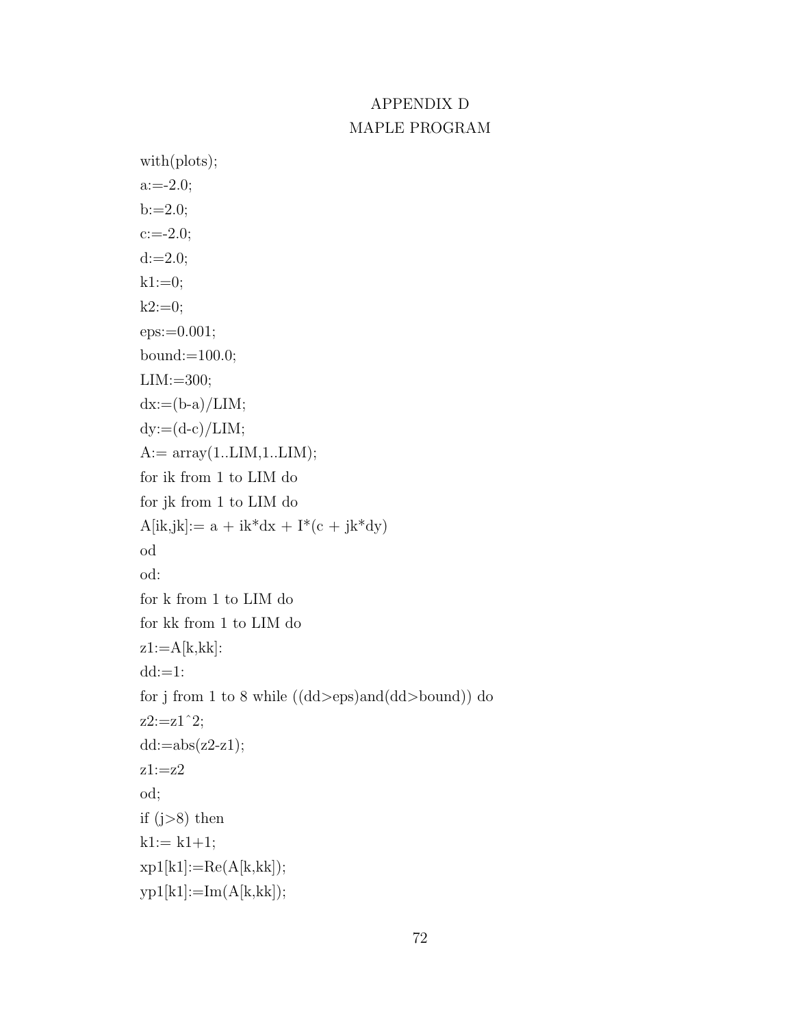# APPENDIX D
## MAPLE PROGRAM

```
with(plots);
a:=-2.0;
b:=2.0;
c:=-2.0;
d:=2.0;
k1:=0;
k2:=0;
eps:=0.001;
bound:=100.0;
LIM:=300;
dx:=(b-a)/LIM;
dy:=(d-c)/LIM;
A:= array(1..LIM,1..LIM);
for ik from 1 to LIM do
for jk from 1 to LIM do
A[ik,jk]:= a + ik*dx + I*(c + jk*dy)
od
od:
for k from 1 to LIM do
for kk from 1 to LIM do
z1:=A[k,kk]:
dd:=1:
for j from 1 to 8 while ((dd>eps)and(dd>bound)) do
z2:=z1^2;
dd:=abs(z2-z1);
z1:=z2
od;
if (j>8) then
k1:= k1+1;
xp1[k1]:=Re(A[k,kk]);
yp1[k1]:=Im(A[k,kk]);
```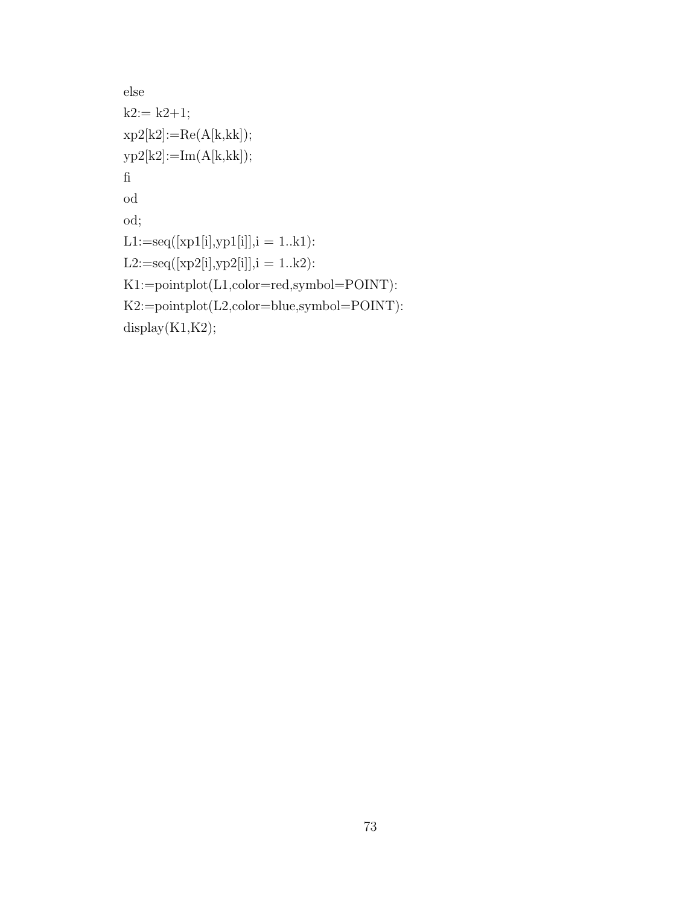```
else
k2:= k2+1;
xp2[k2]:=Re(A[k,kk]);
yp2[k2]:=Im(A[k,kk]);
fi
od
od;
L1:=seq([xp1[i],yp1[i]],i = 1..k1):
L2:=seq([xp2[i],yp2[i]],i = 1..k2):
K1:=pointplot(L1,color=red,symbol=POINT):
K2:=pointplot(L2,color=blue,symbol=POINT):
display(K1,K2);
```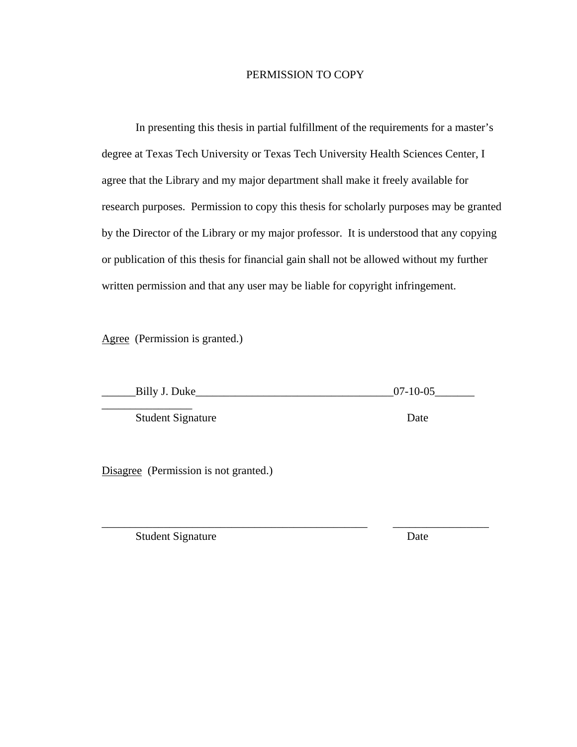# PERMISSION TO COPY

In presenting this thesis in partial fulfillment of the requirements for a master's degree at Texas Tech University or Texas Tech University Health Sciences Center, I agree that the Library and my major department shall make it freely available for research purposes. Permission to copy this thesis for scholarly purposes may be granted by the Director of the Library or my major professor. It is understood that any copying or publication of this thesis for financial gain shall not be allowed without my further written permission and that any user may be liable for copyright infringement.

<u>Agree</u> (Permission is granted.)

______Billy J. Duke___________________________________07-10-05_______
________________

Student Signature                                        Date

<u>Disagree</u> (Permission is not granted.)

_______________________________________________     _________________

Student Signature                                        Date